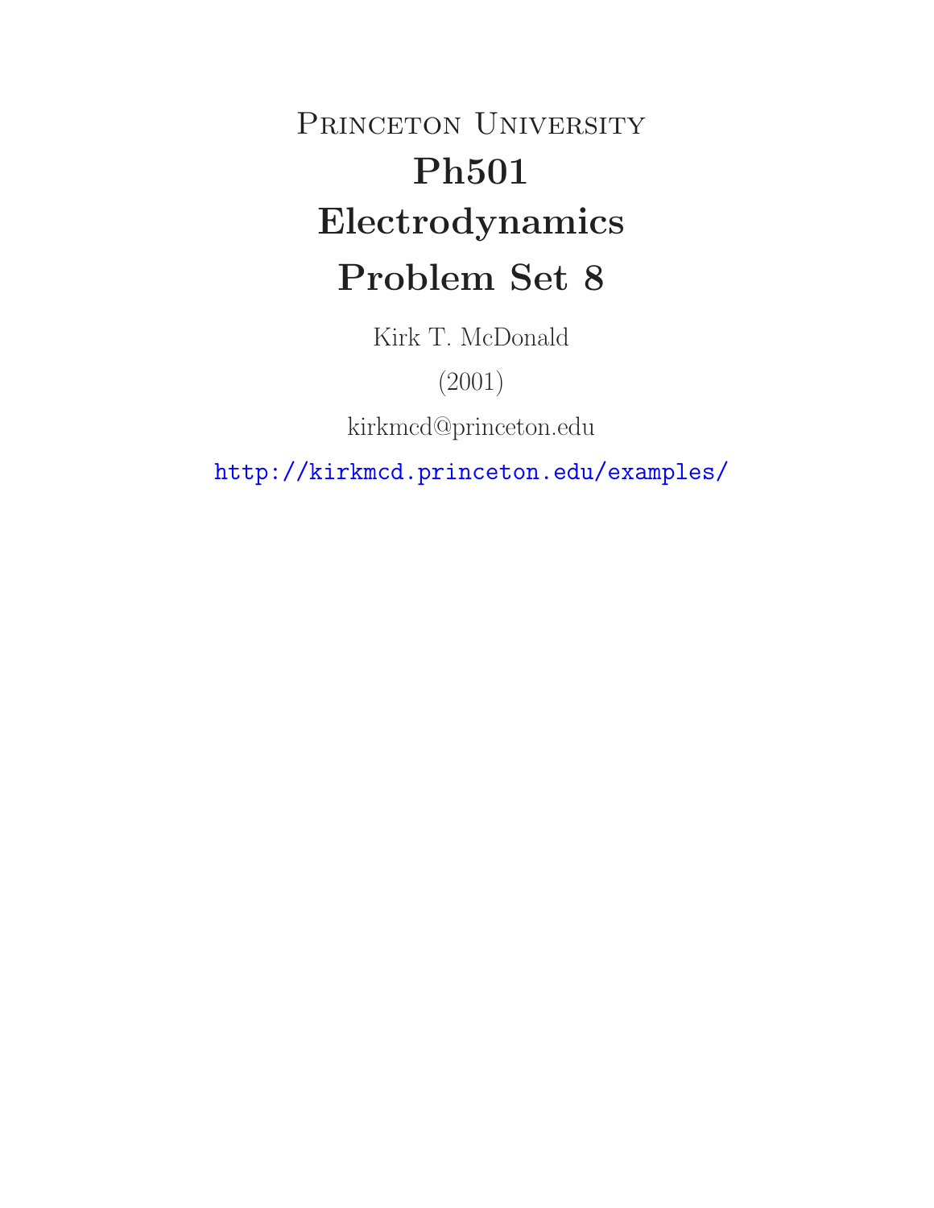# Princeton University

# Ph501

# Electrodynamics

# Problem Set 8

Kirk T. McDonald

(2001)

kirkmcd@princeton.edu

http://kirkmcd.princeton.edu/examples/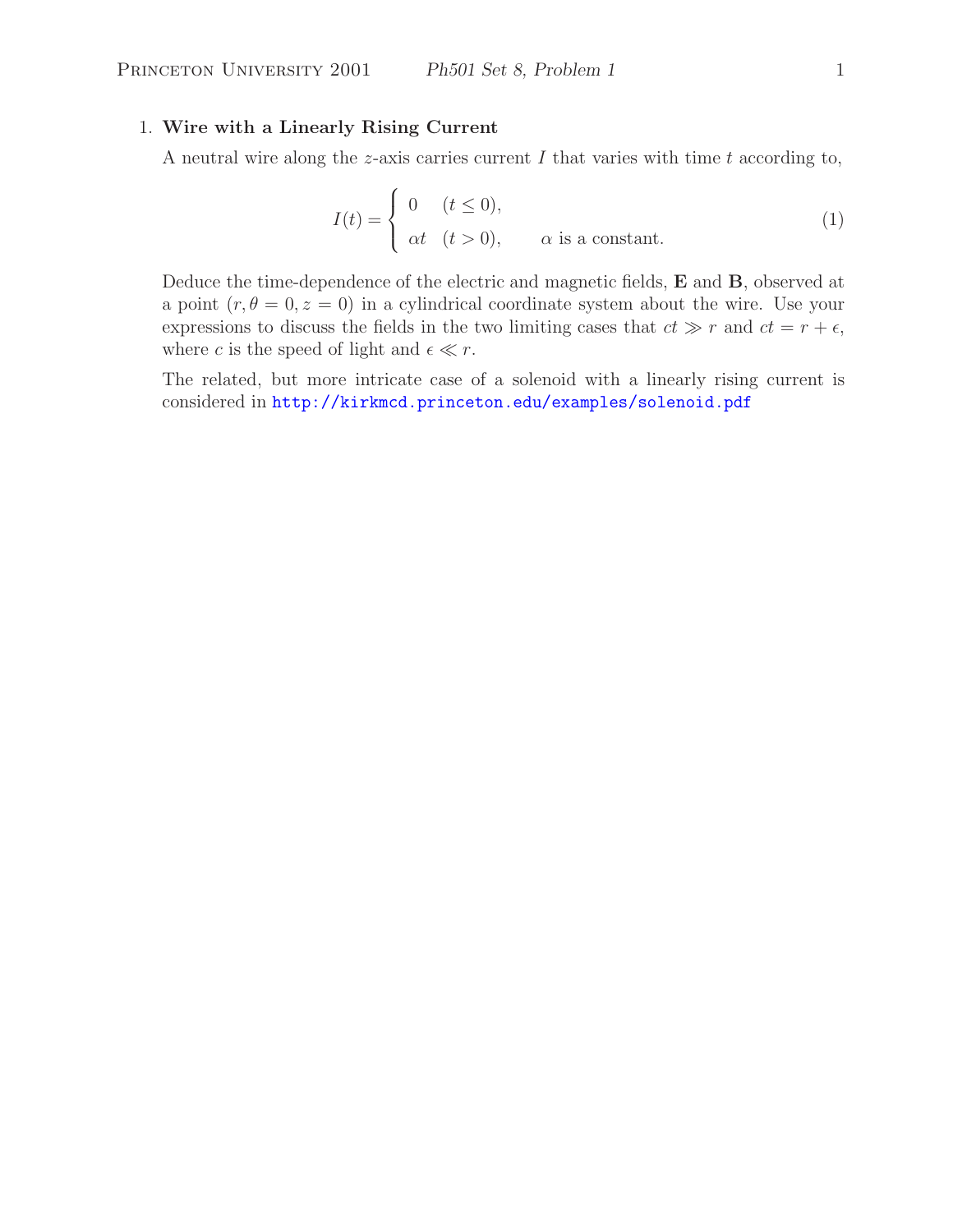1. **Wire with a Linearly Rising Current**

A neutral wire along the $z$-axis carries current $I$ that varies with time $t$ according to,

$$I(t) = \begin{cases} 0 & (t \leq 0), \\ \alpha t & (t > 0), \qquad \alpha \text{ is a constant.} \end{cases} \tag{1}$$

Deduce the time-dependence of the electric and magnetic fields, $\mathbf{E}$ and $\mathbf{B}$, observed at a point $(r, \theta = 0, z = 0)$ in a cylindrical coordinate system about the wire. Use your expressions to discuss the fields in the two limiting cases that $ct \gg r$ and $ct = r + \epsilon$, where $c$ is the speed of light and $\epsilon \ll r$.

The related, but more intricate case of a solenoid with a linearly rising current is considered in http://kirkmcd.princeton.edu/examples/solenoid.pdf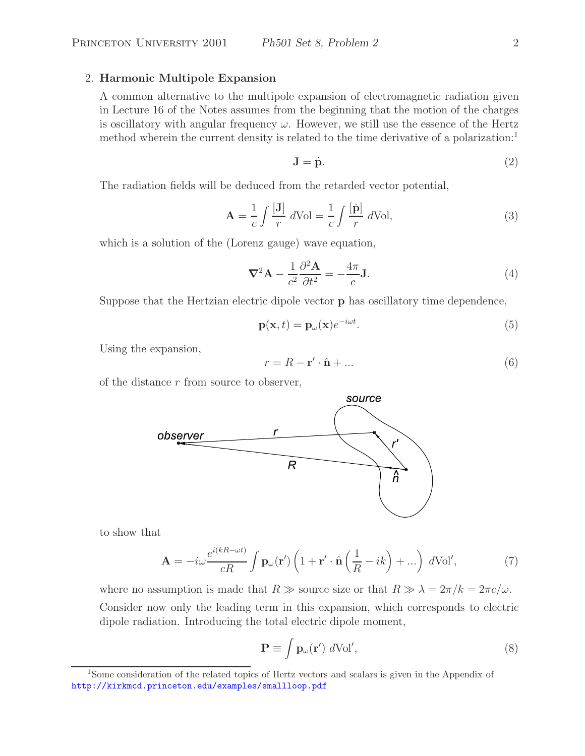## 2. Harmonic Multipole Expansion

A common alternative to the multipole expansion of electromagnetic radiation given in Lecture 16 of the Notes assumes from the beginning that the motion of the charges is oscillatory with angular frequency $\omega$. However, we still use the essence of the Hertz method wherein the current density is related to the time derivative of a polarization:[1]

$$\mathbf{J} = \dot{\mathbf{p}}. \tag{2}$$

The radiation fields will be deduced from the retarded vector potential,

$$\mathbf{A} = \frac{1}{c}\int \frac{[\mathbf{J}]}{r}\, d\text{Vol} = \frac{1}{c}\int \frac{[\dot{\mathbf{p}}]}{r}\, d\text{Vol}, \tag{3}$$

which is a solution of the (Lorenz gauge) wave equation,

$$\nabla^2 \mathbf{A} - \frac{1}{c^2}\frac{\partial^2 \mathbf{A}}{\partial t^2} = -\frac{4\pi}{c}\mathbf{J}. \tag{4}$$

Suppose that the Hertzian electric dipole vector $\mathbf{p}$ has oscillatory time dependence,

$$\mathbf{p}(\mathbf{x}, t) = \mathbf{p}_\omega(\mathbf{x})e^{-i\omega t}. \tag{5}$$

Using the expansion,

$$r = R - \mathbf{r}' \cdot \hat{\mathbf{n}} + ... \tag{6}$$

of the distance $r$ from source to observer,

source
observer
r
r'
R
n̂

to show that

$$\mathbf{A} = -i\omega \frac{e^{i(kR-\omega t)}}{cR}\int \mathbf{p}_\omega(\mathbf{r}')\left(1 + \mathbf{r}' \cdot \hat{\mathbf{n}}\left(\frac{1}{R} - ik\right) + ...\right)\, d\text{Vol}', \tag{7}$$

where no assumption is made that $R \gg$ source size or that $R \gg \lambda = 2\pi/k = 2\pi c/\omega$.

Consider now only the leading term in this expansion, which corresponds to electric dipole radiation. Introducing the total electric dipole moment,

$$\mathbf{P} \equiv \int \mathbf{p}_\omega(\mathbf{r}')\, d\text{Vol}', \tag{8}$$

[1] Some consideration of the related topics of Hertz vectors and scalars is given in the Appendix of http://kirkmcd.princeton.edu/examples/smallloop.pdf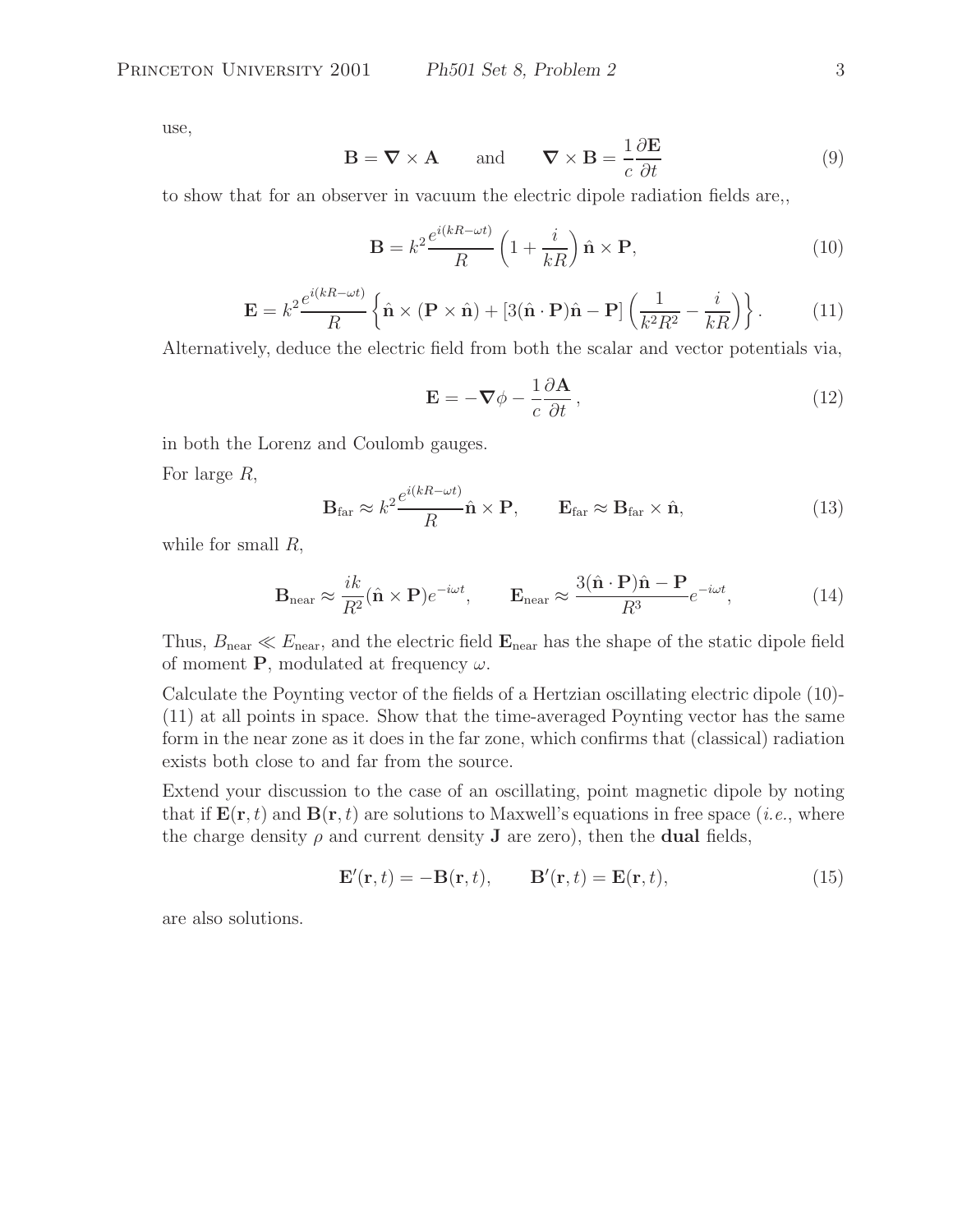use,

$$\mathbf{B} = \boldsymbol{\nabla} \times \mathbf{A} \qquad \text{and} \qquad \boldsymbol{\nabla} \times \mathbf{B} = \frac{1}{c}\frac{\partial \mathbf{E}}{\partial t} \tag{9}$$

to show that for an observer in vacuum the electric dipole radiation fields are,,

$$\mathbf{B} = k^2 \frac{e^{i(kR-\omega t)}}{R}\left(1 + \frac{i}{kR}\right)\hat{\mathbf{n}} \times \mathbf{P}, \tag{10}$$

$$\mathbf{E} = k^2 \frac{e^{i(kR-\omega t)}}{R}\left\{\hat{\mathbf{n}} \times (\mathbf{P} \times \hat{\mathbf{n}}) + [3(\hat{\mathbf{n}} \cdot \mathbf{P})\hat{\mathbf{n}} - \mathbf{P}]\left(\frac{1}{k^2R^2} - \frac{i}{kR}\right)\right\}. \tag{11}$$

Alternatively, deduce the electric field from both the scalar and vector potentials via,

$$\mathbf{E} = -\boldsymbol{\nabla}\phi - \frac{1}{c}\frac{\partial \mathbf{A}}{\partial t}, \tag{12}$$

in both the Lorenz and Coulomb gauges.

For large $R$,

$$\mathbf{B}_{\text{far}} \approx k^2 \frac{e^{i(kR-\omega t)}}{R}\hat{\mathbf{n}} \times \mathbf{P}, \qquad \mathbf{E}_{\text{far}} \approx \mathbf{B}_{\text{far}} \times \hat{\mathbf{n}}, \tag{13}$$

while for small $R$,

$$\mathbf{B}_{\text{near}} \approx \frac{ik}{R^2}(\hat{\mathbf{n}} \times \mathbf{P})e^{-i\omega t}, \qquad \mathbf{E}_{\text{near}} \approx \frac{3(\hat{\mathbf{n}} \cdot \mathbf{P})\hat{\mathbf{n}} - \mathbf{P}}{R^3}e^{-i\omega t}, \tag{14}$$

Thus, $B_{\text{near}} \ll E_{\text{near}}$, and the electric field $\mathbf{E}_{\text{near}}$ has the shape of the static dipole field of moment $\mathbf{P}$, modulated at frequency $\omega$.

Calculate the Poynting vector of the fields of a Hertzian oscillating electric dipole (10)-(11) at all points in space. Show that the time-averaged Poynting vector has the same form in the near zone as it does in the far zone, which confirms that (classical) radiation exists both close to and far from the source.

Extend your discussion to the case of an oscillating, point magnetic dipole by noting that if $\mathbf{E}(\mathbf{r}, t)$ and $\mathbf{B}(\mathbf{r}, t)$ are solutions to Maxwell's equations in free space (*i.e.*, where the charge density $\rho$ and current density $\mathbf{J}$ are zero), then the **dual** fields,

$$\mathbf{E}'(\mathbf{r}, t) = -\mathbf{B}(\mathbf{r}, t), \qquad \mathbf{B}'(\mathbf{r}, t) = \mathbf{E}(\mathbf{r}, t), \tag{15}$$

are also solutions.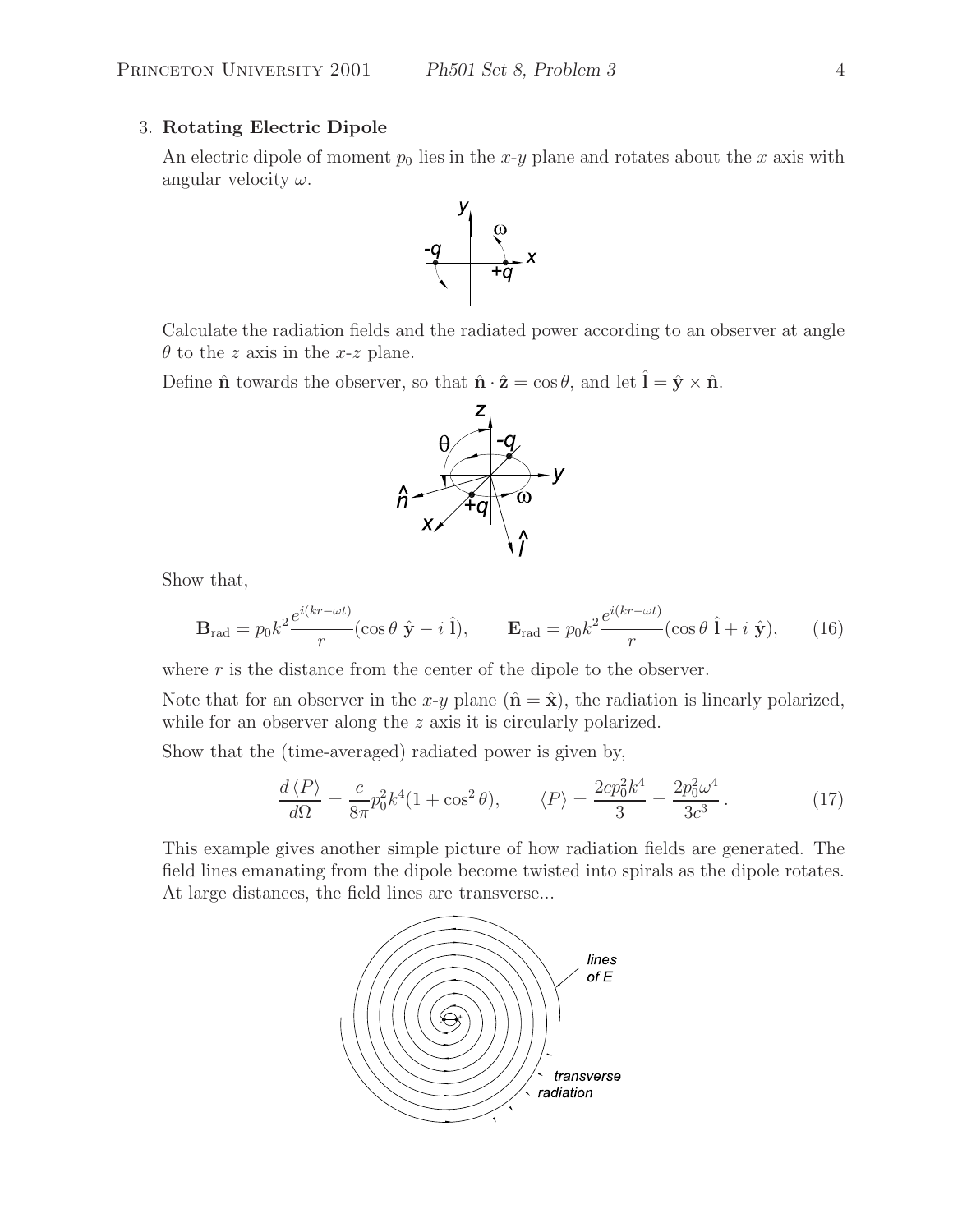3. **Rotating Electric Dipole**

An electric dipole of moment $p_0$ lies in the $x$-$y$ plane and rotates about the $x$ axis with angular velocity $\omega$.

Calculate the radiation fields and the radiated power according to an observer at angle $\theta$ to the $z$ axis in the $x$-$z$ plane.

Define $\hat{\mathbf{n}}$ towards the observer, so that $\hat{\mathbf{n}} \cdot \hat{\mathbf{z}} = \cos\theta$, and let $\hat{\mathbf{l}} = \hat{\mathbf{y}} \times \hat{\mathbf{n}}$.

Show that,

$$\mathbf{B}_{\rm rad} = p_0 k^2 \frac{e^{i(kr - \omega t)}}{r} (\cos\theta\ \hat{\mathbf{y}} - i\ \hat{\mathbf{l}}), \qquad \mathbf{E}_{\rm rad} = p_0 k^2 \frac{e^{i(kr - \omega t)}}{r} (\cos\theta\ \hat{\mathbf{l}} + i\ \hat{\mathbf{y}}), \tag{16}$$

where $r$ is the distance from the center of the dipole to the observer.

Note that for an observer in the $x$-$y$ plane ($\hat{\mathbf{n}} = \hat{\mathbf{x}}$), the radiation is linearly polarized, while for an observer along the $z$ axis it is circularly polarized.

Show that the (time-averaged) radiated power is given by,

$$\frac{d\langle P\rangle}{d\Omega} = \frac{c}{8\pi} p_0^2 k^4 (1 + \cos^2\theta), \qquad \langle P\rangle = \frac{2cp_0^2 k^4}{3} = \frac{2p_0^2\omega^4}{3c^3}. \tag{17}$$

This example gives another simple picture of how radiation fields are generated. The field lines emanating from the dipole become twisted into spirals as the dipole rotates. At large distances, the field lines are transverse...

lines of E

transverse radiation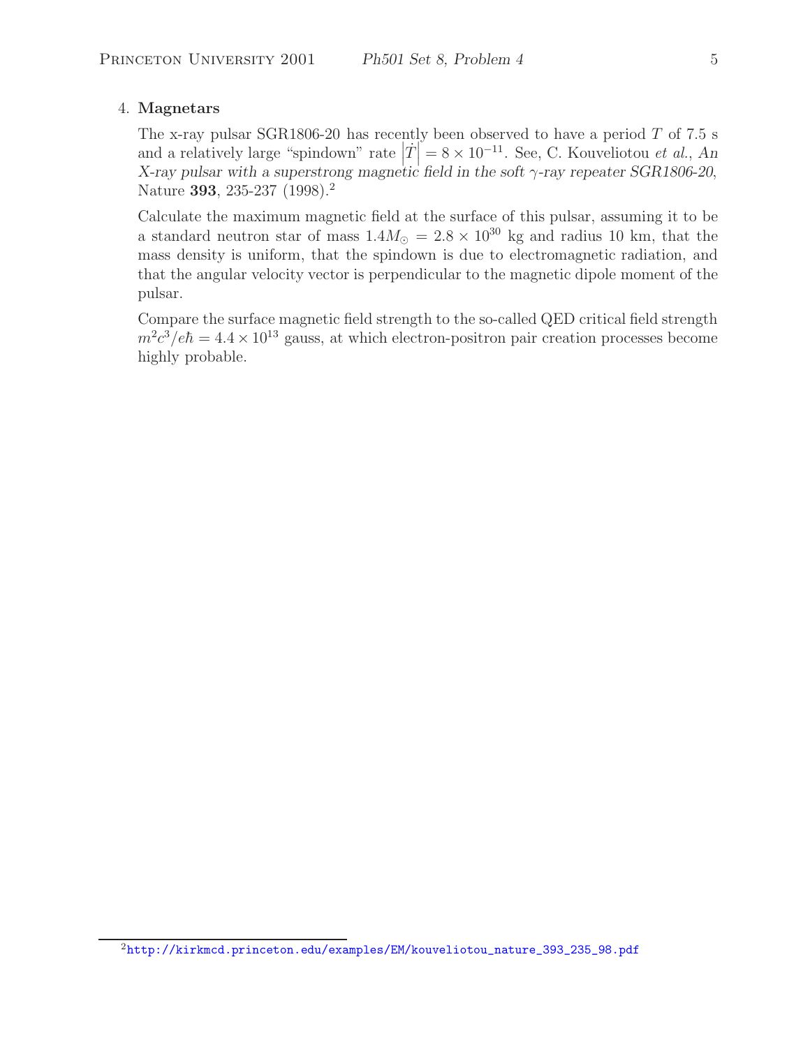4. **Magnetars**

The x-ray pulsar SGR1806-20 has recently been observed to have a period $T$ of 7.5 s and a relatively large "spindown" rate $\left|\dot{T}\right| = 8 \times 10^{-11}$. See, C. Kouveliotou *et al.*, *An X-ray pulsar with a superstrong magnetic field in the soft $\gamma$-ray repeater SGR1806-20*, Nature **393**, 235-237 (1998).[2]

Calculate the maximum magnetic field at the surface of this pulsar, assuming it to be a standard neutron star of mass $1.4M_\odot = 2.8 \times 10^{30}$ kg and radius 10 km, that the mass density is uniform, that the spindown is due to electromagnetic radiation, and that the angular velocity vector is perpendicular to the magnetic dipole moment of the pulsar.

Compare the surface magnetic field strength to the so-called QED critical field strength $m^2c^3/e\hbar = 4.4 \times 10^{13}$ gauss, at which electron-positron pair creation processes become highly probable.

[2] http://kirkmcd.princeton.edu/examples/EM/kouveliotou_nature_393_235_98.pdf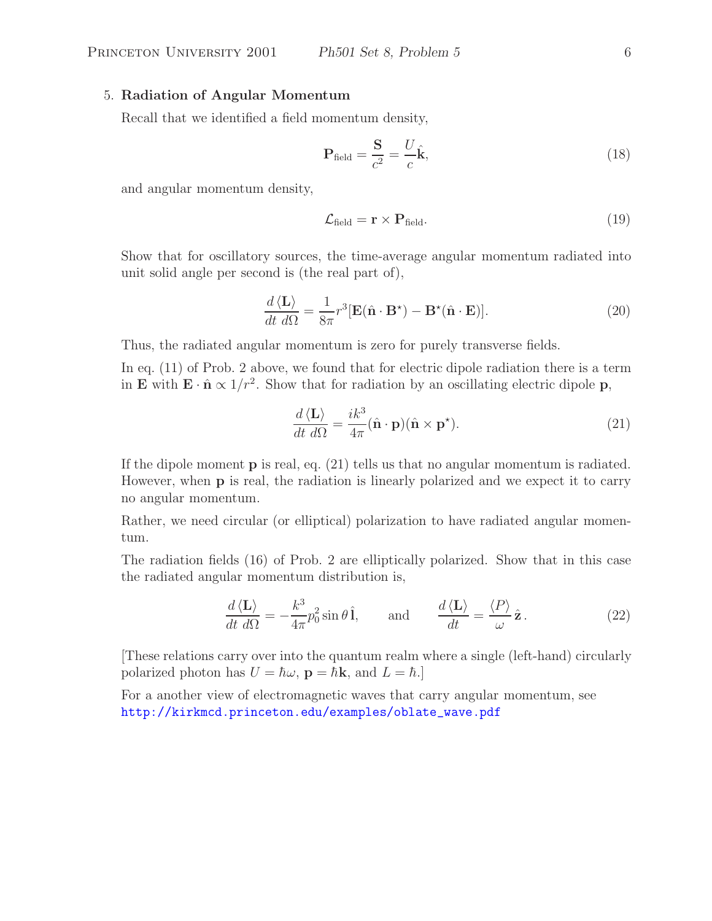5. **Radiation of Angular Momentum**

Recall that we identified a field momentum density,

$$\mathbf{P}_{\rm field} = \frac{\mathbf{S}}{c^2} = \frac{U}{c}\hat{\mathbf{k}}, \tag{18}$$

and angular momentum density,

$$\mathcal{L}_{\rm field} = \mathbf{r} \times \mathbf{P}_{\rm field}. \tag{19}$$

Show that for oscillatory sources, the time-average angular momentum radiated into unit solid angle per second is (the real part of),

$$\frac{d\langle \mathbf{L} \rangle}{dt\ d\Omega} = \frac{1}{8\pi} r^3 [\mathbf{E}(\hat{\mathbf{n}} \cdot \mathbf{B}^\star) - \mathbf{B}^\star(\hat{\mathbf{n}} \cdot \mathbf{E})]. \tag{20}$$

Thus, the radiated angular momentum is zero for purely transverse fields.

In eq. (11) of Prob. 2 above, we found that for electric dipole radiation there is a term in $\mathbf{E}$ with $\mathbf{E} \cdot \hat{\mathbf{n}} \propto 1/r^2$. Show that for radiation by an oscillating electric dipole $\mathbf{p}$,

$$\frac{d\langle \mathbf{L} \rangle}{dt\ d\Omega} = \frac{ik^3}{4\pi} (\hat{\mathbf{n}} \cdot \mathbf{p})(\hat{\mathbf{n}} \times \mathbf{p}^\star). \tag{21}$$

If the dipole moment $\mathbf{p}$ is real, eq. (21) tells us that no angular momentum is radiated. However, when $\mathbf{p}$ is real, the radiation is linearly polarized and we expect it to carry no angular momentum.

Rather, we need circular (or elliptical) polarization to have radiated angular momentum.

The radiation fields (16) of Prob. 2 are elliptically polarized. Show that in this case the radiated angular momentum distribution is,

$$\frac{d\langle \mathbf{L} \rangle}{dt\ d\Omega} = -\frac{k^3}{4\pi} p_0^2 \sin\theta\, \hat{\mathbf{l}}, \qquad \text{and} \qquad \frac{d\langle \mathbf{L} \rangle}{dt} = \frac{\langle P \rangle}{\omega}\, \hat{\mathbf{z}}\,. \tag{22}$$

[These relations carry over into the quantum realm where a single (left-hand) circularly polarized photon has $U = \hbar\omega$, $\mathbf{p} = \hbar\mathbf{k}$, and $L = \hbar$.]

For a another view of electromagnetic waves that carry angular momentum, see http://kirkmcd.princeton.edu/examples/oblate_wave.pdf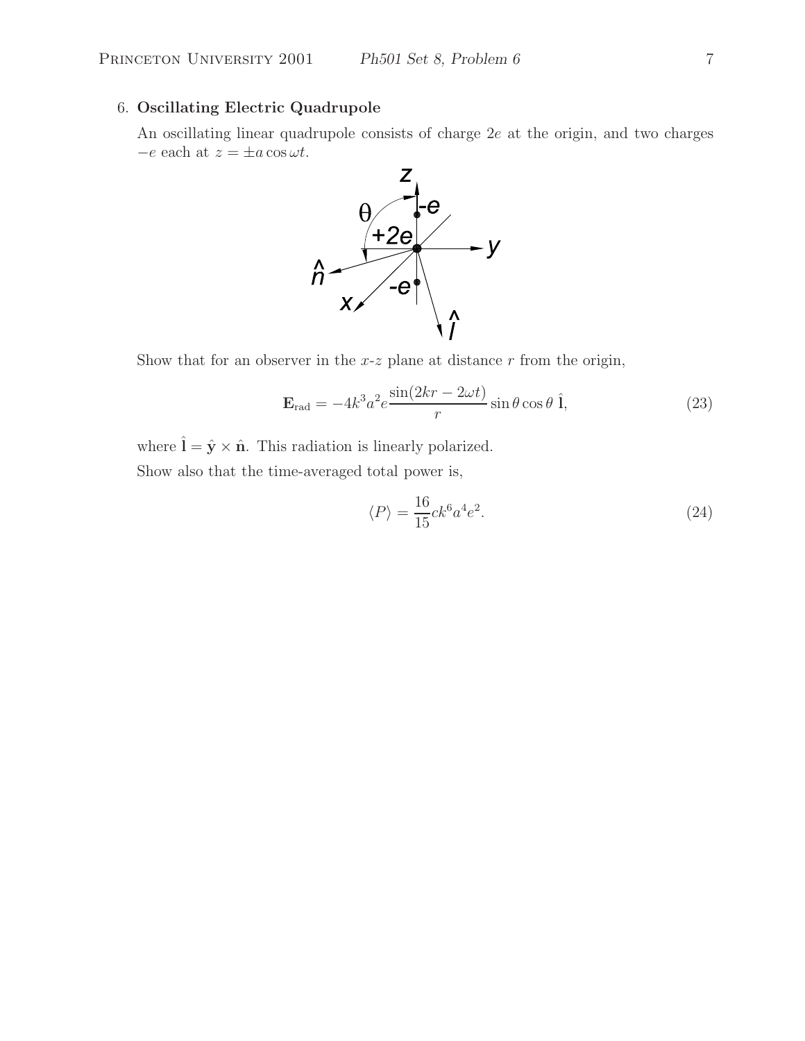6. **Oscillating Electric Quadrupole**

An oscillating linear quadrupole consists of charge $2e$ at the origin, and two charges $-e$ each at $z = \pm a \cos \omega t$.

z

θ

-e

+2e

y

$\hat{n}$

-e

x

$\hat{l}$

Show that for an observer in the $x$-$z$ plane at distance $r$ from the origin,

$$\mathbf{E}_{\text{rad}} = -4k^3 a^2 e \frac{\sin(2kr - 2\omega t)}{r} \sin\theta \cos\theta \,\hat{\mathbf{l}}, \tag{23}$$

where $\hat{\mathbf{l}} = \hat{\mathbf{y}} \times \hat{\mathbf{n}}$. This radiation is linearly polarized.

Show also that the time-averaged total power is,

$$\langle P \rangle = \frac{16}{15} c k^6 a^4 e^2. \tag{24}$$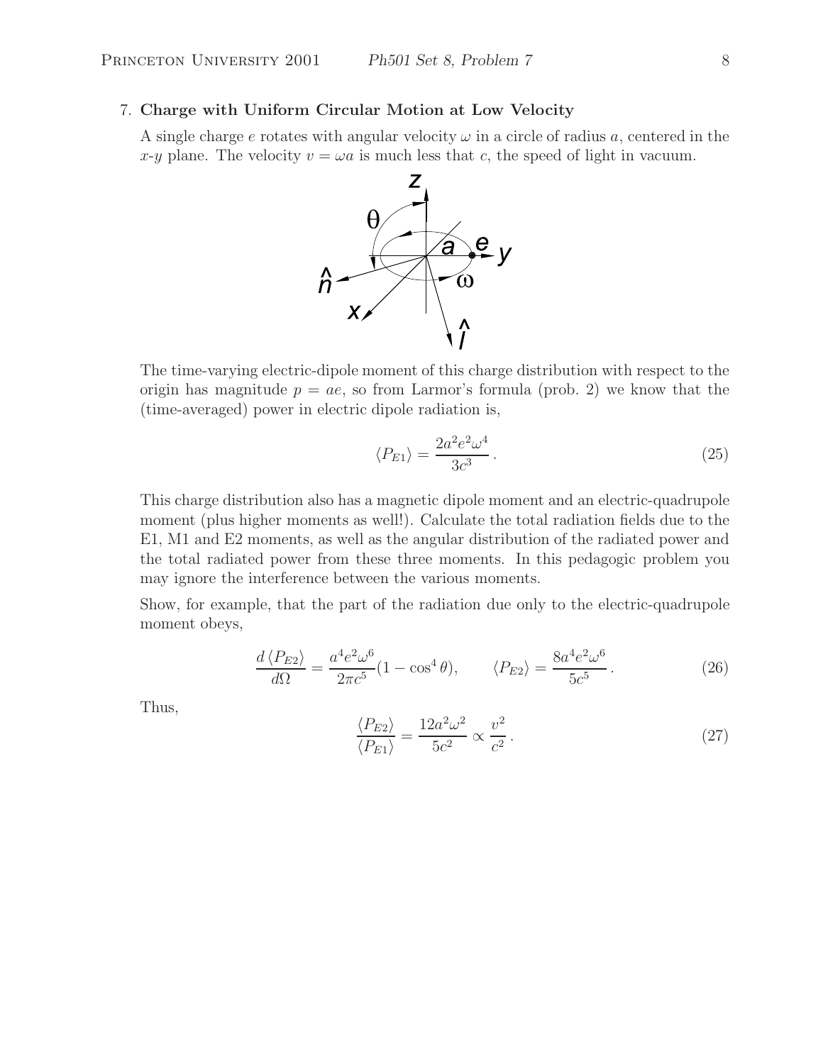7. **Charge with Uniform Circular Motion at Low Velocity**

A single charge $e$ rotates with angular velocity $\omega$ in a circle of radius $a$, centered in the $x$-$y$ plane. The velocity $v = \omega a$ is much less that $c$, the speed of light in vacuum.

The time-varying electric-dipole moment of this charge distribution with respect to the origin has magnitude $p = ae$, so from Larmor's formula (prob. 2) we know that the (time-averaged) power in electric dipole radiation is,

$$\langle P_{E1} \rangle = \frac{2a^2 e^2 \omega^4}{3c^3}. \tag{25}$$

This charge distribution also has a magnetic dipole moment and an electric-quadrupole moment (plus higher moments as well!). Calculate the total radiation fields due to the E1, M1 and E2 moments, as well as the angular distribution of the radiated power and the total radiated power from these three moments. In this pedagogic problem you may ignore the interference between the various moments.

Show, for example, that the part of the radiation due only to the electric-quadrupole moment obeys,

$$\frac{d\langle P_{E2} \rangle}{d\Omega} = \frac{a^4 e^2 \omega^6}{2\pi c^5}(1 - \cos^4\theta), \qquad \langle P_{E2} \rangle = \frac{8a^4 e^2 \omega^6}{5c^5}. \tag{26}$$

Thus,

$$\frac{\langle P_{E2} \rangle}{\langle P_{E1} \rangle} = \frac{12a^2\omega^2}{5c^2} \propto \frac{v^2}{c^2}. \tag{27}$$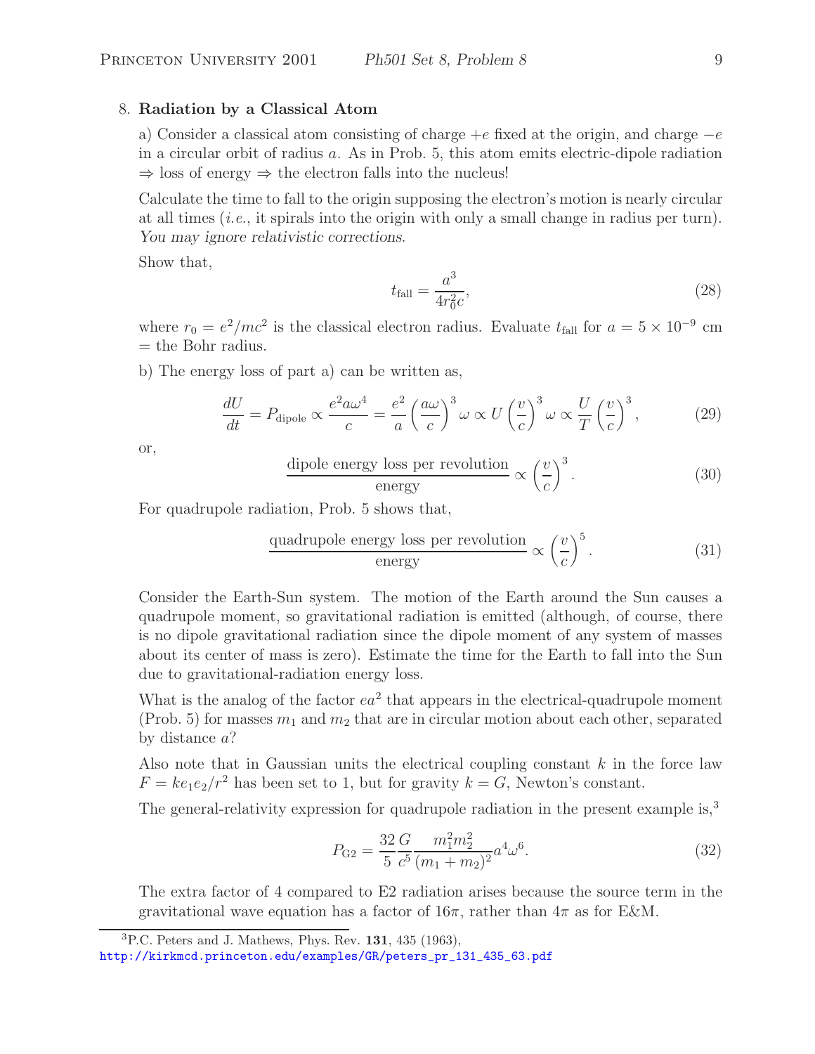8. **Radiation by a Classical Atom**

a) Consider a classical atom consisting of charge $+e$ fixed at the origin, and charge $-e$ in a circular orbit of radius $a$. As in Prob. 5, this atom emits electric-dipole radiation $\Rightarrow$ loss of energy $\Rightarrow$ the electron falls into the nucleus!

Calculate the time to fall to the origin supposing the electron's motion is nearly circular at all times (*i.e.*, it spirals into the origin with only a small change in radius per turn). *You may ignore relativistic corrections.*

Show that,

$$t_{\rm fall} = \frac{a^3}{4r_0^2 c}, \tag{28}$$

where $r_0 = e^2/mc^2$ is the classical electron radius. Evaluate $t_{\rm fall}$ for $a = 5 \times 10^{-9}$ cm = the Bohr radius.

b) The energy loss of part a) can be written as,

$$\frac{dU}{dt} = P_{\rm dipole} \propto \frac{e^2 a \omega^4}{c} = \frac{e^2}{a}\left(\frac{a\omega}{c}\right)^3 \omega \propto U\left(\frac{v}{c}\right)^3 \omega \propto \frac{U}{T}\left(\frac{v}{c}\right)^3, \tag{29}$$

or,

$$\frac{\text{dipole energy loss per revolution}}{\text{energy}} \propto \left(\frac{v}{c}\right)^3. \tag{30}$$

For quadrupole radiation, Prob. 5 shows that,

$$\frac{\text{quadrupole energy loss per revolution}}{\text{energy}} \propto \left(\frac{v}{c}\right)^5. \tag{31}$$

Consider the Earth-Sun system. The motion of the Earth around the Sun causes a quadrupole moment, so gravitational radiation is emitted (although, of course, there is no dipole gravitational radiation since the dipole moment of any system of masses about its center of mass is zero). Estimate the time for the Earth to fall into the Sun due to gravitational-radiation energy loss.

What is the analog of the factor $ea^2$ that appears in the electrical-quadrupole moment (Prob. 5) for masses $m_1$ and $m_2$ that are in circular motion about each other, separated by distance $a$?

Also note that in Gaussian units the electrical coupling constant $k$ in the force law $F = ke_1e_2/r^2$ has been set to 1, but for gravity $k = G$, Newton's constant.

The general-relativity expression for quadrupole radiation in the present example is,[3]

$$P_{\rm G2} = \frac{32}{5}\frac{G}{c^5}\frac{m_1^2 m_2^2}{(m_1+m_2)^2} a^4 \omega^6. \tag{32}$$

The extra factor of 4 compared to E2 radiation arises because the source term in the gravitational wave equation has a factor of $16\pi$, rather than $4\pi$ as for E&M.

[3] P.C. Peters and J. Mathews, Phys. Rev. **131**, 435 (1963), http://kirkmcd.princeton.edu/examples/GR/peters_pr_131_435_63.pdf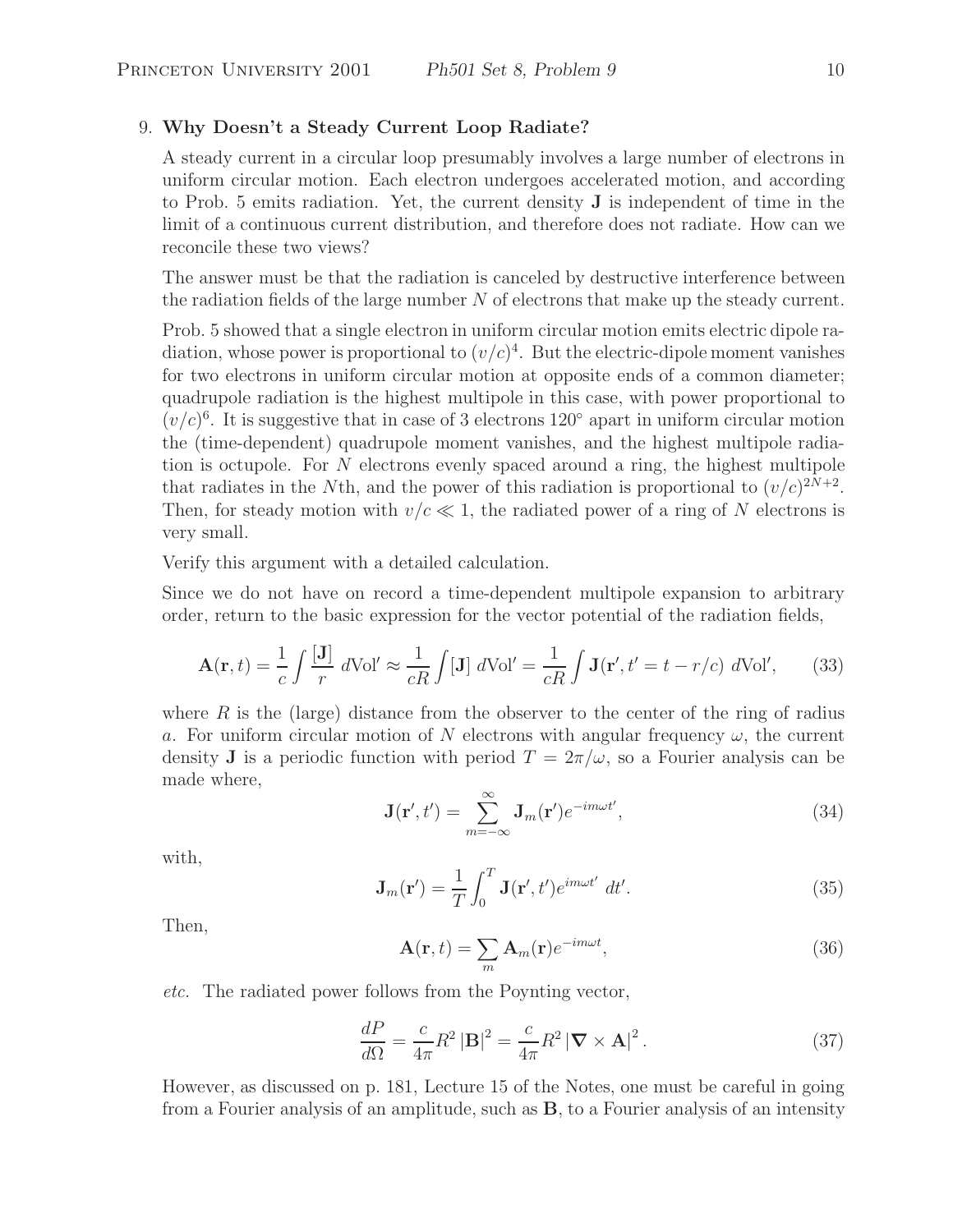9. **Why Doesn't a Steady Current Loop Radiate?**

A steady current in a circular loop presumably involves a large number of electrons in uniform circular motion. Each electron undergoes accelerated motion, and according to Prob. 5 emits radiation. Yet, the current density $\mathbf{J}$ is independent of time in the limit of a continuous current distribution, and therefore does not radiate. How can we reconcile these two views?

The answer must be that the radiation is canceled by destructive interference between the radiation fields of the large number $N$ of electrons that make up the steady current.

Prob. 5 showed that a single electron in uniform circular motion emits electric dipole radiation, whose power is proportional to $(v/c)^4$. But the electric-dipole moment vanishes for two electrons in uniform circular motion at opposite ends of a common diameter; quadrupole radiation is the highest multipole in this case, with power proportional to $(v/c)^6$. It is suggestive that in case of 3 electrons $120^\circ$ apart in uniform circular motion the (time-dependent) quadrupole moment vanishes, and the highest multipole radiation is octupole. For $N$ electrons evenly spaced around a ring, the highest multipole that radiates in the $N$th, and the power of this radiation is proportional to $(v/c)^{2N+2}$. Then, for steady motion with $v/c \ll 1$, the radiated power of a ring of $N$ electrons is very small.

Verify this argument with a detailed calculation.

Since we do not have on record a time-dependent multipole expansion to arbitrary order, return to the basic expression for the vector potential of the radiation fields,

$$\mathbf{A}(\mathbf{r}, t) = \frac{1}{c} \int \frac{[\mathbf{J}]}{r} \, d\text{Vol}' \approx \frac{1}{cR} \int [\mathbf{J}] \, d\text{Vol}' = \frac{1}{cR} \int \mathbf{J}(\mathbf{r}', t' = t - r/c) \, d\text{Vol}', \tag{33}$$

where $R$ is the (large) distance from the observer to the center of the ring of radius $a$. For uniform circular motion of $N$ electrons with angular frequency $\omega$, the current density $\mathbf{J}$ is a periodic function with period $T = 2\pi/\omega$, so a Fourier analysis can be made where,

$$\mathbf{J}(\mathbf{r}', t') = \sum_{m=-\infty}^{\infty} \mathbf{J}_m(\mathbf{r}') e^{-im\omega t'}, \tag{34}$$

with,

$$\mathbf{J}_m(\mathbf{r}') = \frac{1}{T} \int_0^T \mathbf{J}(\mathbf{r}', t') e^{im\omega t'} \, dt'. \tag{35}$$

Then,

$$\mathbf{A}(\mathbf{r}, t) = \sum_m \mathbf{A}_m(\mathbf{r}) e^{-im\omega t}, \tag{36}$$

*etc.* The radiated power follows from the Poynting vector,

$$\frac{dP}{d\Omega} = \frac{c}{4\pi} R^2 |\mathbf{B}|^2 = \frac{c}{4\pi} R^2 |\boldsymbol{\nabla} \times \mathbf{A}|^2. \tag{37}$$

However, as discussed on p. 181, Lecture 15 of the Notes, one must be careful in going from a Fourier analysis of an amplitude, such as $\mathbf{B}$, to a Fourier analysis of an intensity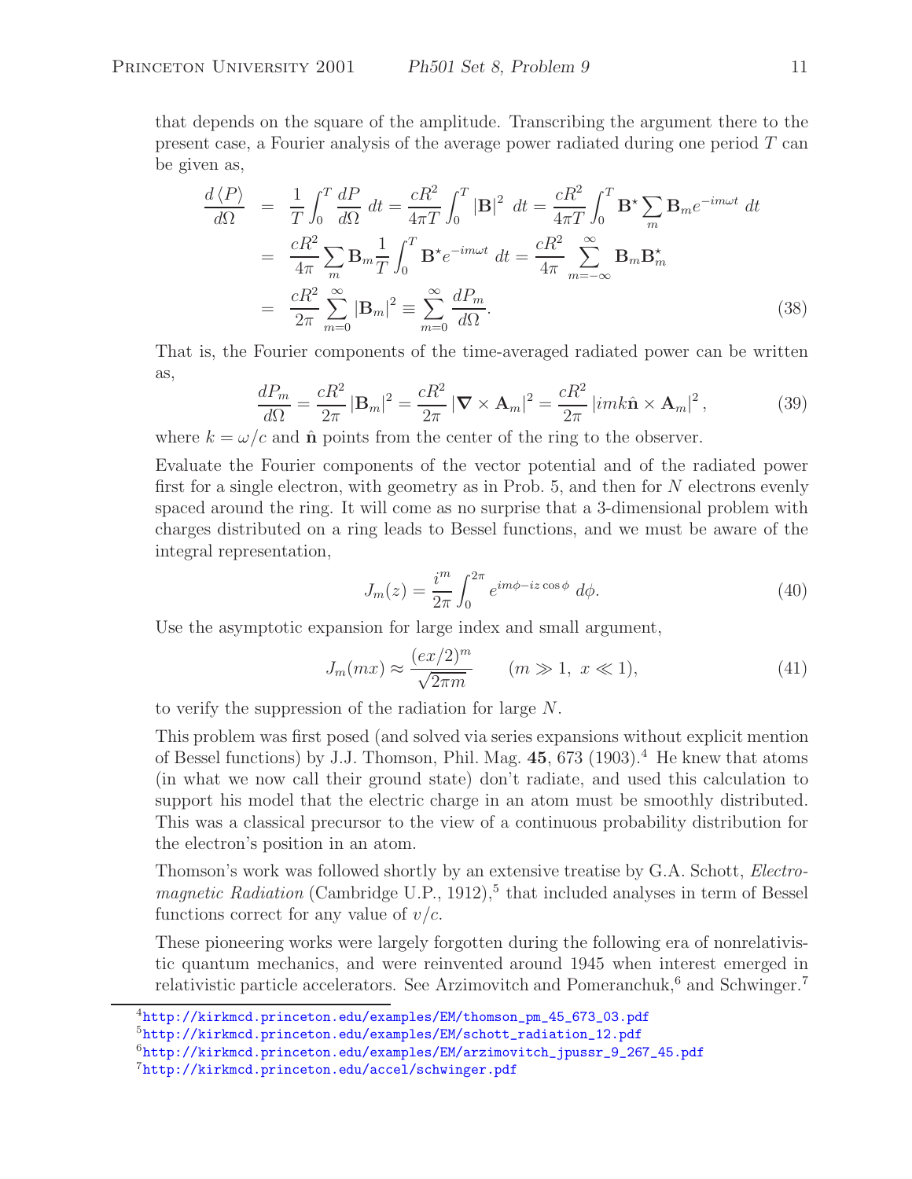that depends on the square of the amplitude. Transcribing the argument there to the present case, a Fourier analysis of the average power radiated during one period $T$ can be given as,

$$
\begin{aligned}
\frac{d\langle P\rangle}{d\Omega} &= \frac{1}{T}\int_0^T \frac{dP}{d\Omega}\,dt = \frac{cR^2}{4\pi T}\int_0^T |\mathbf{B}|^2\,dt = \frac{cR^2}{4\pi T}\int_0^T \mathbf{B}^\star \sum_m \mathbf{B}_m e^{-im\omega t}\,dt \\
&= \frac{cR^2}{4\pi}\sum_m \mathbf{B}_m \frac{1}{T}\int_0^T \mathbf{B}^\star e^{-im\omega t}\,dt = \frac{cR^2}{4\pi}\sum_{m=-\infty}^{\infty} \mathbf{B}_m \mathbf{B}_m^\star \\
&= \frac{cR^2}{2\pi}\sum_{m=0}^{\infty} |\mathbf{B}_m|^2 \equiv \sum_{m=0}^{\infty} \frac{dP_m}{d\Omega}.
\end{aligned}
\tag{38}
$$

That is, the Fourier components of the time-averaged radiated power can be written as,

$$
\frac{dP_m}{d\Omega} = \frac{cR^2}{2\pi}|\mathbf{B}_m|^2 = \frac{cR^2}{2\pi}|\boldsymbol{\nabla}\times\mathbf{A}_m|^2 = \frac{cR^2}{2\pi}|imk\hat{\mathbf{n}}\times\mathbf{A}_m|^2, \tag{39}
$$

where $k = \omega/c$ and $\hat{\mathbf{n}}$ points from the center of the ring to the observer.

Evaluate the Fourier components of the vector potential and of the radiated power first for a single electron, with geometry as in Prob. 5, and then for $N$ electrons evenly spaced around the ring. It will come as no surprise that a 3-dimensional problem with charges distributed on a ring leads to Bessel functions, and we must be aware of the integral representation,

$$
J_m(z) = \frac{i^m}{2\pi}\int_0^{2\pi} e^{im\phi - iz\cos\phi}\,d\phi. \tag{40}
$$

Use the asymptotic expansion for large index and small argument,

$$
J_m(mx) \approx \frac{(ex/2)^m}{\sqrt{2\pi m}} \qquad (m \gg 1,\ x \ll 1), \tag{41}
$$

to verify the suppression of the radiation for large $N$.

This problem was first posed (and solved via series expansions without explicit mention of Bessel functions) by J.J. Thomson, Phil. Mag. **45**, 673 (1903).[4] He knew that atoms (in what we now call their ground state) don't radiate, and used this calculation to support his model that the electric charge in an atom must be smoothly distributed. This was a classical precursor to the view of a continuous probability distribution for the electron's position in an atom.

Thomson's work was followed shortly by an extensive treatise by G.A. Schott, *Electromagnetic Radiation* (Cambridge U.P., 1912),[5] that included analyses in term of Bessel functions correct for any value of $v/c$.

These pioneering works were largely forgotten during the following era of nonrelativistic quantum mechanics, and were reinvented around 1945 when interest emerged in relativistic particle accelerators. See Arzimovitch and Pomeranchuk,[6] and Schwinger.[7]

---

[4] http://kirkmcd.princeton.edu/examples/EM/thomson_pm_45_673_03.pdf

[5] http://kirkmcd.princeton.edu/examples/EM/schott_radiation_12.pdf

[6] http://kirkmcd.princeton.edu/examples/EM/arzimovitch_jpussr_9_267_45.pdf

[7] http://kirkmcd.princeton.edu/accel/schwinger.pdf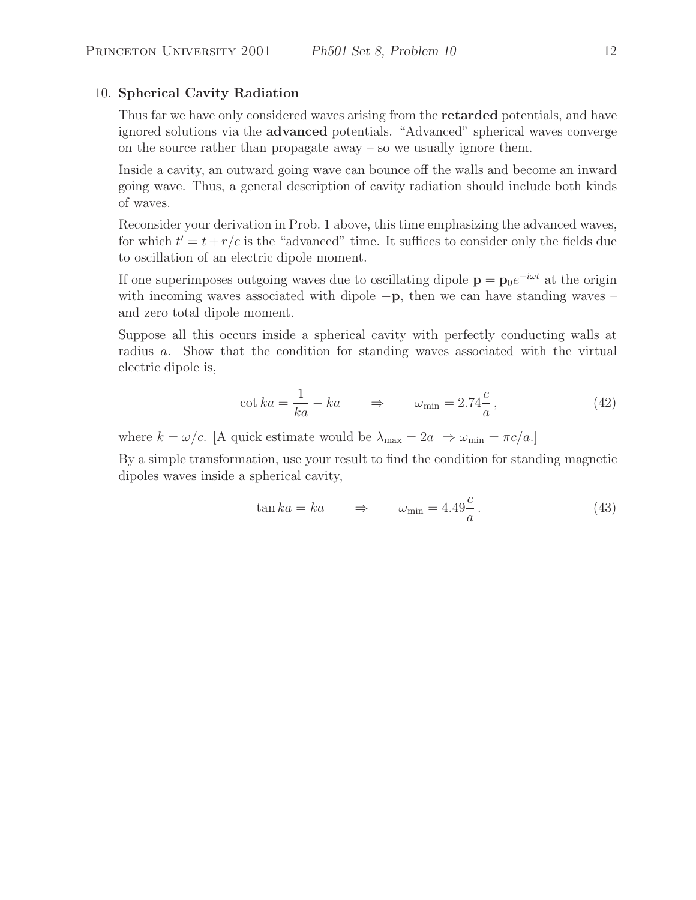## 10. **Spherical Cavity Radiation**

Thus far we have only considered waves arising from the **retarded** potentials, and have ignored solutions via the **advanced** potentials. "Advanced" spherical waves converge on the source rather than propagate away – so we usually ignore them.

Inside a cavity, an outward going wave can bounce off the walls and become an inward going wave. Thus, a general description of cavity radiation should include both kinds of waves.

Reconsider your derivation in Prob. 1 above, this time emphasizing the advanced waves, for which $t' = t + r/c$ is the "advanced" time. It suffices to consider only the fields due to oscillation of an electric dipole moment.

If one superimposes outgoing waves due to oscillating dipole $\mathbf{p} = \mathbf{p}_0 e^{-i\omega t}$ at the origin with incoming waves associated with dipole $-\mathbf{p}$, then we can have standing waves – and zero total dipole moment.

Suppose all this occurs inside a spherical cavity with perfectly conducting walls at radius $a$. Show that the condition for standing waves associated with the virtual electric dipole is,

$$\cot ka = \frac{1}{ka} - ka \qquad \Rightarrow \qquad \omega_{\min} = 2.74\frac{c}{a}\,, \tag{42}$$

where $k = \omega/c$. [A quick estimate would be $\lambda_{\max} = 2a \;\Rightarrow \omega_{\min} = \pi c/a$.]

By a simple transformation, use your result to find the condition for standing magnetic dipoles waves inside a spherical cavity,

$$\tan ka = ka \qquad \Rightarrow \qquad \omega_{\min} = 4.49\frac{c}{a}\,. \tag{43}$$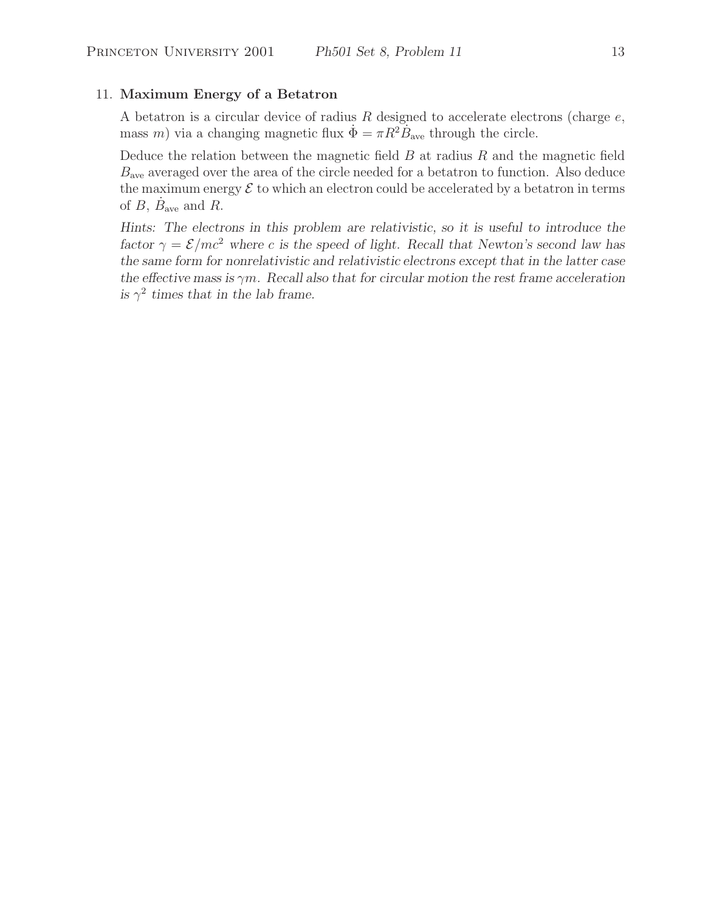11. **Maximum Energy of a Betatron**

A betatron is a circular device of radius $R$ designed to accelerate electrons (charge $e$, mass $m$) via a changing magnetic flux $\dot{\Phi} = \pi R^2 \dot{B}_{\text{ave}}$ through the circle.

Deduce the relation between the magnetic field $B$ at radius $R$ and the magnetic field $B_{\text{ave}}$ averaged over the area of the circle needed for a betatron to function. Also deduce the maximum energy $\mathcal{E}$ to which an electron could be accelerated by a betatron in terms of $B$, $\dot{B}_{\text{ave}}$ and $R$.

*Hints: The electrons in this problem are relativistic, so it is useful to introduce the factor $\gamma = \mathcal{E}/mc^2$ where $c$ is the speed of light. Recall that Newton's second law has the same form for nonrelativistic and relativistic electrons except that in the latter case the effective mass is $\gamma m$. Recall also that for circular motion the rest frame acceleration is $\gamma^2$ times that in the lab frame.*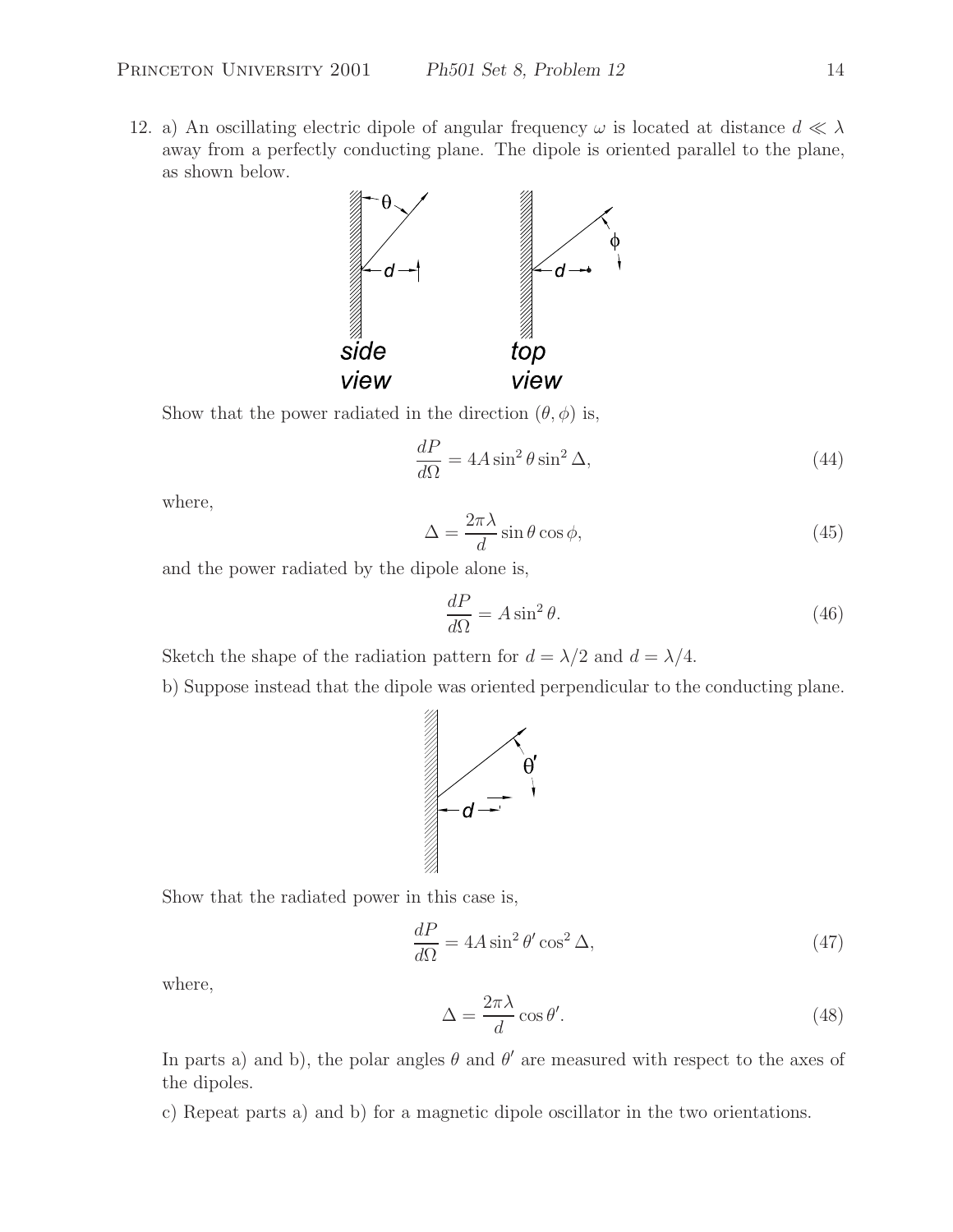12. a) An oscillating electric dipole of angular frequency $\omega$ is located at distance $d \ll \lambda$ away from a perfectly conducting plane. The dipole is oriented parallel to the plane, as shown below.

side view

top view

Show that the power radiated in the direction $(\theta, \phi)$ is,

$$\frac{dP}{d\Omega} = 4A \sin^2 \theta \sin^2 \Delta, \tag{44}$$

where,

$$\Delta = \frac{2\pi\lambda}{d} \sin\theta \cos\phi, \tag{45}$$

and the power radiated by the dipole alone is,

$$\frac{dP}{d\Omega} = A \sin^2 \theta. \tag{46}$$

Sketch the shape of the radiation pattern for $d = \lambda/2$ and $d = \lambda/4$.

b) Suppose instead that the dipole was oriented perpendicular to the conducting plane.

Show that the radiated power in this case is,

$$\frac{dP}{d\Omega} = 4A \sin^2 \theta' \cos^2 \Delta, \tag{47}$$

where,

$$\Delta = \frac{2\pi\lambda}{d} \cos\theta'. \tag{48}$$

In parts a) and b), the polar angles $\theta$ and $\theta'$ are measured with respect to the axes of the dipoles.

c) Repeat parts a) and b) for a magnetic dipole oscillator in the two orientations.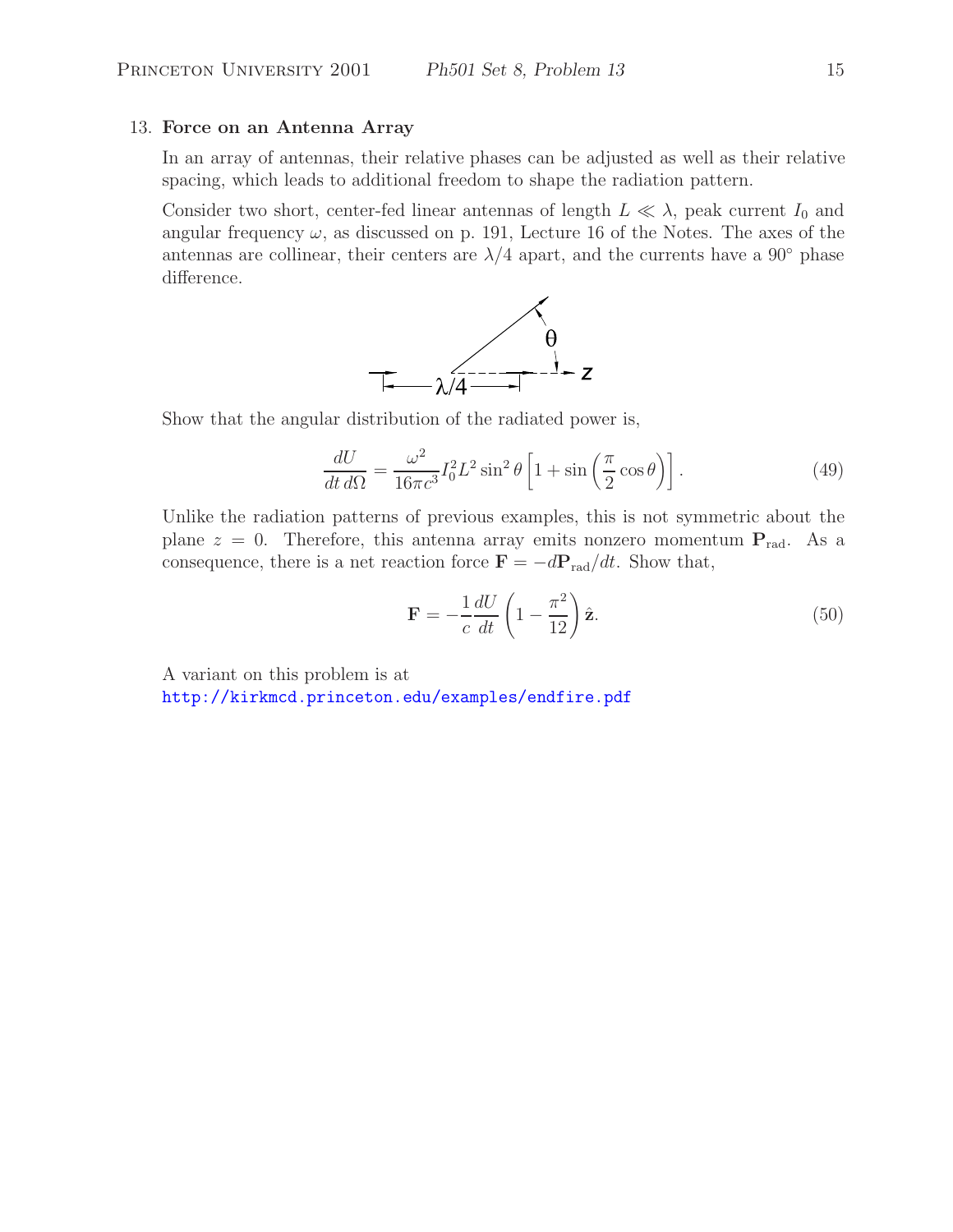13. **Force on an Antenna Array**

In an array of antennas, their relative phases can be adjusted as well as their relative spacing, which leads to additional freedom to shape the radiation pattern.

Consider two short, center-fed linear antennas of length $L \ll \lambda$, peak current $I_0$ and angular frequency $\omega$, as discussed on p. 191, Lecture 16 of the Notes. The axes of the antennas are collinear, their centers are $\lambda/4$ apart, and the currents have a 90° phase difference.

θ

λ/4

z

Show that the angular distribution of the radiated power is,

$$\frac{dU}{dt\, d\Omega} = \frac{\omega^2}{16\pi c^3} I_0^2 L^2 \sin^2\theta \left[1 + \sin\left(\frac{\pi}{2}\cos\theta\right)\right]. \tag{49}$$

Unlike the radiation patterns of previous examples, this is not symmetric about the plane $z = 0$. Therefore, this antenna array emits nonzero momentum $\mathbf{P}_{\rm rad}$. As a consequence, there is a net reaction force $\mathbf{F} = -d\mathbf{P}_{\rm rad}/dt$. Show that,

$$\mathbf{F} = -\frac{1}{c}\frac{dU}{dt}\left(1 - \frac{\pi^2}{12}\right)\hat{\mathbf{z}}. \tag{50}$$

A variant on this problem is at
http://kirkmcd.princeton.edu/examples/endfire.pdf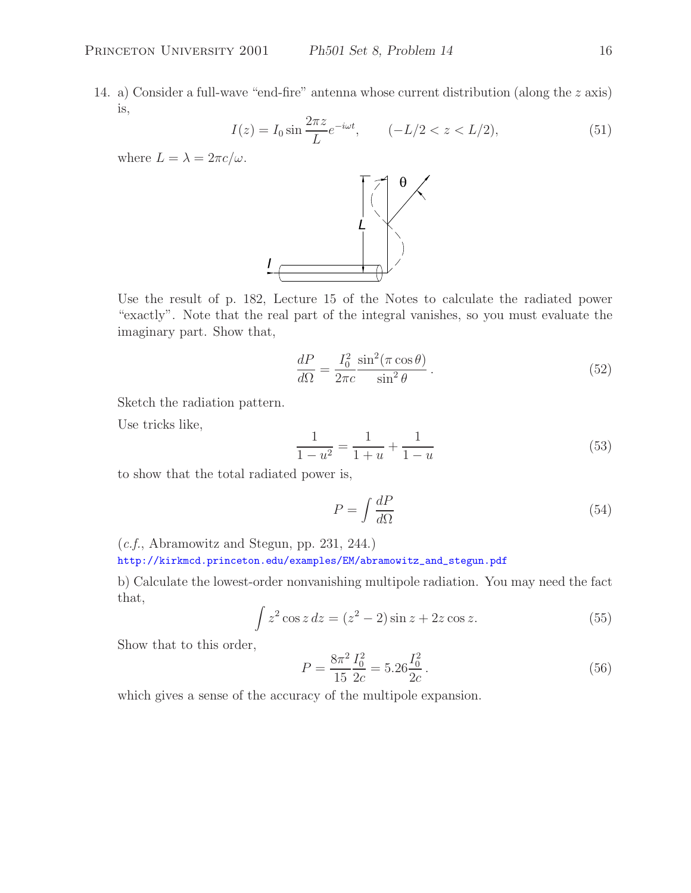14. a) Consider a full-wave "end-fire" antenna whose current distribution (along the $z$ axis) is,

$$I(z) = I_0 \sin \frac{2\pi z}{L} e^{-i\omega t}, \qquad (-L/2 < z < L/2), \tag{51}$$

where $L = \lambda = 2\pi c/\omega$.

Use the result of p. 182, Lecture 15 of the Notes to calculate the radiated power "exactly". Note that the real part of the integral vanishes, so you must evaluate the imaginary part. Show that,

$$\frac{dP}{d\Omega} = \frac{I_0^2}{2\pi c} \frac{\sin^2(\pi \cos\theta)}{\sin^2\theta}. \tag{52}$$

Sketch the radiation pattern.

Use tricks like,

$$\frac{1}{1-u^2} = \frac{1}{1+u} + \frac{1}{1-u} \tag{53}$$

to show that the total radiated power is,

$$P = \int \frac{dP}{d\Omega} \tag{54}$$

(*c.f.*, Abramowitz and Stegun, pp. 231, 244.)
http://kirkmcd.princeton.edu/examples/EM/abramowitz_and_stegun.pdf

b) Calculate the lowest-order nonvanishing multipole radiation. You may need the fact that,

$$\int z^2 \cos z \, dz = (z^2 - 2)\sin z + 2z \cos z. \tag{55}$$

Show that to this order,

$$P = \frac{8\pi^2}{15} \frac{I_0^2}{2c} = 5.26 \frac{I_0^2}{2c}. \tag{56}$$

which gives a sense of the accuracy of the multipole expansion.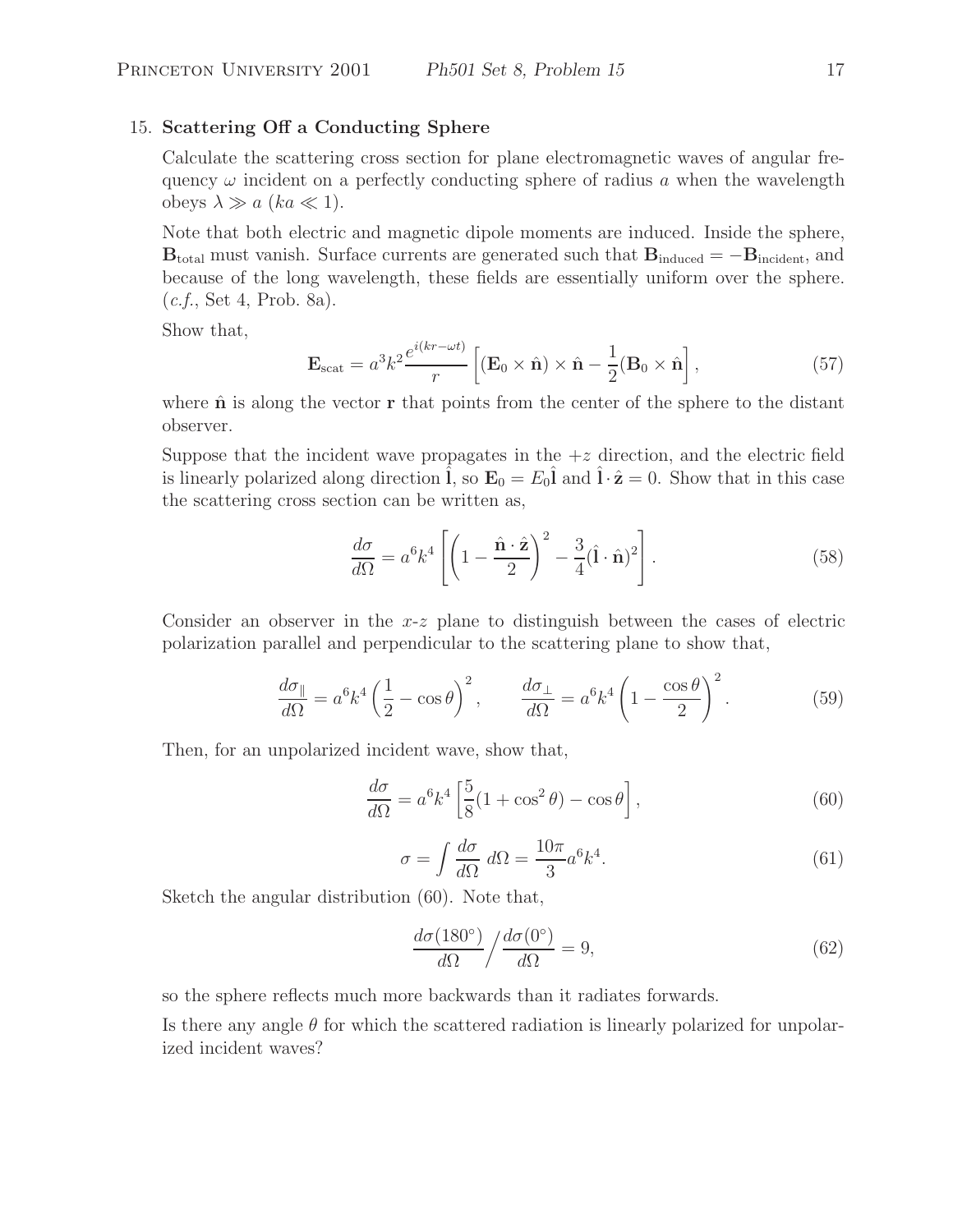15. **Scattering Off a Conducting Sphere**

Calculate the scattering cross section for plane electromagnetic waves of angular frequency $\omega$ incident on a perfectly conducting sphere of radius $a$ when the wavelength obeys $\lambda \gg a$ ($ka \ll 1$).

Note that both electric and magnetic dipole moments are induced. Inside the sphere, $\mathbf{B}_{\text{total}}$ must vanish. Surface currents are generated such that $\mathbf{B}_{\text{induced}} = -\mathbf{B}_{\text{incident}}$, and because of the long wavelength, these fields are essentially uniform over the sphere. (*c.f.*, Set 4, Prob. 8a).

Show that,

$$\mathbf{E}_{\text{scat}} = a^3 k^2 \frac{e^{i(kr-\omega t)}}{r}\left[(\mathbf{E}_0 \times \hat{\mathbf{n}}) \times \hat{\mathbf{n}} - \frac{1}{2}(\mathbf{B}_0 \times \hat{\mathbf{n}}\right], \tag{57}$$

where $\hat{\mathbf{n}}$ is along the vector $\mathbf{r}$ that points from the center of the sphere to the distant observer.

Suppose that the incident wave propagates in the $+z$ direction, and the electric field is linearly polarized along direction $\hat{\mathbf{l}}$, so $\mathbf{E}_0 = E_0\hat{\mathbf{l}}$ and $\hat{\mathbf{l}} \cdot \hat{\mathbf{z}} = 0$. Show that in this case the scattering cross section can be written as,

$$\frac{d\sigma}{d\Omega} = a^6 k^4 \left[\left(1 - \frac{\hat{\mathbf{n}} \cdot \hat{\mathbf{z}}}{2}\right)^2 - \frac{3}{4}(\hat{\mathbf{l}} \cdot \hat{\mathbf{n}})^2\right]. \tag{58}$$

Consider an observer in the $x$-$z$ plane to distinguish between the cases of electric polarization parallel and perpendicular to the scattering plane to show that,

$$\frac{d\sigma_\parallel}{d\Omega} = a^6 k^4 \left(\frac{1}{2} - \cos\theta\right)^2, \qquad \frac{d\sigma_\perp}{d\Omega} = a^6 k^4 \left(1 - \frac{\cos\theta}{2}\right)^2. \tag{59}$$

Then, for an unpolarized incident wave, show that,

$$\frac{d\sigma}{d\Omega} = a^6 k^4 \left[\frac{5}{8}(1 + \cos^2\theta) - \cos\theta\right], \tag{60}$$

$$\sigma = \int \frac{d\sigma}{d\Omega}\, d\Omega = \frac{10\pi}{3} a^6 k^4. \tag{61}$$

Sketch the angular distribution (60). Note that,

$$\frac{d\sigma(180^\circ)}{d\Omega} \bigg/ \frac{d\sigma(0^\circ)}{d\Omega} = 9, \tag{62}$$

so the sphere reflects much more backwards than it radiates forwards.

Is there any angle $\theta$ for which the scattered radiation is linearly polarized for unpolarized incident waves?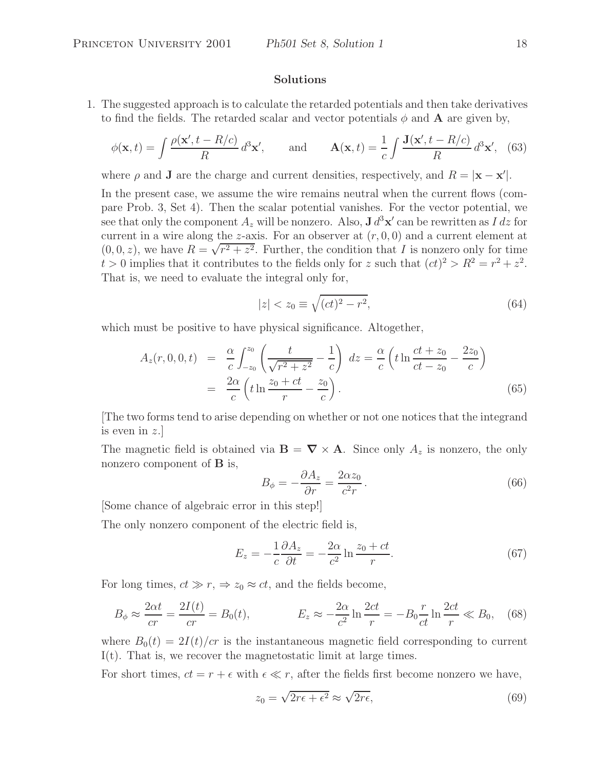**Solutions**

1. The suggested approach is to calculate the retarded potentials and then take derivatives to find the fields. The retarded scalar and vector potentials $\phi$ and $\mathbf{A}$ are given by,

$$\phi(\mathbf{x},t) = \int \frac{\rho(\mathbf{x}', t - R/c)}{R}\, d^3\mathbf{x}', \qquad \text{and} \qquad \mathbf{A}(\mathbf{x},t) = \frac{1}{c}\int \frac{\mathbf{J}(\mathbf{x}', t - R/c)}{R}\, d^3\mathbf{x}', \quad (63)$$

where $\rho$ and $\mathbf{J}$ are the charge and current densities, respectively, and $R = |\mathbf{x} - \mathbf{x}'|$.

In the present case, we assume the wire remains neutral when the current flows (compare Prob. 3, Set 4). Then the scalar potential vanishes. For the vector potential, we see that only the component $A_z$ will be nonzero. Also, $\mathbf{J}\, d^3\mathbf{x}'$ can be rewritten as $I\, dz$ for current in a wire along the $z$-axis. For an observer at $(r, 0, 0)$ and a current element at $(0, 0, z)$, we have $R = \sqrt{r^2 + z^2}$. Further, the condition that $I$ is nonzero only for time $t > 0$ implies that it contributes to the fields only for $z$ such that $(ct)^2 > R^2 = r^2 + z^2$. That is, we need to evaluate the integral only for,

$$|z| < z_0 \equiv \sqrt{(ct)^2 - r^2}, \quad (64)$$

which must be positive to have physical significance. Altogether,

$$\begin{aligned} A_z(r,0,0,t) &= \frac{\alpha}{c}\int_{-z_0}^{z_0} \left(\frac{t}{\sqrt{r^2+z^2}} - \frac{1}{c}\right) dz = \frac{\alpha}{c}\left(t \ln\frac{ct+z_0}{ct-z_0} - \frac{2z_0}{c}\right) \\ &= \frac{2\alpha}{c}\left(t \ln\frac{z_0+ct}{r} - \frac{z_0}{c}\right). \end{aligned} \quad (65)$$

[The two forms tend to arise depending on whether or not one notices that the integrand is even in $z$.]

The magnetic field is obtained via $\mathbf{B} = \boldsymbol{\nabla} \times \mathbf{A}$. Since only $A_z$ is nonzero, the only nonzero component of $\mathbf{B}$ is,

$$B_\phi = -\frac{\partial A_z}{\partial r} = \frac{2\alpha z_0}{c^2 r}. \quad (66)$$

[Some chance of algebraic error in this step!]

The only nonzero component of the electric field is,

$$E_z = -\frac{1}{c}\frac{\partial A_z}{\partial t} = -\frac{2\alpha}{c^2}\ln\frac{z_0+ct}{r}. \quad (67)$$

For long times, $ct \gg r$, $\Rightarrow z_0 \approx ct$, and the fields become,

$$B_\phi \approx \frac{2\alpha t}{cr} = \frac{2I(t)}{cr} = B_0(t), \qquad E_z \approx -\frac{2\alpha}{c^2}\ln\frac{2ct}{r} = -B_0\frac{r}{ct}\ln\frac{2ct}{r} \ll B_0, \quad (68)$$

where $B_0(t) = 2I(t)/cr$ is the instantaneous magnetic field corresponding to current I(t). That is, we recover the magnetostatic limit at large times.

For short times, $ct = r + \epsilon$ with $\epsilon \ll r$, after the fields first become nonzero we have,

$$z_0 = \sqrt{2r\epsilon + \epsilon^2} \approx \sqrt{2r\epsilon}, \quad (69)$$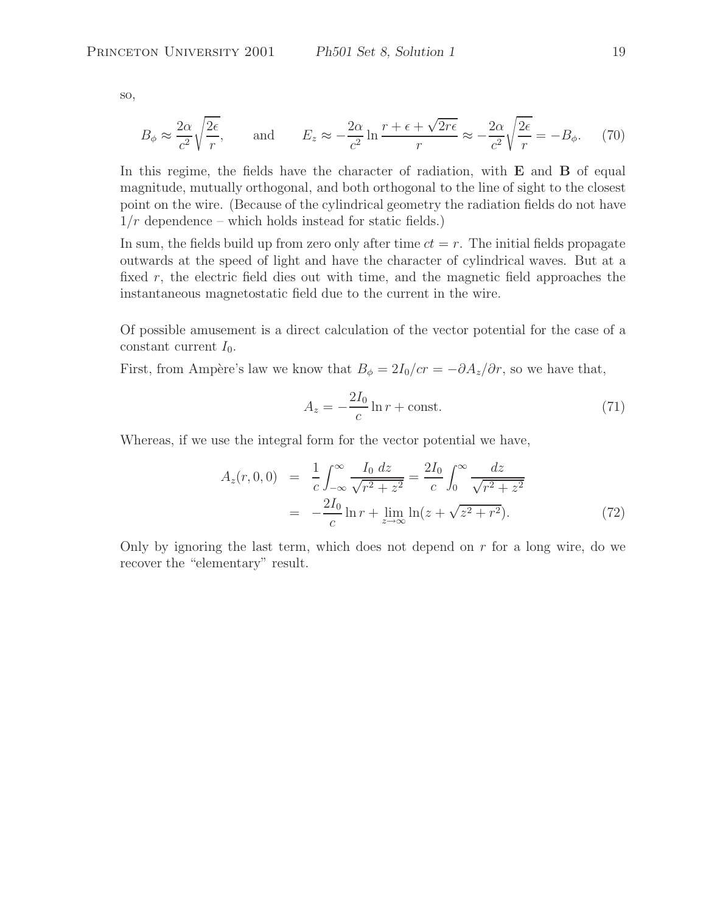so,

$$B_\phi \approx \frac{2\alpha}{c^2}\sqrt{\frac{2\epsilon}{r}}, \qquad \text{and} \qquad E_z \approx -\frac{2\alpha}{c^2}\ln\frac{r+\epsilon+\sqrt{2r\epsilon}}{r} \approx -\frac{2\alpha}{c^2}\sqrt{\frac{2\epsilon}{r}} = -B_\phi. \tag{70}$$

In this regime, the fields have the character of radiation, with **E** and **B** of equal magnitude, mutually orthogonal, and both orthogonal to the line of sight to the closest point on the wire. (Because of the cylindrical geometry the radiation fields do not have $1/r$ dependence – which holds instead for static fields.)

In sum, the fields build up from zero only after time $ct = r$. The initial fields propagate outwards at the speed of light and have the character of cylindrical waves. But at a fixed $r$, the electric field dies out with time, and the magnetic field approaches the instantaneous magnetostatic field due to the current in the wire.

Of possible amusement is a direct calculation of the vector potential for the case of a constant current $I_0$.

First, from Ampère's law we know that $B_\phi = 2I_0/cr = -\partial A_z/\partial r$, so we have that,

$$A_z = -\frac{2I_0}{c}\ln r + \text{const.} \tag{71}$$

Whereas, if we use the integral form for the vector potential we have,

$$\begin{aligned} A_z(r,0,0) &= \frac{1}{c}\int_{-\infty}^{\infty}\frac{I_0\ dz}{\sqrt{r^2+z^2}} = \frac{2I_0}{c}\int_0^{\infty}\frac{dz}{\sqrt{r^2+z^2}} \\ &= -\frac{2I_0}{c}\ln r + \lim_{z\to\infty}\ln(z+\sqrt{z^2+r^2}). \end{aligned} \tag{72}$$

Only by ignoring the last term, which does not depend on $r$ for a long wire, do we recover the "elementary" result.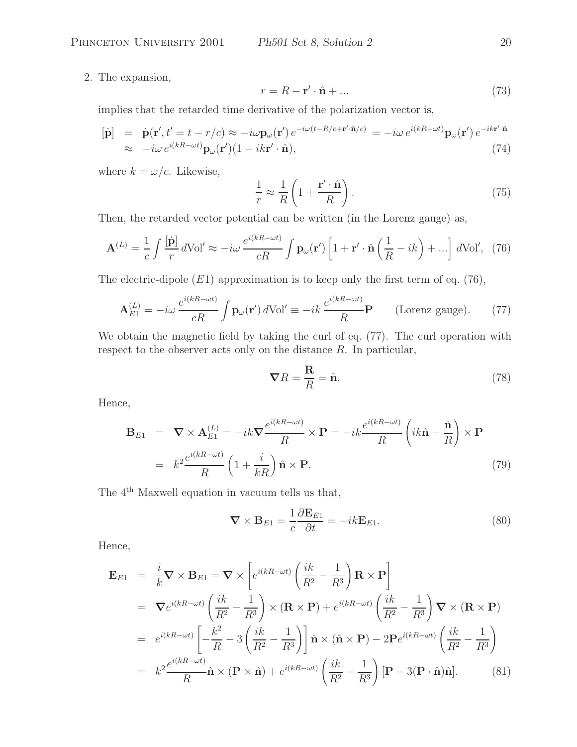2. The expansion,

$$r = R - \mathbf{r}' \cdot \hat{\mathbf{n}} + ... \tag{73}$$

implies that the retarded time derivative of the polarization vector is,

$$\begin{aligned} [\dot{\mathbf{p}}] &= \dot{\mathbf{p}}(\mathbf{r}', t' = t - r/c) \approx -i\omega \mathbf{p}_\omega(\mathbf{r}')\, e^{-i\omega(t - R/c + \mathbf{r}' \cdot \hat{\mathbf{n}}/c)} = -i\omega\, e^{i(kR - \omega t)} \mathbf{p}_\omega(\mathbf{r}')\, e^{-ik\mathbf{r}' \cdot \hat{\mathbf{n}}} \\ &\approx -i\omega\, e^{i(kR-\omega t)} \mathbf{p}_\omega(\mathbf{r}')(1 - ik\mathbf{r}' \cdot \hat{\mathbf{n}}), \end{aligned} \tag{74}$$

where $k = \omega/c$. Likewise,

$$\frac{1}{r} \approx \frac{1}{R}\left(1 + \frac{\mathbf{r}' \cdot \hat{\mathbf{n}}}{R}\right). \tag{75}$$

Then, the retarded vector potential can be written (in the Lorenz gauge) as,

$$\mathbf{A}^{(L)} = \frac{1}{c}\int \frac{[\dot{\mathbf{p}}]}{r}\, d\text{Vol}' \approx -i\omega \frac{e^{i(kR-\omega t)}}{cR} \int \mathbf{p}_\omega(\mathbf{r}') \left[1 + \mathbf{r}' \cdot \hat{\mathbf{n}}\left(\frac{1}{R} - ik\right) + ...\right] d\text{Vol}', \tag{76}$$

The electric-dipole ($E1$) approximation is to keep only the first term of eq. (76),

$$\mathbf{A}_{E1}^{(L)} = -i\omega \frac{e^{i(kR-\omega t)}}{cR} \int \mathbf{p}_\omega(\mathbf{r}')\, d\text{Vol}' \equiv -ik\, \frac{e^{i(kR-\omega t)}}{R} \mathbf{P} \qquad \text{(Lorenz gauge)}. \tag{77}$$

We obtain the magnetic field by taking the curl of eq. (77). The curl operation with respect to the observer acts only on the distance $R$. In particular,

$$\boldsymbol{\nabla} R = \frac{\mathbf{R}}{R} = \hat{\mathbf{n}}. \tag{78}$$

Hence,

$$\begin{aligned} \mathbf{B}_{E1} &= \boldsymbol{\nabla} \times \mathbf{A}_{E1}^{(L)} = -ik \boldsymbol{\nabla} \frac{e^{i(kR-\omega t)}}{R} \times \mathbf{P} = -ik \frac{e^{i(kR-\omega t)}}{R}\left(ik\hat{\mathbf{n}} - \frac{\hat{\mathbf{n}}}{R}\right) \times \mathbf{P} \\ &= k^2 \frac{e^{i(kR-\omega t)}}{R}\left(1 + \frac{i}{kR}\right) \hat{\mathbf{n}} \times \mathbf{P}. \end{aligned} \tag{79}$$

The 4th Maxwell equation in vacuum tells us that,

$$\boldsymbol{\nabla} \times \mathbf{B}_{E1} = \frac{1}{c}\frac{\partial \mathbf{E}_{E1}}{\partial t} = -ik\mathbf{E}_{E1}. \tag{80}$$

Hence,

$$\begin{aligned} \mathbf{E}_{E1} &= \frac{i}{k} \boldsymbol{\nabla} \times \mathbf{B}_{E1} = \boldsymbol{\nabla} \times \left[e^{i(kR-\omega t)}\left(\frac{ik}{R^2} - \frac{1}{R^3}\right) \mathbf{R} \times \mathbf{P}\right] \\ &= \boldsymbol{\nabla} e^{i(kR-\omega t)}\left(\frac{ik}{R^2} - \frac{1}{R^3}\right) \times (\mathbf{R} \times \mathbf{P}) + e^{i(kR-\omega t)}\left(\frac{ik}{R^2} - \frac{1}{R^3}\right) \boldsymbol{\nabla} \times (\mathbf{R} \times \mathbf{P}) \\ &= e^{i(kR-\omega t)}\left[-\frac{k^2}{R} - 3\left(\frac{ik}{R^2} - \frac{1}{R^3}\right)\right] \hat{\mathbf{n}} \times (\hat{\mathbf{n}} \times \mathbf{P}) - 2\mathbf{P} e^{i(kR-\omega t)}\left(\frac{ik}{R^2} - \frac{1}{R^3}\right) \\ &= k^2 \frac{e^{i(kR-\omega t)}}{R} \hat{\mathbf{n}} \times (\mathbf{P} \times \hat{\mathbf{n}}) + e^{i(kR-\omega t)}\left(\frac{ik}{R^2} - \frac{1}{R^3}\right)[\mathbf{P} - 3(\mathbf{P} \cdot \hat{\mathbf{n}})\hat{\mathbf{n}}]. \end{aligned} \tag{81}$$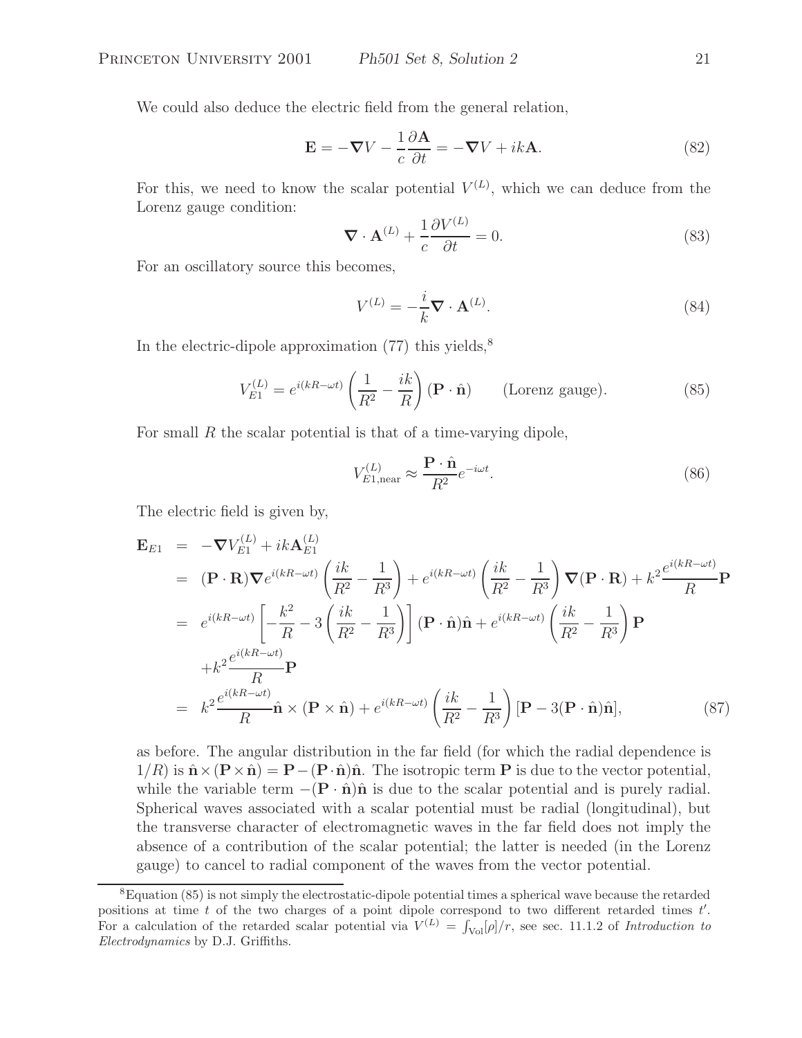We could also deduce the electric field from the general relation,

$$\mathbf{E} = -\boldsymbol{\nabla} V - \frac{1}{c}\frac{\partial \mathbf{A}}{\partial t} = -\boldsymbol{\nabla} V + ik\mathbf{A}. \tag{82}$$

For this, we need to know the scalar potential $V^{(L)}$, which we can deduce from the Lorenz gauge condition:

$$\boldsymbol{\nabla} \cdot \mathbf{A}^{(L)} + \frac{1}{c}\frac{\partial V^{(L)}}{\partial t} = 0. \tag{83}$$

For an oscillatory source this becomes,

$$V^{(L)} = -\frac{i}{k}\boldsymbol{\nabla} \cdot \mathbf{A}^{(L)}. \tag{84}$$

In the electric-dipole approximation (77) this yields,[8]

$$V^{(L)}_{E1} = e^{i(kR-\omega t)}\left(\frac{1}{R^2} - \frac{ik}{R}\right)(\mathbf{P}\cdot\hat{\mathbf{n}}) \qquad \text{(Lorenz gauge)}. \tag{85}$$

For small $R$ the scalar potential is that of a time-varying dipole,

$$V^{(L)}_{E1,\text{near}} \approx \frac{\mathbf{P}\cdot\hat{\mathbf{n}}}{R^2}e^{-i\omega t}. \tag{86}$$

The electric field is given by,

$$\begin{aligned}
\mathbf{E}_{E1} &= -\boldsymbol{\nabla} V^{(L)}_{E1} + ik\mathbf{A}^{(L)}_{E1} \\
&= (\mathbf{P}\cdot\mathbf{R})\boldsymbol{\nabla} e^{i(kR-\omega t)}\left(\frac{ik}{R^2} - \frac{1}{R^3}\right) + e^{i(kR-\omega t)}\left(\frac{ik}{R^2} - \frac{1}{R^3}\right)\boldsymbol{\nabla}(\mathbf{P}\cdot\mathbf{R}) + k^2\frac{e^{i(kR-\omega t)}}{R}\mathbf{P} \\
&= e^{i(kR-\omega t)}\left[-\frac{k^2}{R} - 3\left(\frac{ik}{R^2} - \frac{1}{R^3}\right)\right](\mathbf{P}\cdot\hat{\mathbf{n}})\hat{\mathbf{n}} + e^{i(kR-\omega t)}\left(\frac{ik}{R^2} - \frac{1}{R^3}\right)\mathbf{P} \\
&\quad + k^2\frac{e^{i(kR-\omega t)}}{R}\mathbf{P} \\
&= k^2\frac{e^{i(kR-\omega t)}}{R}\hat{\mathbf{n}}\times(\mathbf{P}\times\hat{\mathbf{n}}) + e^{i(kR-\omega t)}\left(\frac{ik}{R^2} - \frac{1}{R^3}\right)[\mathbf{P} - 3(\mathbf{P}\cdot\hat{\mathbf{n}})\hat{\mathbf{n}}],
\end{aligned} \tag{87}$$

as before. The angular distribution in the far field (for which the radial dependence is $1/R$) is $\hat{\mathbf{n}}\times(\mathbf{P}\times\hat{\mathbf{n}}) = \mathbf{P} - (\mathbf{P}\cdot\hat{\mathbf{n}})\hat{\mathbf{n}}$. The isotropic term $\mathbf{P}$ is due to the vector potential, while the variable term $-(\mathbf{P}\cdot\hat{\mathbf{n}})\hat{\mathbf{n}}$ is due to the scalar potential and is purely radial. Spherical waves associated with a scalar potential must be radial (longitudinal), but the transverse character of electromagnetic waves in the far field does not imply the absence of a contribution of the scalar potential; the latter is needed (in the Lorenz gauge) to cancel to radial component of the waves from the vector potential.

[8] Equation (85) is not simply the electrostatic-dipole potential times a spherical wave because the retarded positions at time $t$ of the two charges of a point dipole correspond to two different retarded times $t'$. For a calculation of the retarded scalar potential via $V^{(L)} = \int_{\text{Vol}}[\rho]/r$, see sec. 11.1.2 of *Introduction to Electrodynamics* by D.J. Griffiths.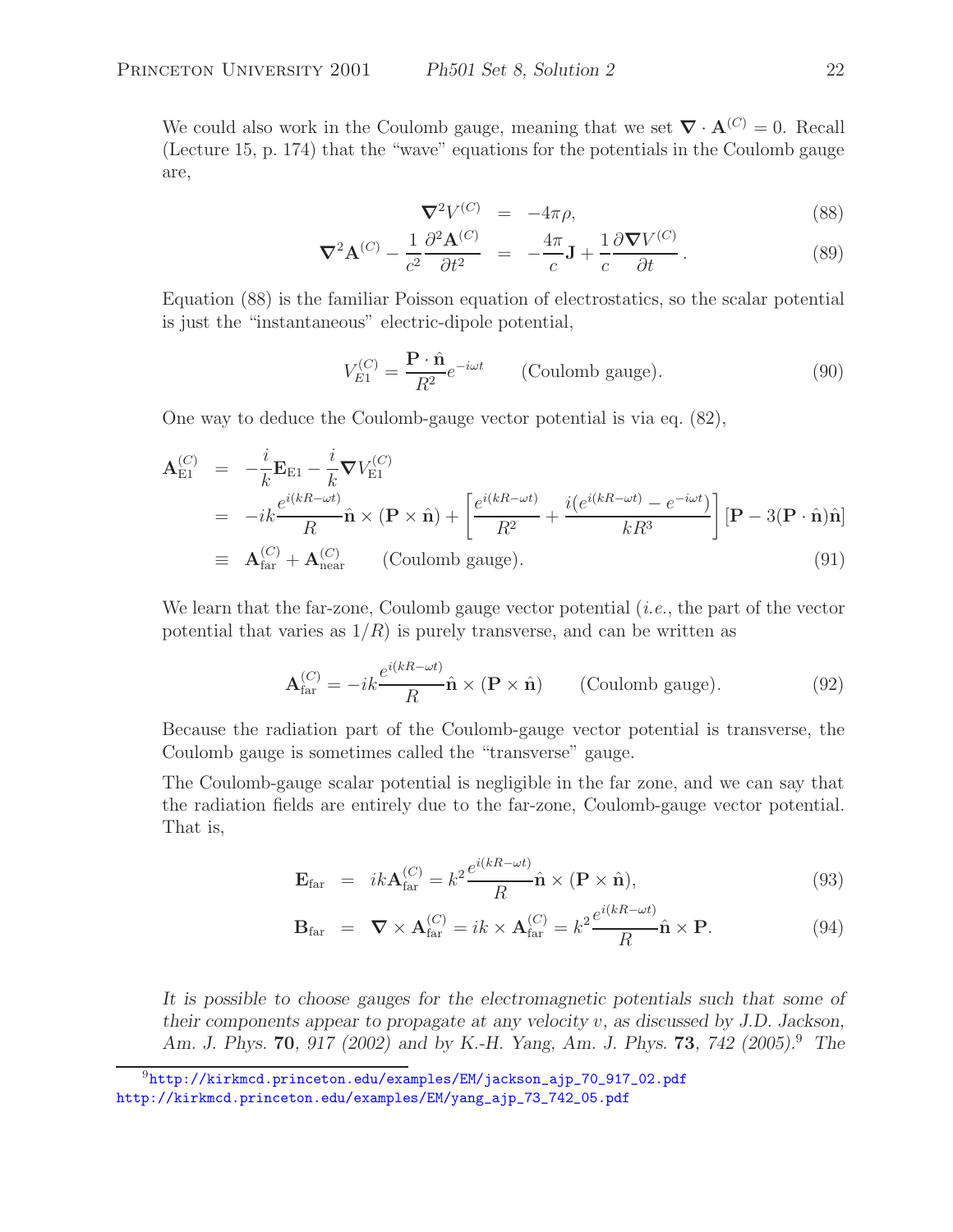We could also work in the Coulomb gauge, meaning that we set $\boldsymbol{\nabla} \cdot \mathbf{A}^{(C)} = 0$. Recall (Lecture 15, p. 174) that the "wave" equations for the potentials in the Coulomb gauge are,

$$\boldsymbol{\nabla}^2 V^{(C)} = -4\pi\rho, \tag{88}$$

$$\boldsymbol{\nabla}^2 \mathbf{A}^{(C)} - \frac{1}{c^2}\frac{\partial^2 \mathbf{A}^{(C)}}{\partial t^2} = -\frac{4\pi}{c}\mathbf{J} + \frac{1}{c}\frac{\partial \boldsymbol{\nabla} V^{(C)}}{\partial t}. \tag{89}$$

Equation (88) is the familiar Poisson equation of electrostatics, so the scalar potential is just the "instantaneous" electric-dipole potential,

$$V_{E1}^{(C)} = \frac{\mathbf{P}\cdot\hat{\mathbf{n}}}{R^2}e^{-i\omega t} \qquad \text{(Coulomb gauge)}. \tag{90}$$

One way to deduce the Coulomb-gauge vector potential is via eq. (82),

$$\begin{aligned}
\mathbf{A}_{\rm E1}^{(C)} &= -\frac{i}{k}\mathbf{E}_{\rm E1} - \frac{i}{k}\boldsymbol{\nabla} V_{\rm E1}^{(C)} \\
&= -ik\frac{e^{i(kR-\omega t)}}{R}\hat{\mathbf{n}}\times(\mathbf{P}\times\hat{\mathbf{n}}) + \left[\frac{e^{i(kR-\omega t)}}{R^2} + \frac{i(e^{i(kR-\omega t)} - e^{-i\omega t})}{kR^3}\right][\mathbf{P} - 3(\mathbf{P}\cdot\hat{\mathbf{n}})\hat{\mathbf{n}}] \\
&\equiv \mathbf{A}_{\rm far}^{(C)} + \mathbf{A}_{\rm near}^{(C)} \qquad \text{(Coulomb gauge)}.
\end{aligned} \tag{91}$$

We learn that the far-zone, Coulomb gauge vector potential (*i.e.*, the part of the vector potential that varies as $1/R$) is purely transverse, and can be written as

$$\mathbf{A}_{\rm far}^{(C)} = -ik\frac{e^{i(kR-\omega t)}}{R}\hat{\mathbf{n}}\times(\mathbf{P}\times\hat{\mathbf{n}}) \qquad \text{(Coulomb gauge)}. \tag{92}$$

Because the radiation part of the Coulomb-gauge vector potential is transverse, the Coulomb gauge is sometimes called the "transverse" gauge.

The Coulomb-gauge scalar potential is negligible in the far zone, and we can say that the radiation fields are entirely due to the far-zone, Coulomb-gauge vector potential. That is,

$$\mathbf{E}_{\rm far} = ik\mathbf{A}_{\rm far}^{(C)} = k^2\frac{e^{i(kR-\omega t)}}{R}\hat{\mathbf{n}}\times(\mathbf{P}\times\hat{\mathbf{n}}), \tag{93}$$

$$\mathbf{B}_{\rm far} = \boldsymbol{\nabla}\times\mathbf{A}_{\rm far}^{(C)} = ik\times\mathbf{A}_{\rm far}^{(C)} = k^2\frac{e^{i(kR-\omega t)}}{R}\hat{\mathbf{n}}\times\mathbf{P}. \tag{94}$$

*It is possible to choose gauges for the electromagnetic potentials such that some of their components appear to propagate at any velocity $v$, as discussed by J.D. Jackson, Am. J. Phys.* **70***, 917 (2002) and by K.-H. Yang, Am. J. Phys.* **73***, 742 (2005).*[9] *The*

[9] http://kirkmcd.princeton.edu/examples/EM/jackson_ajp_70_917_02.pdf
http://kirkmcd.princeton.edu/examples/EM/yang_ajp_73_742_05.pdf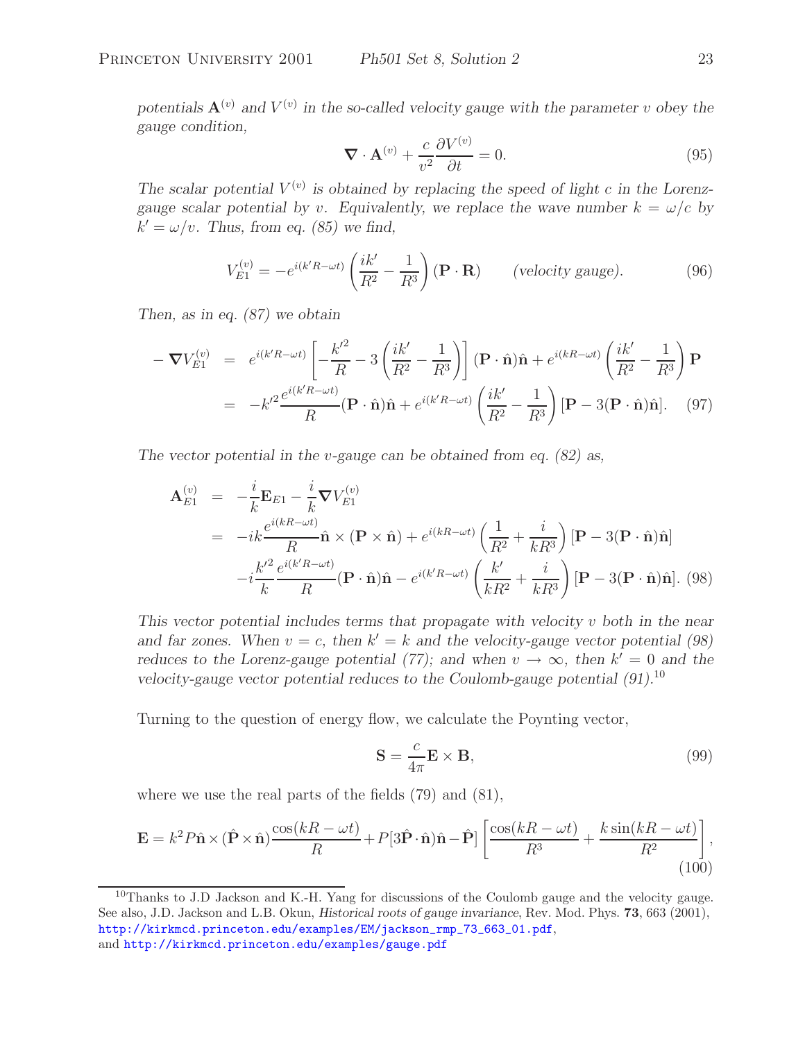*potentials $\mathbf{A}^{(v)}$ and $V^{(v)}$ in the so-called velocity gauge with the parameter $v$ obey the gauge condition,*

$$\boldsymbol{\nabla}\cdot\mathbf{A}^{(v)} + \frac{c}{v^2}\frac{\partial V^{(v)}}{\partial t} = 0. \tag{95}$$

*The scalar potential $V^{(v)}$ is obtained by replacing the speed of light $c$ in the Lorenz-gauge scalar potential by $v$. Equivalently, we replace the wave number $k = \omega/c$ by $k' = \omega/v$. Thus, from eq. (85) we find,*

$$V_{E1}^{(v)} = -e^{i(k'R-\omega t)}\left(\frac{ik'}{R^2} - \frac{1}{R^3}\right)(\mathbf{P}\cdot\mathbf{R}) \qquad \textit{(velocity gauge)}. \tag{96}$$

*Then, as in eq. (87) we obtain*

$$\begin{aligned}
-\boldsymbol{\nabla}V_{E1}^{(v)} &= e^{i(k'R-\omega t)}\left[-\frac{k'^2}{R} - 3\left(\frac{ik'}{R^2} - \frac{1}{R^3}\right)\right](\mathbf{P}\cdot\hat{\mathbf{n}})\hat{\mathbf{n}} + e^{i(kR-\omega t)}\left(\frac{ik'}{R^2} - \frac{1}{R^3}\right)\mathbf{P} \\
&= -k'^2\frac{e^{i(k'R-\omega t)}}{R}(\mathbf{P}\cdot\hat{\mathbf{n}})\hat{\mathbf{n}} + e^{i(k'R-\omega t)}\left(\frac{ik'}{R^2} - \frac{1}{R^3}\right)[\mathbf{P} - 3(\mathbf{P}\cdot\hat{\mathbf{n}})\hat{\mathbf{n}}].
\end{aligned} \tag{97}$$

*The vector potential in the $v$-gauge can be obtained from eq. (82) as,*

$$\begin{aligned}
\mathbf{A}_{E1}^{(v)} &= -\frac{i}{k}\mathbf{E}_{E1} - \frac{i}{k}\boldsymbol{\nabla}V_{E1}^{(v)} \\
&= -ik\frac{e^{i(kR-\omega t)}}{R}\hat{\mathbf{n}}\times(\mathbf{P}\times\hat{\mathbf{n}}) + e^{i(kR-\omega t)}\left(\frac{1}{R^2} + \frac{i}{kR^3}\right)[\mathbf{P} - 3(\mathbf{P}\cdot\hat{\mathbf{n}})\hat{\mathbf{n}}] \\
&\quad -i\frac{k'^2}{k}\frac{e^{i(k'R-\omega t)}}{R}(\mathbf{P}\cdot\hat{\mathbf{n}})\hat{\mathbf{n}} - e^{i(k'R-\omega t)}\left(\frac{k'}{kR^2} + \frac{i}{kR^3}\right)[\mathbf{P} - 3(\mathbf{P}\cdot\hat{\mathbf{n}})\hat{\mathbf{n}}].
\end{aligned} \tag{98}$$

*This vector potential includes terms that propagate with velocity $v$ both in the near and far zones. When $v = c$, then $k' = k$ and the velocity-gauge vector potential (98) reduces to the Lorenz-gauge potential (77); and when $v \to \infty$, then $k' = 0$ and the velocity-gauge vector potential reduces to the Coulomb-gauge potential (91).*[10]

Turning to the question of energy flow, we calculate the Poynting vector,

$$\mathbf{S} = \frac{c}{4\pi}\mathbf{E}\times\mathbf{B}, \tag{99}$$

where we use the real parts of the fields (79) and (81),

$$\mathbf{E} = k^2 P\hat{\mathbf{n}}\times(\hat{\mathbf{P}}\times\hat{\mathbf{n}})\frac{\cos(kR-\omega t)}{R} + P[3\hat{\mathbf{P}}\cdot\hat{\mathbf{n}})\hat{\mathbf{n}} - \hat{\mathbf{P}}]\left[\frac{\cos(kR-\omega t)}{R^3} + \frac{k\sin(kR-\omega t)}{R^2}\right], \tag{100}$$

[10]Thanks to J.D Jackson and K.-H. Yang for discussions of the Coulomb gauge and the velocity gauge. See also, J.D. Jackson and L.B. Okun, *Historical roots of gauge invariance*, Rev. Mod. Phys. **73**, 663 (2001), http://kirkmcd.princeton.edu/examples/EM/jackson_rmp_73_663_01.pdf, and http://kirkmcd.princeton.edu/examples/gauge.pdf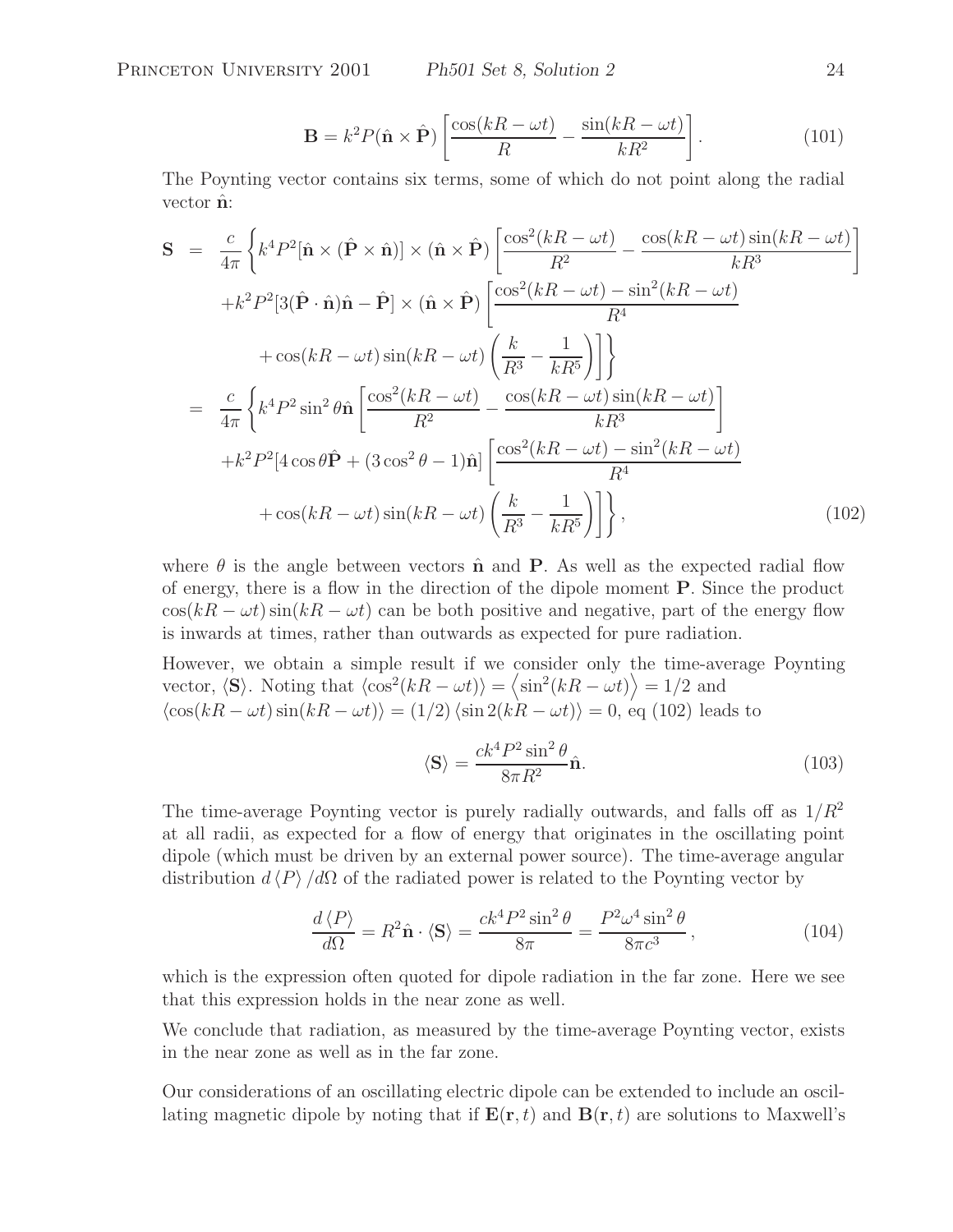$$
\mathbf{B} = k^2 P(\hat{\mathbf{n}} \times \hat{\mathbf{P}}) \left[ \frac{\cos(kR - \omega t)}{R} - \frac{\sin(kR - \omega t)}{kR^2} \right]. \tag{101}
$$

The Poynting vector contains six terms, some of which do not point along the radial vector $\hat{\mathbf{n}}$:

$$
\begin{aligned}
\mathbf{S} &= \frac{c}{4\pi} \Bigg\{ k^4 P^2 [\hat{\mathbf{n}} \times (\hat{\mathbf{P}} \times \hat{\mathbf{n}})] \times (\hat{\mathbf{n}} \times \hat{\mathbf{P}}) \left[ \frac{\cos^2(kR - \omega t)}{R^2} - \frac{\cos(kR - \omega t)\sin(kR - \omega t)}{kR^3} \right] \\
&\quad + k^2 P^2 [3(\hat{\mathbf{P}} \cdot \hat{\mathbf{n}})\hat{\mathbf{n}} - \hat{\mathbf{P}}] \times (\hat{\mathbf{n}} \times \hat{\mathbf{P}}) \Bigg[ \frac{\cos^2(kR - \omega t) - \sin^2(kR - \omega t)}{R^4} \\
&\quad + \cos(kR - \omega t)\sin(kR - \omega t) \left( \frac{k}{R^3} - \frac{1}{kR^5} \right) \Bigg] \Bigg\} \\
&= \frac{c}{4\pi} \Bigg\{ k^4 P^2 \sin^2\theta \hat{\mathbf{n}} \left[ \frac{\cos^2(kR - \omega t)}{R^2} - \frac{\cos(kR - \omega t)\sin(kR - \omega t)}{kR^3} \right] \\
&\quad + k^2 P^2 [4\cos\theta \hat{\mathbf{P}} + (3\cos^2\theta - 1)\hat{\mathbf{n}}] \Bigg[ \frac{\cos^2(kR - \omega t) - \sin^2(kR - \omega t)}{R^4} \\
&\quad + \cos(kR - \omega t)\sin(kR - \omega t) \left( \frac{k}{R^3} - \frac{1}{kR^5} \right) \Bigg] \Bigg\},
\end{aligned} \tag{102}
$$

where $\theta$ is the angle between vectors $\hat{\mathbf{n}}$ and $\mathbf{P}$. As well as the expected radial flow of energy, there is a flow in the direction of the dipole moment $\mathbf{P}$. Since the product $\cos(kR - \omega t)\sin(kR - \omega t)$ can be both positive and negative, part of the energy flow is inwards at times, rather than outwards as expected for pure radiation.

However, we obtain a simple result if we consider only the time-average Poynting vector, $\langle \mathbf{S} \rangle$. Noting that $\langle \cos^2(kR - \omega t) \rangle = \langle \sin^2(kR - \omega t) \rangle = 1/2$ and $\langle \cos(kR - \omega t)\sin(kR - \omega t) \rangle = (1/2)\langle \sin 2(kR - \omega t) \rangle = 0$, eq (102) leads to

$$
\langle \mathbf{S} \rangle = \frac{ck^4 P^2 \sin^2\theta}{8\pi R^2} \hat{\mathbf{n}}. \tag{103}
$$

The time-average Poynting vector is purely radially outwards, and falls off as $1/R^2$ at all radii, as expected for a flow of energy that originates in the oscillating point dipole (which must be driven by an external power source). The time-average angular distribution $d\langle P \rangle / d\Omega$ of the radiated power is related to the Poynting vector by

$$
\frac{d\langle P \rangle}{d\Omega} = R^2 \hat{\mathbf{n}} \cdot \langle \mathbf{S} \rangle = \frac{ck^4 P^2 \sin^2\theta}{8\pi} = \frac{P^2 \omega^4 \sin^2\theta}{8\pi c^3}, \tag{104}
$$

which is the expression often quoted for dipole radiation in the far zone. Here we see that this expression holds in the near zone as well.

We conclude that radiation, as measured by the time-average Poynting vector, exists in the near zone as well as in the far zone.

Our considerations of an oscillating electric dipole can be extended to include an oscillating magnetic dipole by noting that if $\mathbf{E}(\mathbf{r}, t)$ and $\mathbf{B}(\mathbf{r}, t)$ are solutions to Maxwell's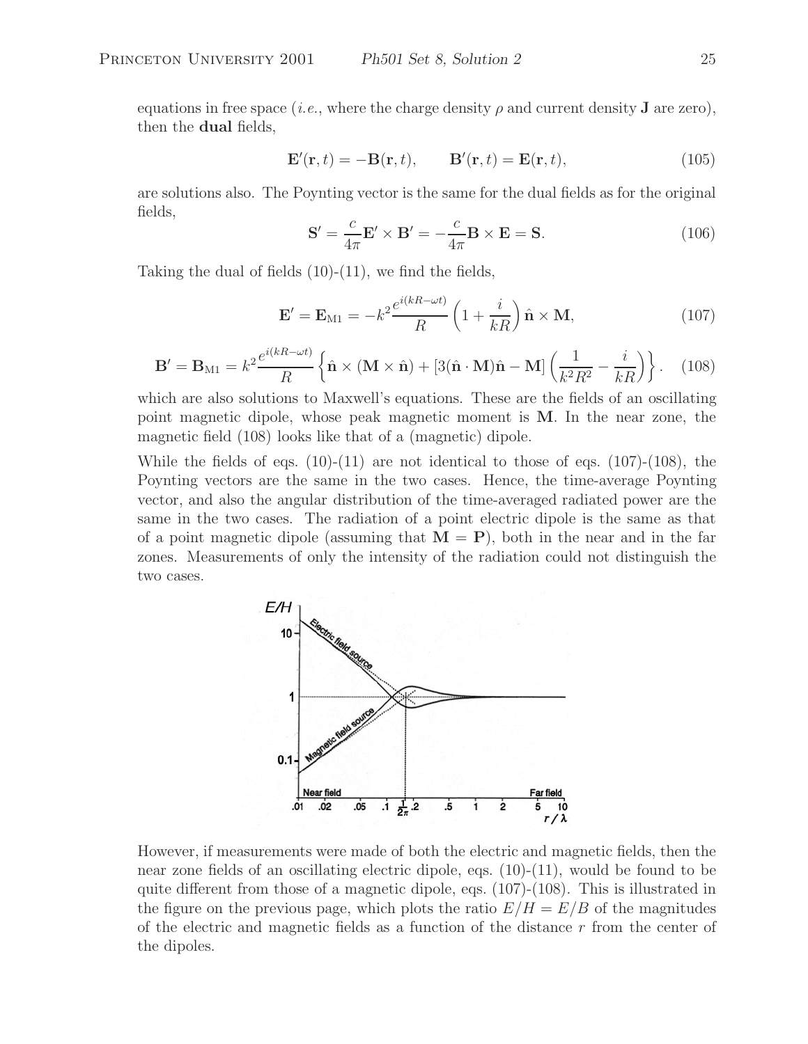equations in free space (*i.e.*, where the charge density $\rho$ and current density $\mathbf{J}$ are zero), then the **dual** fields,

$$\mathbf{E}'(\mathbf{r}, t) = -\mathbf{B}(\mathbf{r}, t), \qquad \mathbf{B}'(\mathbf{r}, t) = \mathbf{E}(\mathbf{r}, t), \tag{105}$$

are solutions also. The Poynting vector is the same for the dual fields as for the original fields,

$$\mathbf{S}' = \frac{c}{4\pi}\mathbf{E}' \times \mathbf{B}' = -\frac{c}{4\pi}\mathbf{B} \times \mathbf{E} = \mathbf{S}. \tag{106}$$

Taking the dual of fields (10)-(11), we find the fields,

$$\mathbf{E}' = \mathbf{E}_{\mathrm{M1}} = -k^2 \frac{e^{i(kR-\omega t)}}{R}\left(1 + \frac{i}{kR}\right)\hat{\mathbf{n}} \times \mathbf{M}, \tag{107}$$

$$\mathbf{B}' = \mathbf{B}_{\mathrm{M1}} = k^2 \frac{e^{i(kR-\omega t)}}{R}\left\{\hat{\mathbf{n}} \times (\mathbf{M} \times \hat{\mathbf{n}}) + [3(\hat{\mathbf{n}} \cdot \mathbf{M})\hat{\mathbf{n}} - \mathbf{M}]\left(\frac{1}{k^2R^2} - \frac{i}{kR}\right)\right\}. \tag{108}$$

which are also solutions to Maxwell's equations. These are the fields of an oscillating point magnetic dipole, whose peak magnetic moment is $\mathbf{M}$. In the near zone, the magnetic field (108) looks like that of a (magnetic) dipole.

While the fields of eqs. (10)-(11) are not identical to those of eqs. (107)-(108), the Poynting vectors are the same in the two cases. Hence, the time-average Poynting vector, and also the angular distribution of the time-averaged radiated power are the same in the two cases. The radiation of a point electric dipole is the same as that of a point magnetic dipole (assuming that $\mathbf{M} = \mathbf{P}$), both in the near and in the far zones. Measurements of only the intensity of the radiation could not distinguish the two cases.

E/H
10
1
0.1
Electric field source
Magnetic field source
Near field
Far field
.01 .02 .05 .1 $\frac{1}{2\pi}$ .2 .5 1 2 5 10
r / λ

However, if measurements were made of both the electric and magnetic fields, then the near zone fields of an oscillating electric dipole, eqs. (10)-(11), would be found to be quite different from those of a magnetic dipole, eqs. (107)-(108). This is illustrated in the figure on the previous page, which plots the ratio $E/H = E/B$ of the magnitudes of the electric and magnetic fields as a function of the distance $r$ from the center of the dipoles.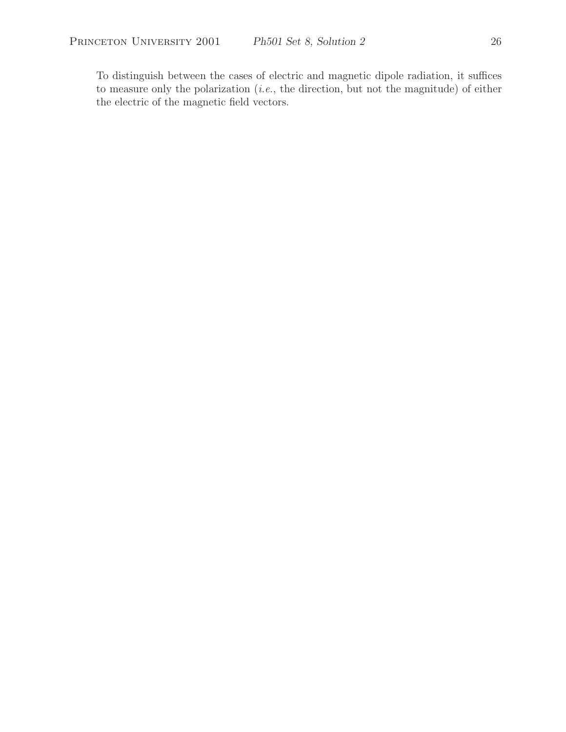To distinguish between the cases of electric and magnetic dipole radiation, it suffices to measure only the polarization (*i.e.*, the direction, but not the magnitude) of either the electric of the magnetic field vectors.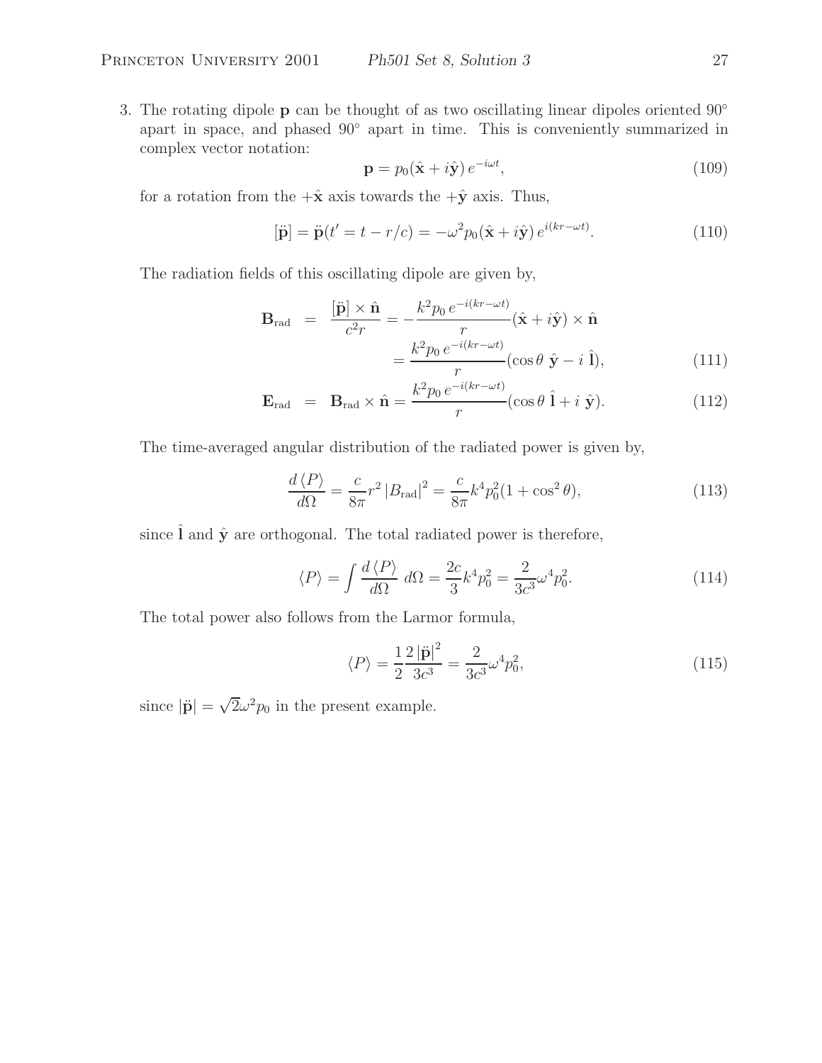3. The rotating dipole $\mathbf{p}$ can be thought of as two oscillating linear dipoles oriented 90° apart in space, and phased 90° apart in time. This is conveniently summarized in complex vector notation:

$$\mathbf{p} = p_0(\hat{\mathbf{x}} + i\hat{\mathbf{y}})\, e^{-i\omega t}, \tag{109}$$

for a rotation from the $+\hat{\mathbf{x}}$ axis towards the $+\hat{\mathbf{y}}$ axis. Thus,

$$[\ddot{\mathbf{p}}] = \ddot{\mathbf{p}}(t' = t - r/c) = -\omega^2 p_0(\hat{\mathbf{x}} + i\hat{\mathbf{y}})\, e^{i(kr-\omega t)}. \tag{110}$$

The radiation fields of this oscillating dipole are given by,

$$\mathbf{B}_{\rm rad} = \frac{[\ddot{\mathbf{p}}] \times \hat{\mathbf{n}}}{c^2 r} = -\frac{k^2 p_0\, e^{-i(kr-\omega t)}}{r}(\hat{\mathbf{x}} + i\hat{\mathbf{y}}) \times \hat{\mathbf{n}} = \frac{k^2 p_0\, e^{-i(kr-\omega t)}}{r}(\cos\theta\ \hat{\mathbf{y}} - i\ \hat{\mathbf{l}}), \tag{111}$$

$$\mathbf{E}_{\rm rad} = \mathbf{B}_{\rm rad} \times \hat{\mathbf{n}} = \frac{k^2 p_0\, e^{-i(kr-\omega t)}}{r}(\cos\theta\ \hat{\mathbf{l}} + i\ \hat{\mathbf{y}}). \tag{112}$$

The time-averaged angular distribution of the radiated power is given by,

$$\frac{d\langle P\rangle}{d\Omega} = \frac{c}{8\pi} r^2 \left|B_{\rm rad}\right|^2 = \frac{c}{8\pi} k^4 p_0^2 (1 + \cos^2\theta), \tag{113}$$

since $\hat{\mathbf{l}}$ and $\hat{\mathbf{y}}$ are orthogonal. The total radiated power is therefore,

$$\langle P\rangle = \int \frac{d\langle P\rangle}{d\Omega}\ d\Omega = \frac{2c}{3} k^4 p_0^2 = \frac{2}{3c^3}\omega^4 p_0^2. \tag{114}$$

The total power also follows from the Larmor formula,

$$\langle P\rangle = \frac{1}{2}\frac{2\left|\ddot{\mathbf{p}}\right|^2}{3c^3} = \frac{2}{3c^3}\omega^4 p_0^2, \tag{115}$$

since $|\ddot{\mathbf{p}}| = \sqrt{2}\omega^2 p_0$ in the present example.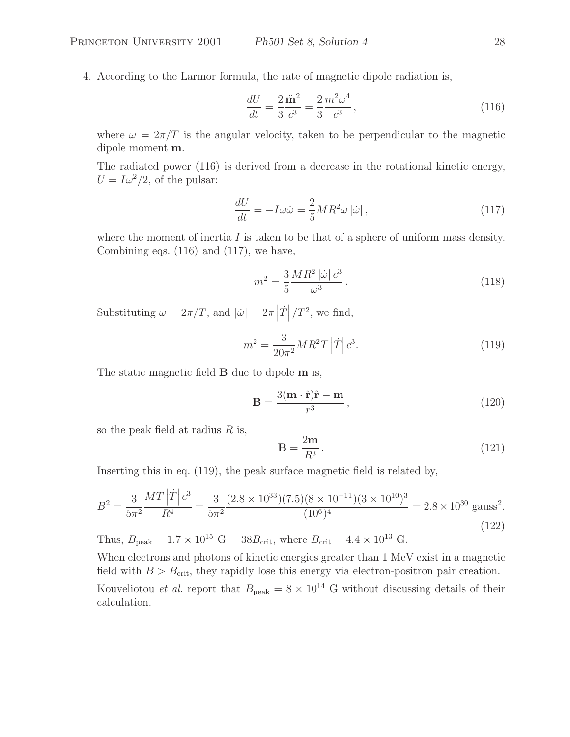4. According to the Larmor formula, the rate of magnetic dipole radiation is,

$$\frac{dU}{dt} = \frac{2}{3}\frac{\ddot{\mathbf{m}}^2}{c^3} = \frac{2}{3}\frac{m^2\omega^4}{c^3}, \tag{116}$$

where $\omega = 2\pi/T$ is the angular velocity, taken to be perpendicular to the magnetic dipole moment $\mathbf{m}$.

The radiated power (116) is derived from a decrease in the rotational kinetic energy, $U = I\omega^2/2$, of the pulsar:

$$\frac{dU}{dt} = -I\omega\dot{\omega} = \frac{2}{5}MR^2\omega\,|\dot{\omega}|\,, \tag{117}$$

where the moment of inertia $I$ is taken to be that of a sphere of uniform mass density. Combining eqs. (116) and (117), we have,

$$m^2 = \frac{3}{5}\frac{MR^2\,|\dot{\omega}|\,c^3}{\omega^3}\,. \tag{118}$$

Substituting $\omega = 2\pi/T$, and $|\dot{\omega}| = 2\pi\left|\dot{T}\right|/T^2$, we find,

$$m^2 = \frac{3}{20\pi^2}MR^2T\left|\dot{T}\right|c^3. \tag{119}$$

The static magnetic field $\mathbf{B}$ due to dipole $\mathbf{m}$ is,

$$\mathbf{B} = \frac{3(\mathbf{m}\cdot\hat{\mathbf{r}})\hat{\mathbf{r}} - \mathbf{m}}{r^3}\,, \tag{120}$$

so the peak field at radius $R$ is,

$$\mathbf{B} = \frac{2\mathbf{m}}{R^3}\,. \tag{121}$$

Inserting this in eq. (119), the peak surface magnetic field is related by,

$$B^2 = \frac{3}{5\pi^2}\frac{MT\left|\dot{T}\right|c^3}{R^4} = \frac{3}{5\pi^2}\frac{(2.8\times 10^{33})(7.5)(8\times 10^{-11})(3\times 10^{10})^3}{(10^6)^4} = 2.8\times 10^{30}\ \text{gauss}^2. \tag{122}$$

Thus, $B_{\text{peak}} = 1.7\times 10^{15}$ G $= 38B_{\text{crit}}$, where $B_{\text{crit}} = 4.4\times 10^{13}$ G.

When electrons and photons of kinetic energies greater than 1 MeV exist in a magnetic field with $B > B_{\text{crit}}$, they rapidly lose this energy via electron-positron pair creation.

Kouveliotou *et al.* report that $B_{\text{peak}} = 8\times 10^{14}$ G without discussing details of their calculation.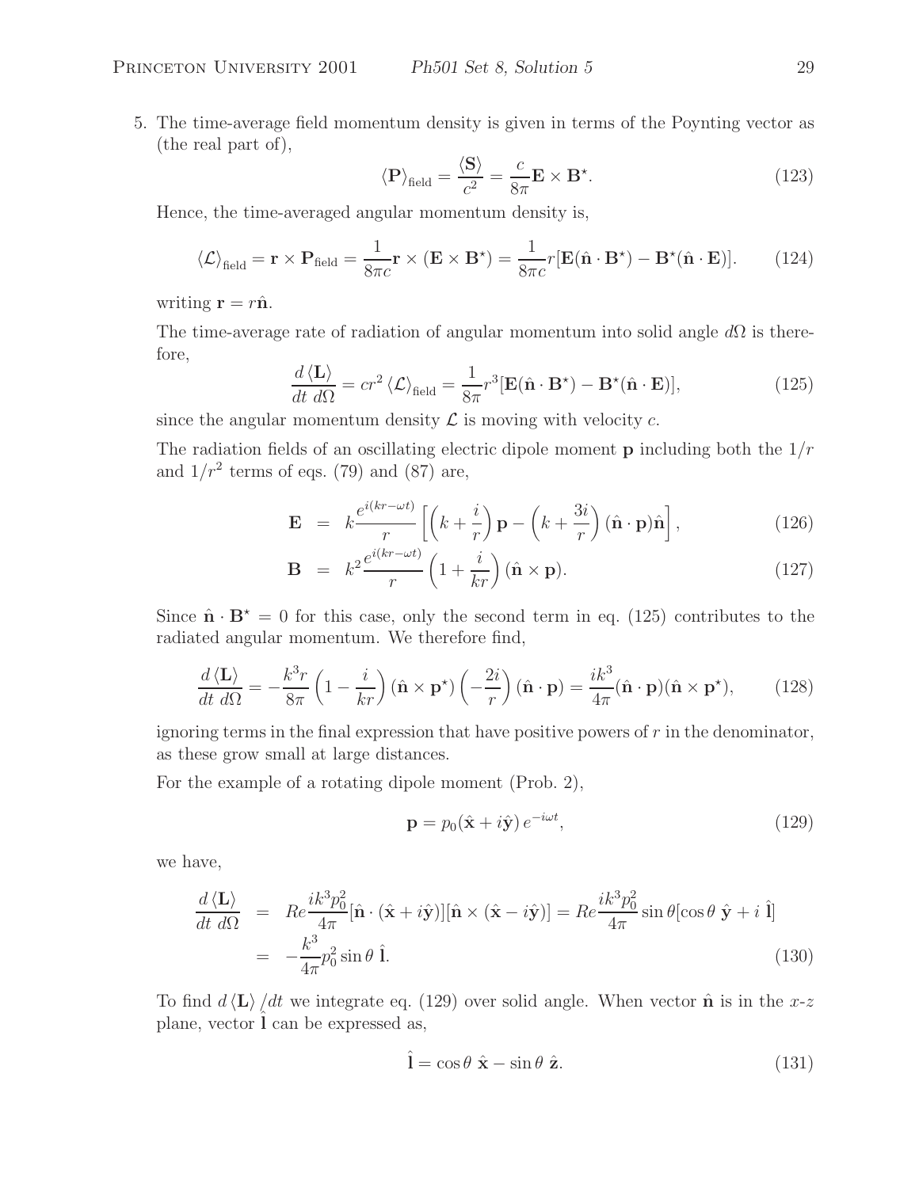5. The time-average field momentum density is given in terms of the Poynting vector as (the real part of),

$$\langle \mathbf{P} \rangle_{\rm field} = \frac{\langle \mathbf{S} \rangle}{c^2} = \frac{c}{8\pi} \mathbf{E} \times \mathbf{B}^\star. \tag{123}$$

Hence, the time-averaged angular momentum density is,

$$\langle \mathcal{L} \rangle_{\rm field} = \mathbf{r} \times \mathbf{P}_{\rm field} = \frac{1}{8\pi c} \mathbf{r} \times (\mathbf{E} \times \mathbf{B}^\star) = \frac{1}{8\pi c} r[\mathbf{E}(\hat{\mathbf{n}} \cdot \mathbf{B}^\star) - \mathbf{B}^\star(\hat{\mathbf{n}} \cdot \mathbf{E})]. \tag{124}$$

writing $\mathbf{r} = r\hat{\mathbf{n}}$.

The time-average rate of radiation of angular momentum into solid angle $d\Omega$ is therefore,

$$\frac{d\langle \mathbf{L} \rangle}{dt\ d\Omega} = cr^2 \langle \mathcal{L} \rangle_{\rm field} = \frac{1}{8\pi} r^3 [\mathbf{E}(\hat{\mathbf{n}} \cdot \mathbf{B}^\star) - \mathbf{B}^\star(\hat{\mathbf{n}} \cdot \mathbf{E})], \tag{125}$$

since the angular momentum density $\mathcal{L}$ is moving with velocity $c$.

The radiation fields of an oscillating electric dipole moment $\mathbf{p}$ including both the $1/r$ and $1/r^2$ terms of eqs. (79) and (87) are,

$$\mathbf{E} = k \frac{e^{i(kr-\omega t)}}{r} \left[ \left( k + \frac{i}{r} \right) \mathbf{p} - \left( k + \frac{3i}{r} \right) (\hat{\mathbf{n}} \cdot \mathbf{p})\hat{\mathbf{n}} \right], \tag{126}$$

$$\mathbf{B} = k^2 \frac{e^{i(kr-\omega t)}}{r} \left( 1 + \frac{i}{kr} \right) (\hat{\mathbf{n}} \times \mathbf{p}). \tag{127}$$

Since $\hat{\mathbf{n}} \cdot \mathbf{B}^\star = 0$ for this case, only the second term in eq. (125) contributes to the radiated angular momentum. We therefore find,

$$\frac{d\langle \mathbf{L} \rangle}{dt\ d\Omega} = -\frac{k^3 r}{8\pi} \left( 1 - \frac{i}{kr} \right) (\hat{\mathbf{n}} \times \mathbf{p}^\star) \left( -\frac{2i}{r} \right) (\hat{\mathbf{n}} \cdot \mathbf{p}) = \frac{ik^3}{4\pi} (\hat{\mathbf{n}} \cdot \mathbf{p})(\hat{\mathbf{n}} \times \mathbf{p}^\star), \tag{128}$$

ignoring terms in the final expression that have positive powers of $r$ in the denominator, as these grow small at large distances.

For the example of a rotating dipole moment (Prob. 2),

$$\mathbf{p} = p_0(\hat{\mathbf{x}} + i\hat{\mathbf{y}})\, e^{-i\omega t}, \tag{129}$$

we have,

$$\begin{aligned} \frac{d\langle \mathbf{L} \rangle}{dt\ d\Omega} &= Re \frac{ik^3 p_0^2}{4\pi} [\hat{\mathbf{n}} \cdot (\hat{\mathbf{x}} + i\hat{\mathbf{y}})][\hat{\mathbf{n}} \times (\hat{\mathbf{x}} - i\hat{\mathbf{y}})] = Re \frac{ik^3 p_0^2}{4\pi} \sin\theta [\cos\theta\ \hat{\mathbf{y}} + i\ \hat{\mathbf{l}}] \\ &= -\frac{k^3}{4\pi} p_0^2 \sin\theta\ \hat{\mathbf{l}}. \end{aligned} \tag{130}$$

To find $d\langle \mathbf{L} \rangle/dt$ we integrate eq. (129) over solid angle. When vector $\hat{\mathbf{n}}$ is in the $x$-$z$ plane, vector $\hat{\mathbf{l}}$ can be expressed as,

$$\hat{\mathbf{l}} = \cos\theta\ \hat{\mathbf{x}} - \sin\theta\ \hat{\mathbf{z}}. \tag{131}$$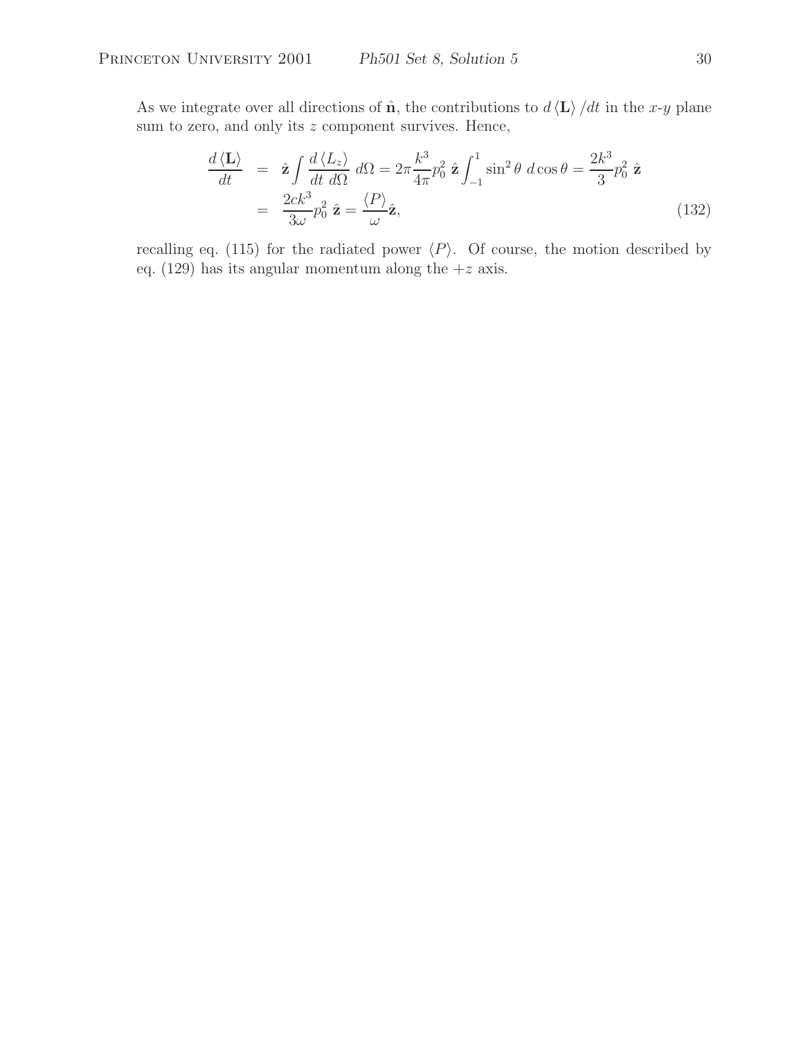As we integrate over all directions of $\hat{\mathbf{n}}$, the contributions to $d\langle\mathbf{L}\rangle/dt$ in the $x$-$y$ plane sum to zero, and only its $z$ component survives. Hence,

$$
\begin{aligned}
\frac{d\langle\mathbf{L}\rangle}{dt} &= \hat{\mathbf{z}}\int \frac{d\langle L_z\rangle}{dt\ d\Omega}\ d\Omega = 2\pi\frac{k^3}{4\pi}p_0^2\ \hat{\mathbf{z}}\int_{-1}^{1}\sin^2\theta\ d\cos\theta = \frac{2k^3}{3}p_0^2\ \hat{\mathbf{z}} \\
&= \frac{2ck^3}{3\omega}p_0^2\ \hat{\mathbf{z}} = \frac{\langle P\rangle}{\omega}\hat{\mathbf{z}},
\end{aligned}
\tag{132}
$$

recalling eq. (115) for the radiated power $\langle P\rangle$. Of course, the motion described by eq. (129) has its angular momentum along the $+z$ axis.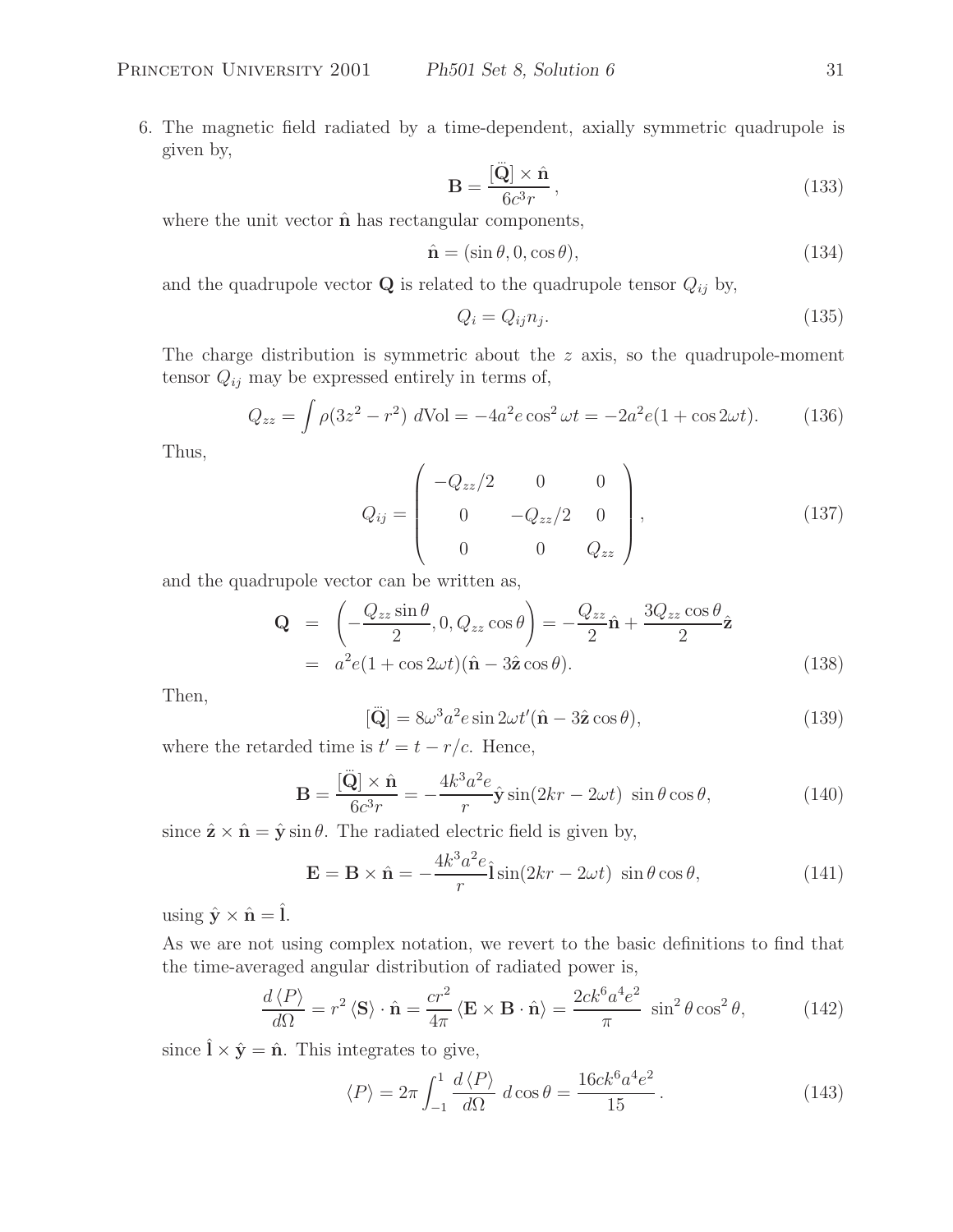6. The magnetic field radiated by a time-dependent, axially symmetric quadrupole is given by,

$$\mathbf{B} = \frac{[\dddot{\mathbf{Q}}] \times \hat{\mathbf{n}}}{6c^3 r}, \tag{133}$$

where the unit vector $\hat{\mathbf{n}}$ has rectangular components,

$$\hat{\mathbf{n}} = (\sin\theta, 0, \cos\theta), \tag{134}$$

and the quadrupole vector $\mathbf{Q}$ is related to the quadrupole tensor $Q_{ij}$ by,

$$Q_i = Q_{ij} n_j. \tag{135}$$

The charge distribution is symmetric about the $z$ axis, so the quadrupole-moment tensor $Q_{ij}$ may be expressed entirely in terms of,

$$Q_{zz} = \int \rho(3z^2 - r^2)\ d\text{Vol} = -4a^2 e \cos^2 \omega t = -2a^2 e(1 + \cos 2\omega t). \tag{136}$$

Thus,

$$Q_{ij} = \begin{pmatrix} -Q_{zz}/2 & 0 & 0 \\ 0 & -Q_{zz}/2 & 0 \\ 0 & 0 & Q_{zz} \end{pmatrix}, \tag{137}$$

and the quadrupole vector can be written as,

$$\begin{aligned} \mathbf{Q} &= \left( -\frac{Q_{zz} \sin\theta}{2}, 0, Q_{zz}\cos\theta \right) = -\frac{Q_{zz}}{2}\hat{\mathbf{n}} + \frac{3Q_{zz}\cos\theta}{2}\hat{\mathbf{z}} \\ &= a^2 e(1 + \cos 2\omega t)(\hat{\mathbf{n}} - 3\hat{\mathbf{z}}\cos\theta). \end{aligned} \tag{138}$$

Then,

$$[\dddot{\mathbf{Q}}] = 8\omega^3 a^2 e \sin 2\omega t'(\hat{\mathbf{n}} - 3\hat{\mathbf{z}}\cos\theta), \tag{139}$$

where the retarded time is $t' = t - r/c$. Hence,

$$\mathbf{B} = \frac{[\dddot{\mathbf{Q}}] \times \hat{\mathbf{n}}}{6c^3 r} = -\frac{4k^3 a^2 e}{r}\hat{\mathbf{y}} \sin(2kr - 2\omega t)\ \sin\theta\cos\theta, \tag{140}$$

since $\hat{\mathbf{z}} \times \hat{\mathbf{n}} = \hat{\mathbf{y}} \sin\theta$. The radiated electric field is given by,

$$\mathbf{E} = \mathbf{B} \times \hat{\mathbf{n}} = -\frac{4k^3 a^2 e}{r}\hat{\mathbf{l}} \sin(2kr - 2\omega t)\ \sin\theta\cos\theta, \tag{141}$$

using $\hat{\mathbf{y}} \times \hat{\mathbf{n}} = \hat{\mathbf{l}}$.

As we are not using complex notation, we revert to the basic definitions to find that the time-averaged angular distribution of radiated power is,

$$\frac{d\langle P \rangle}{d\Omega} = r^2 \langle \mathbf{S} \rangle \cdot \hat{\mathbf{n}} = \frac{cr^2}{4\pi} \langle \mathbf{E} \times \mathbf{B} \cdot \hat{\mathbf{n}} \rangle = \frac{2ck^6 a^4 e^2}{\pi}\ \sin^2\theta\cos^2\theta, \tag{142}$$

since $\hat{\mathbf{l}} \times \hat{\mathbf{y}} = \hat{\mathbf{n}}$. This integrates to give,

$$\langle P \rangle = 2\pi \int_{-1}^{1} \frac{d\langle P \rangle}{d\Omega}\ d\cos\theta = \frac{16ck^6 a^4 e^2}{15}. \tag{143}$$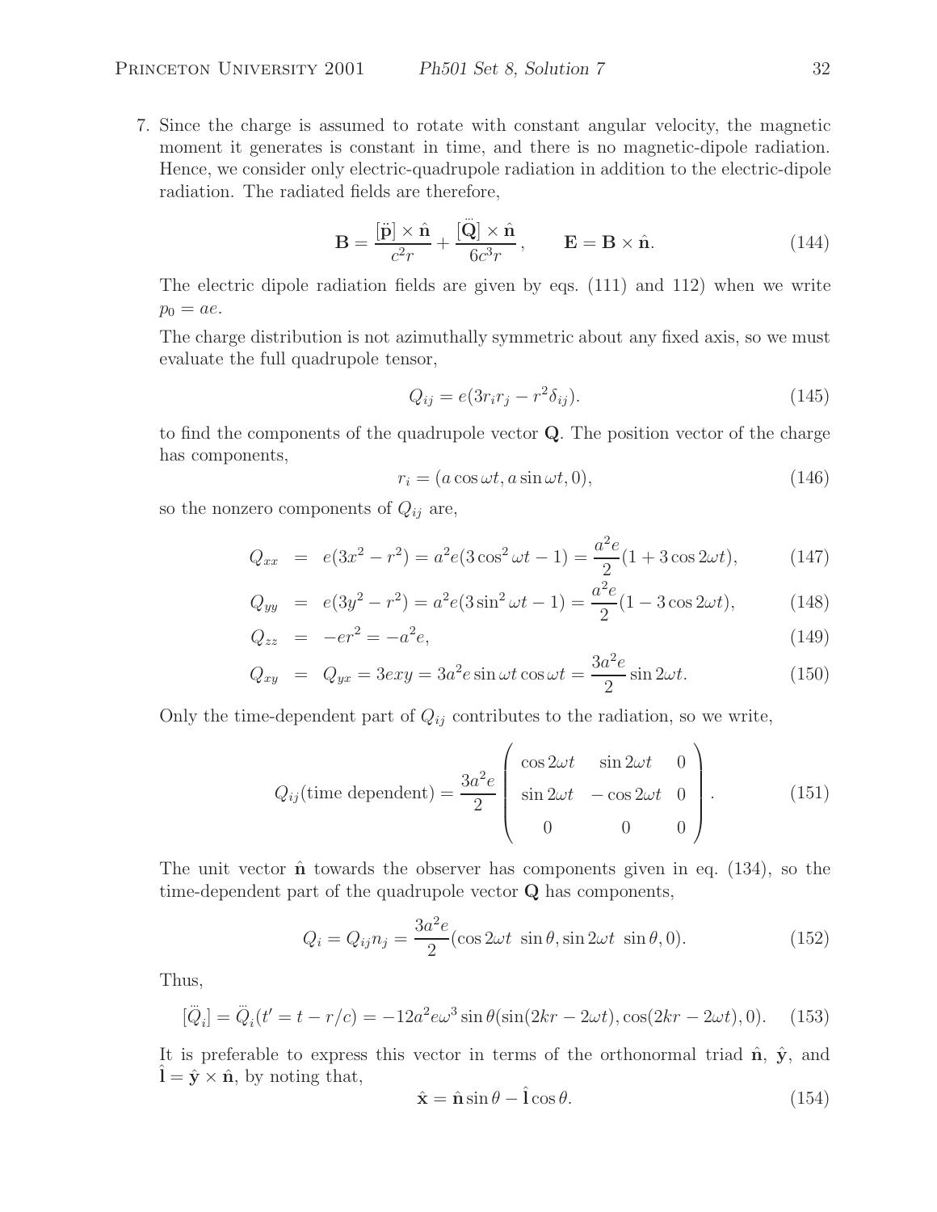7. Since the charge is assumed to rotate with constant angular velocity, the magnetic moment it generates is constant in time, and there is no magnetic-dipole radiation. Hence, we consider only electric-quadrupole radiation in addition to the electric-dipole radiation. The radiated fields are therefore,

$$\mathbf{B} = \frac{[\ddot{\mathbf{p}}] \times \hat{\mathbf{n}}}{c^2 r} + \frac{[\dddot{\mathbf{Q}}] \times \hat{\mathbf{n}}}{6c^3 r}, \qquad \mathbf{E} = \mathbf{B} \times \hat{\mathbf{n}}. \tag{144}$$

The electric dipole radiation fields are given by eqs. (111) and 112) when we write $p_0 = ae$.

The charge distribution is not azimuthally symmetric about any fixed axis, so we must evaluate the full quadrupole tensor,

$$Q_{ij} = e(3r_i r_j - r^2 \delta_{ij}). \tag{145}$$

to find the components of the quadrupole vector $\mathbf{Q}$. The position vector of the charge has components,

$$r_i = (a \cos \omega t, a \sin \omega t, 0), \tag{146}$$

so the nonzero components of $Q_{ij}$ are,

$$Q_{xx} = e(3x^2 - r^2) = a^2 e(3\cos^2 \omega t - 1) = \frac{a^2 e}{2}(1 + 3\cos 2\omega t), \tag{147}$$

$$Q_{yy} = e(3y^2 - r^2) = a^2 e(3\sin^2 \omega t - 1) = \frac{a^2 e}{2}(1 - 3\cos 2\omega t), \tag{148}$$

$$Q_{zz} = -er^2 = -a^2 e, \tag{149}$$

$$Q_{xy} = Q_{yx} = 3exy = 3a^2 e \sin \omega t \cos \omega t = \frac{3a^2 e}{2} \sin 2\omega t. \tag{150}$$

Only the time-dependent part of $Q_{ij}$ contributes to the radiation, so we write,

$$Q_{ij}(\text{time dependent}) = \frac{3a^2 e}{2} \begin{pmatrix} \cos 2\omega t & \sin 2\omega t & 0 \\ \sin 2\omega t & -\cos 2\omega t & 0 \\ 0 & 0 & 0 \end{pmatrix}. \tag{151}$$

The unit vector $\hat{\mathbf{n}}$ towards the observer has components given in eq. (134), so the time-dependent part of the quadrupole vector $\mathbf{Q}$ has components,

$$Q_i = Q_{ij} n_j = \frac{3a^2 e}{2}(\cos 2\omega t \ \sin \theta, \sin 2\omega t \ \sin \theta, 0). \tag{152}$$

Thus,

$$[\dddot{Q}_i] = \dddot{Q}_i(t' = t - r/c) = -12a^2 e\omega^3 \sin \theta (\sin(2kr - 2\omega t), \cos(2kr - 2\omega t), 0). \tag{153}$$

It is preferable to express this vector in terms of the orthonormal triad $\hat{\mathbf{n}}$, $\hat{\mathbf{y}}$, and $\hat{\mathbf{l}} = \hat{\mathbf{y}} \times \hat{\mathbf{n}}$, by noting that,

$$\hat{\mathbf{x}} = \hat{\mathbf{n}} \sin \theta - \hat{\mathbf{l}} \cos \theta. \tag{154}$$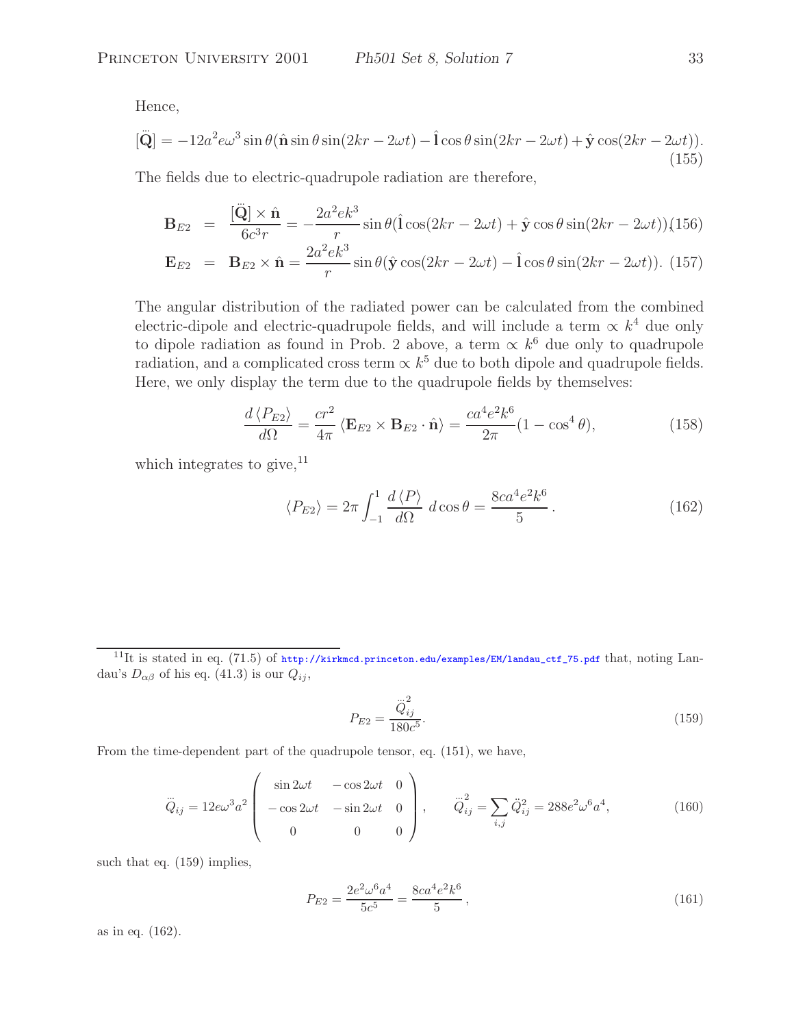Hence,

$$[\dddot{\mathbf{Q}}] = -12a^2 e\omega^3 \sin\theta(\hat{\mathbf{n}}\sin\theta\sin(2kr - 2\omega t) - \hat{\mathbf{l}}\cos\theta\sin(2kr - 2\omega t) + \hat{\mathbf{y}}\cos(2kr - 2\omega t)). \tag{155}$$

The fields due to electric-quadrupole radiation are therefore,

$$\mathbf{B}_{E2} = \frac{[\dddot{\mathbf{Q}}] \times \hat{\mathbf{n}}}{6c^3 r} = -\frac{2a^2 ek^3}{r}\sin\theta(\hat{\mathbf{l}}\cos(2kr - 2\omega t) + \hat{\mathbf{y}}\cos\theta\sin(2kr - 2\omega t)) \tag{156}$$

$$\mathbf{E}_{E2} = \mathbf{B}_{E2} \times \hat{\mathbf{n}} = \frac{2a^2 ek^3}{r}\sin\theta(\hat{\mathbf{y}}\cos(2kr - 2\omega t) - \hat{\mathbf{l}}\cos\theta\sin(2kr - 2\omega t)). \tag{157}$$

The angular distribution of the radiated power can be calculated from the combined electric-dipole and electric-quadrupole fields, and will include a term $\propto k^4$ due only to dipole radiation as found in Prob. 2 above, a term $\propto k^6$ due only to quadrupole radiation, and a complicated cross term $\propto k^5$ due to both dipole and quadrupole fields. Here, we only display the term due to the quadrupole fields by themselves:

$$\frac{d\langle P_{E2}\rangle}{d\Omega} = \frac{cr^2}{4\pi}\langle \mathbf{E}_{E2} \times \mathbf{B}_{E2} \cdot \hat{\mathbf{n}}\rangle = \frac{ca^4 e^2 k^6}{2\pi}(1 - \cos^4\theta), \tag{158}$$

which integrates to give,[11]

$$\langle P_{E2}\rangle = 2\pi \int_{-1}^{1} \frac{d\langle P\rangle}{d\Omega}\, d\cos\theta = \frac{8ca^4 e^2 k^6}{5}. \tag{162}$$

[11] It is stated in eq. (71.5) of http://kirkmcd.princeton.edu/examples/EM/landau_ctf_75.pdf that, noting Landau's $D_{\alpha\beta}$ of his eq. (41.3) is our $Q_{ij}$,

$$P_{E2} = \frac{\dddot{Q}_{ij}^2}{180c^5}. \tag{159}$$

From the time-dependent part of the quadrupole tensor, eq. (151), we have,

$$\dddot{Q}_{ij} = 12e\omega^3 a^2 \begin{pmatrix} \sin 2\omega t & -\cos 2\omega t & 0 \\ -\cos 2\omega t & -\sin 2\omega t & 0 \\ 0 & 0 & 0 \end{pmatrix}, \qquad \dddot{Q}_{ij}^2 = \sum_{i,j} \dddot{Q}_{ij}^2 = 288e^2\omega^6 a^4, \tag{160}$$

such that eq. (159) implies,

$$P_{E2} = \frac{2e^2\omega^6 a^4}{5c^5} = \frac{8ca^4 e^2 k^6}{5}, \tag{161}$$

as in eq. (162).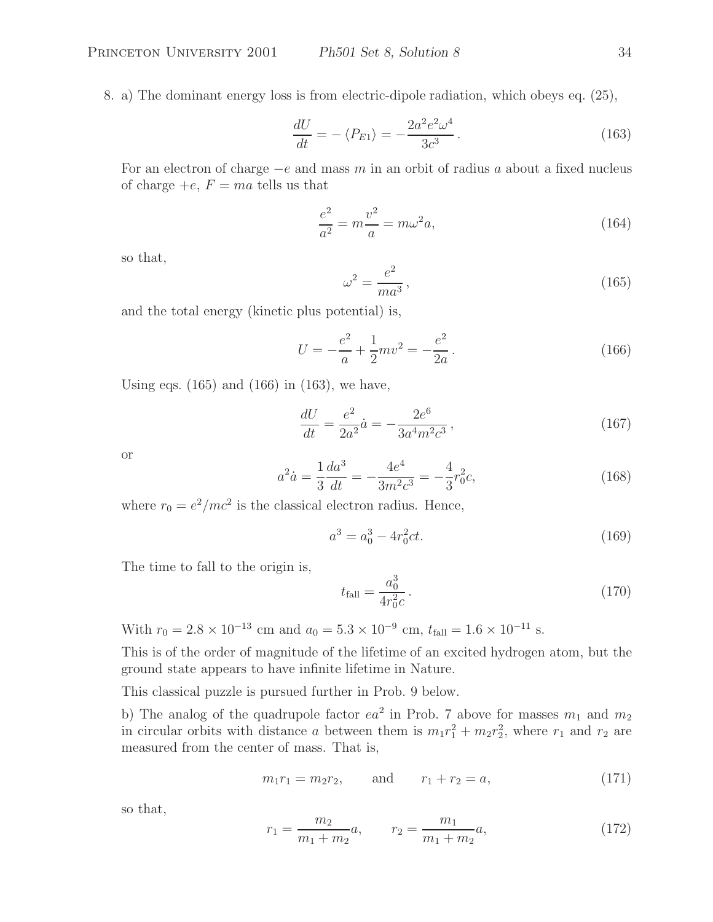8. a) The dominant energy loss is from electric-dipole radiation, which obeys eq. (25),

$$\frac{dU}{dt} = -\langle P_{E1} \rangle = -\frac{2a^2 e^2 \omega^4}{3c^3}. \tag{163}$$

For an electron of charge $-e$ and mass $m$ in an orbit of radius $a$ about a fixed nucleus of charge $+e$, $F = ma$ tells us that

$$\frac{e^2}{a^2} = m\frac{v^2}{a} = m\omega^2 a, \tag{164}$$

so that,

$$\omega^2 = \frac{e^2}{ma^3}, \tag{165}$$

and the total energy (kinetic plus potential) is,

$$U = -\frac{e^2}{a} + \frac{1}{2}mv^2 = -\frac{e^2}{2a}. \tag{166}$$

Using eqs. (165) and (166) in (163), we have,

$$\frac{dU}{dt} = \frac{e^2}{2a^2}\dot{a} = -\frac{2e^6}{3a^4 m^2 c^3}, \tag{167}$$

or

$$a^2\dot{a} = \frac{1}{3}\frac{da^3}{dt} = -\frac{4e^4}{3m^2c^3} = -\frac{4}{3}r_0^2 c, \tag{168}$$

where $r_0 = e^2/mc^2$ is the classical electron radius. Hence,

$$a^3 = a_0^3 - 4r_0^2 ct. \tag{169}$$

The time to fall to the origin is,

$$t_{\rm fall} = \frac{a_0^3}{4r_0^2 c}. \tag{170}$$

With $r_0 = 2.8 \times 10^{-13}$ cm and $a_0 = 5.3 \times 10^{-9}$ cm, $t_{\rm fall} = 1.6 \times 10^{-11}$ s.

This is of the order of magnitude of the lifetime of an excited hydrogen atom, but the ground state appears to have infinite lifetime in Nature.

This classical puzzle is pursued further in Prob. 9 below.

b) The analog of the quadrupole factor $ea^2$ in Prob. 7 above for masses $m_1$ and $m_2$ in circular orbits with distance $a$ between them is $m_1 r_1^2 + m_2 r_2^2$, where $r_1$ and $r_2$ are measured from the center of mass. That is,

$$m_1 r_1 = m_2 r_2, \qquad \text{and} \qquad r_1 + r_2 = a, \tag{171}$$

so that,

$$r_1 = \frac{m_2}{m_1 + m_2}a, \qquad r_2 = \frac{m_1}{m_1 + m_2}a, \tag{172}$$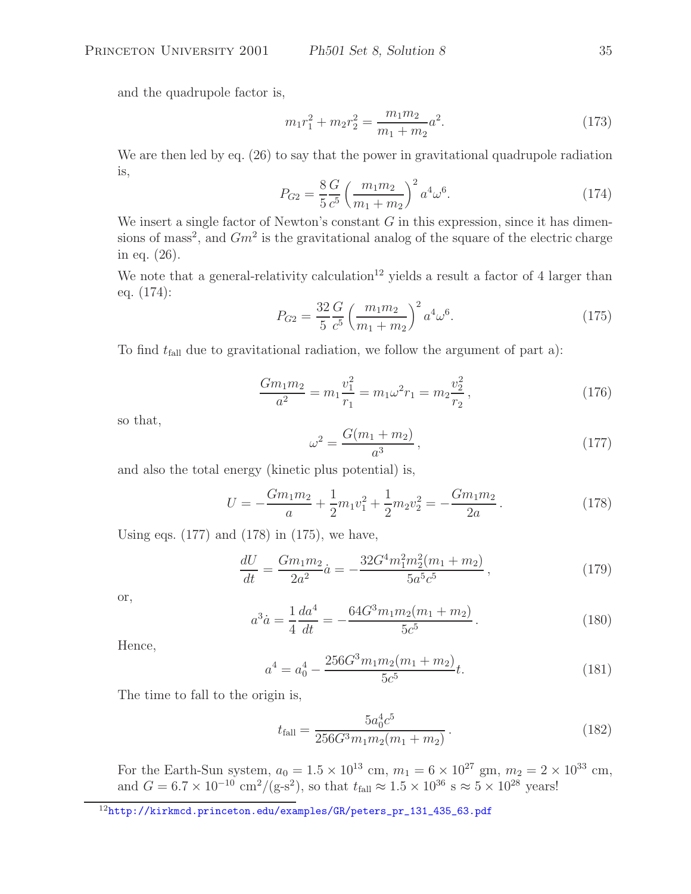and the quadrupole factor is,

$$m_1 r_1^2 + m_2 r_2^2 = \frac{m_1 m_2}{m_1 + m_2} a^2. \tag{173}$$

We are then led by eq. (26) to say that the power in gravitational quadrupole radiation is,

$$P_{G2} = \frac{8}{5} \frac{G}{c^5} \left( \frac{m_1 m_2}{m_1 + m_2} \right)^2 a^4 \omega^6. \tag{174}$$

We insert a single factor of Newton's constant $G$ in this expression, since it has dimensions of mass$^2$, and $Gm^2$ is the gravitational analog of the square of the electric charge in eq. (26).

We note that a general-relativity calculation[12] yields a result a factor of 4 larger than eq. (174):

$$P_{G2} = \frac{32}{5} \frac{G}{c^5} \left( \frac{m_1 m_2}{m_1 + m_2} \right)^2 a^4 \omega^6. \tag{175}$$

To find $t_{\rm fall}$ due to gravitational radiation, we follow the argument of part a):

$$\frac{G m_1 m_2}{a^2} = m_1 \frac{v_1^2}{r_1} = m_1 \omega^2 r_1 = m_2 \frac{v_2^2}{r_2}\,, \tag{176}$$

so that,

$$\omega^2 = \frac{G(m_1 + m_2)}{a^3}\,, \tag{177}$$

and also the total energy (kinetic plus potential) is,

$$U = -\frac{G m_1 m_2}{a} + \frac{1}{2} m_1 v_1^2 + \frac{1}{2} m_2 v_2^2 = -\frac{G m_1 m_2}{2a}\,. \tag{178}$$

Using eqs. (177) and (178) in (175), we have,

$$\frac{dU}{dt} = \frac{G m_1 m_2}{2a^2} \dot{a} = -\frac{32 G^4 m_1^2 m_2^2 (m_1 + m_2)}{5 a^5 c^5}\,, \tag{179}$$

or,

$$a^3 \dot{a} = \frac{1}{4} \frac{da^4}{dt} = -\frac{64 G^3 m_1 m_2 (m_1 + m_2)}{5c^5}\,. \tag{180}$$

Hence,

$$a^4 = a_0^4 - \frac{256 G^3 m_1 m_2 (m_1 + m_2)}{5c^5} t. \tag{181}$$

The time to fall to the origin is,

$$t_{\rm fall} = \frac{5 a_0^4 c^5}{256 G^3 m_1 m_2 (m_1 + m_2)}\,. \tag{182}$$

For the Earth-Sun system, $a_0 = 1.5 \times 10^{13}$ cm, $m_1 = 6 \times 10^{27}$ gm, $m_2 = 2 \times 10^{33}$ cm, and $G = 6.7 \times 10^{-10}$ cm$^2$/(g-s$^2$), so that $t_{\rm fall} \approx 1.5 \times 10^{36}$ s $\approx 5 \times 10^{28}$ years!

[12] http://kirkmcd.princeton.edu/examples/GR/peters_pr_131_435_63.pdf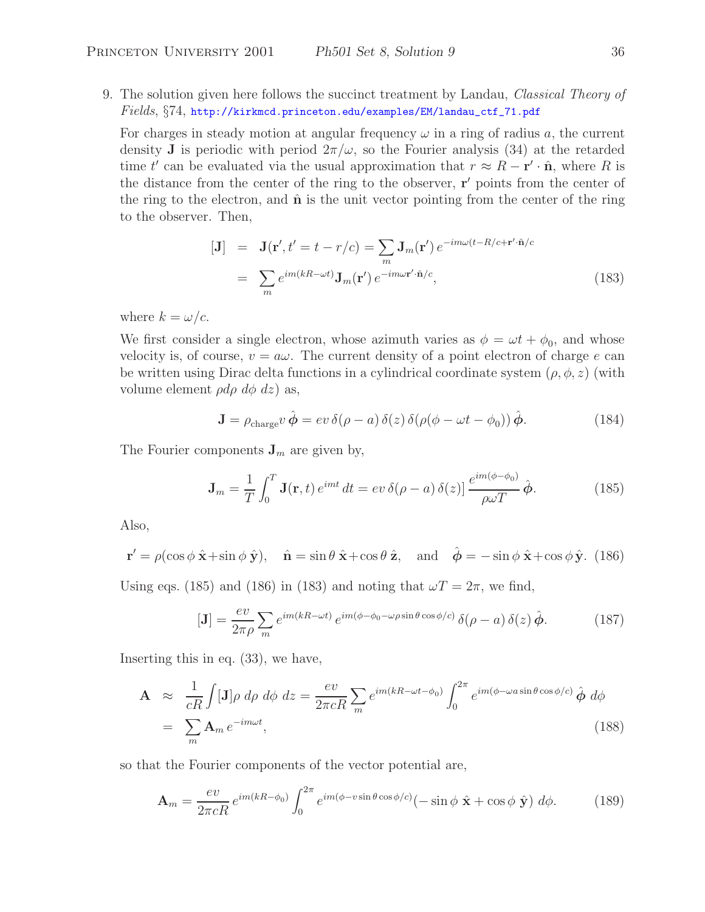9. The solution given here follows the succinct treatment by Landau, *Classical Theory of Fields*, §74, http://kirkmcd.princeton.edu/examples/EM/landau_ctf_71.pdf

For charges in steady motion at angular frequency $\omega$ in a ring of radius $a$, the current density $\mathbf{J}$ is periodic with period $2\pi/\omega$, so the Fourier analysis (34) at the retarded time $t'$ can be evaluated via the usual approximation that $r \approx R - \mathbf{r}' \cdot \hat{\mathbf{n}}$, where $R$ is the distance from the center of the ring to the observer, $\mathbf{r}'$ points from the center of the ring to the electron, and $\hat{\mathbf{n}}$ is the unit vector pointing from the center of the ring to the observer. Then,

$$
\begin{aligned}
[\mathbf{J}] &= \mathbf{J}(\mathbf{r}', t' = t - r/c) = \sum_m \mathbf{J}_m(\mathbf{r}')\, e^{-im\omega(t - R/c + \mathbf{r}' \cdot \hat{\mathbf{n}}/c} \\
&= \sum_m e^{im(kR - \omega t)} \mathbf{J}_m(\mathbf{r}')\, e^{-im\omega \mathbf{r}' \cdot \hat{\mathbf{n}}/c},
\end{aligned}
\tag{183}
$$

where $k = \omega/c$.

We first consider a single electron, whose azimuth varies as $\phi = \omega t + \phi_0$, and whose velocity is, of course, $v = a\omega$. The current density of a point electron of charge $e$ can be written using Dirac delta functions in a cylindrical coordinate system $(\rho, \phi, z)$ (with volume element $\rho d\rho\, d\phi\, dz$) as,

$$
\mathbf{J} = \rho_{\text{charge}} v\, \hat{\boldsymbol{\phi}} = ev\, \delta(\rho - a)\, \delta(z)\, \delta(\rho(\phi - \omega t - \phi_0))\, \hat{\boldsymbol{\phi}}. \tag{184}
$$

The Fourier components $\mathbf{J}_m$ are given by,

$$
\mathbf{J}_m = \frac{1}{T} \int_0^T \mathbf{J}(\mathbf{r}, t)\, e^{imt}\, dt = ev\, \delta(\rho - a)\, \delta(z)]\, \frac{e^{im(\phi - \phi_0)}}{\rho \omega T}\, \hat{\boldsymbol{\phi}}. \tag{185}
$$

Also,

$$
\mathbf{r}' = \rho(\cos\phi\, \hat{\mathbf{x}} + \sin\phi\, \hat{\mathbf{y}}), \quad \hat{\mathbf{n}} = \sin\theta\, \hat{\mathbf{x}} + \cos\theta\, \hat{\mathbf{z}}, \quad \text{and} \quad \hat{\boldsymbol{\phi}} = -\sin\phi\, \hat{\mathbf{x}} + \cos\phi\, \hat{\mathbf{y}}. \tag{186}
$$

Using eqs. (185) and (186) in (183) and noting that $\omega T = 2\pi$, we find,

$$
[\mathbf{J}] = \frac{ev}{2\pi\rho} \sum_m e^{im(kR - \omega t)}\, e^{im(\phi - \phi_0 - \omega\rho \sin\theta \cos\phi/c)}\, \delta(\rho - a)\, \delta(z)\, \hat{\boldsymbol{\phi}}. \tag{187}
$$

Inserting this in eq. (33), we have,

$$
\begin{aligned}
\mathbf{A} &\approx \frac{1}{cR} \int [\mathbf{J}] \rho\, d\rho\, d\phi\, dz = \frac{ev}{2\pi cR} \sum_m e^{im(kR - \omega t - \phi_0)} \int_0^{2\pi} e^{im(\phi - \omega a \sin\theta \cos\phi/c)}\, \hat{\boldsymbol{\phi}}\, d\phi \\
&= \sum_m \mathbf{A}_m\, e^{-im\omega t},
\end{aligned}
\tag{188}
$$

so that the Fourier components of the vector potential are,

$$
\mathbf{A}_m = \frac{ev}{2\pi cR}\, e^{im(kR - \phi_0)} \int_0^{2\pi} e^{im(\phi - v \sin\theta \cos\phi/c)} (-\sin\phi\, \hat{\mathbf{x}} + \cos\phi\, \hat{\mathbf{y}})\, d\phi. \tag{189}
$$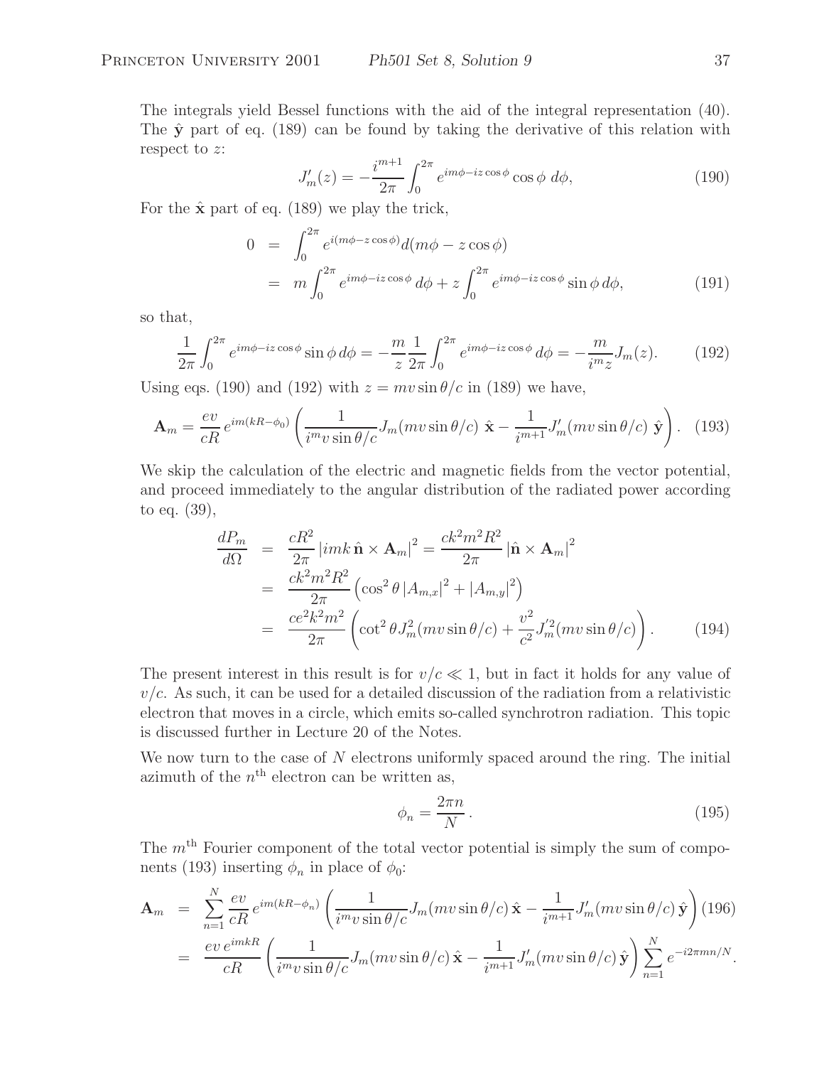The integrals yield Bessel functions with the aid of the integral representation (40). The $\hat{\mathbf{y}}$ part of eq. (189) can be found by taking the derivative of this relation with respect to $z$:

$$J'_m(z) = -\frac{i^{m+1}}{2\pi}\int_0^{2\pi} e^{im\phi - iz\cos\phi}\cos\phi \; d\phi, \tag{190}$$

For the $\hat{\mathbf{x}}$ part of eq. (189) we play the trick,

$$\begin{aligned} 0 &= \int_0^{2\pi} e^{i(m\phi - z\cos\phi)} d(m\phi - z\cos\phi) \\ &= m\int_0^{2\pi} e^{im\phi - iz\cos\phi}\, d\phi + z\int_0^{2\pi} e^{im\phi - iz\cos\phi}\sin\phi \, d\phi, \end{aligned} \tag{191}$$

so that,

$$\frac{1}{2\pi}\int_0^{2\pi} e^{im\phi - iz\cos\phi}\sin\phi \, d\phi = -\frac{m}{z}\frac{1}{2\pi}\int_0^{2\pi} e^{im\phi - iz\cos\phi}\, d\phi = -\frac{m}{i^m z}J_m(z). \tag{192}$$

Using eqs. (190) and (192) with $z = mv\sin\theta/c$ in (189) we have,

$$\mathbf{A}_m = \frac{ev}{cR}e^{im(kR - \phi_0)}\left(\frac{1}{i^m v\sin\theta/c}J_m(mv\sin\theta/c)\ \hat{\mathbf{x}} - \frac{1}{i^{m+1}}J'_m(mv\sin\theta/c)\ \hat{\mathbf{y}}\right). \tag{193}$$

We skip the calculation of the electric and magnetic fields from the vector potential, and proceed immediately to the angular distribution of the radiated power according to eq. (39),

$$\begin{aligned} \frac{dP_m}{d\Omega} &= \frac{cR^2}{2\pi}\left|imk\,\hat{\mathbf{n}}\times\mathbf{A}_m\right|^2 = \frac{ck^2m^2R^2}{2\pi}\left|\hat{\mathbf{n}}\times\mathbf{A}_m\right|^2 \\ &= \frac{ck^2m^2R^2}{2\pi}\left(\cos^2\theta\left|A_{m,x}\right|^2 + \left|A_{m,y}\right|^2\right) \\ &= \frac{ce^2k^2m^2}{2\pi}\left(\cot^2\theta\, J_m^2(mv\sin\theta/c) + \frac{v^2}{c^2}J_m^{\prime 2}(mv\sin\theta/c)\right). \end{aligned} \tag{194}$$

The present interest in this result is for $v/c \ll 1$, but in fact it holds for any value of $v/c$. As such, it can be used for a detailed discussion of the radiation from a relativistic electron that moves in a circle, which emits so-called synchrotron radiation. This topic is discussed further in Lecture 20 of the Notes.

We now turn to the case of $N$ electrons uniformly spaced around the ring. The initial azimuth of the $n^{\rm th}$ electron can be written as,

$$\phi_n = \frac{2\pi n}{N}\,. \tag{195}$$

The $m^{\rm th}$ Fourier component of the total vector potential is simply the sum of components (193) inserting $\phi_n$ in place of $\phi_0$:

$$\begin{aligned} \mathbf{A}_m &= \sum_{n=1}^{N}\frac{ev}{cR}e^{im(kR - \phi_n)}\left(\frac{1}{i^m v\sin\theta/c}J_m(mv\sin\theta/c)\,\hat{\mathbf{x}} - \frac{1}{i^{m+1}}J'_m(mv\sin\theta/c)\,\hat{\mathbf{y}}\right) \qquad (196) \\ &= \frac{ev\, e^{imkR}}{cR}\left(\frac{1}{i^m v\sin\theta/c}J_m(mv\sin\theta/c)\,\hat{\mathbf{x}} - \frac{1}{i^{m+1}}J'_m(mv\sin\theta/c)\,\hat{\mathbf{y}}\right)\sum_{n=1}^{N}e^{-i2\pi mn/N}. \end{aligned}$$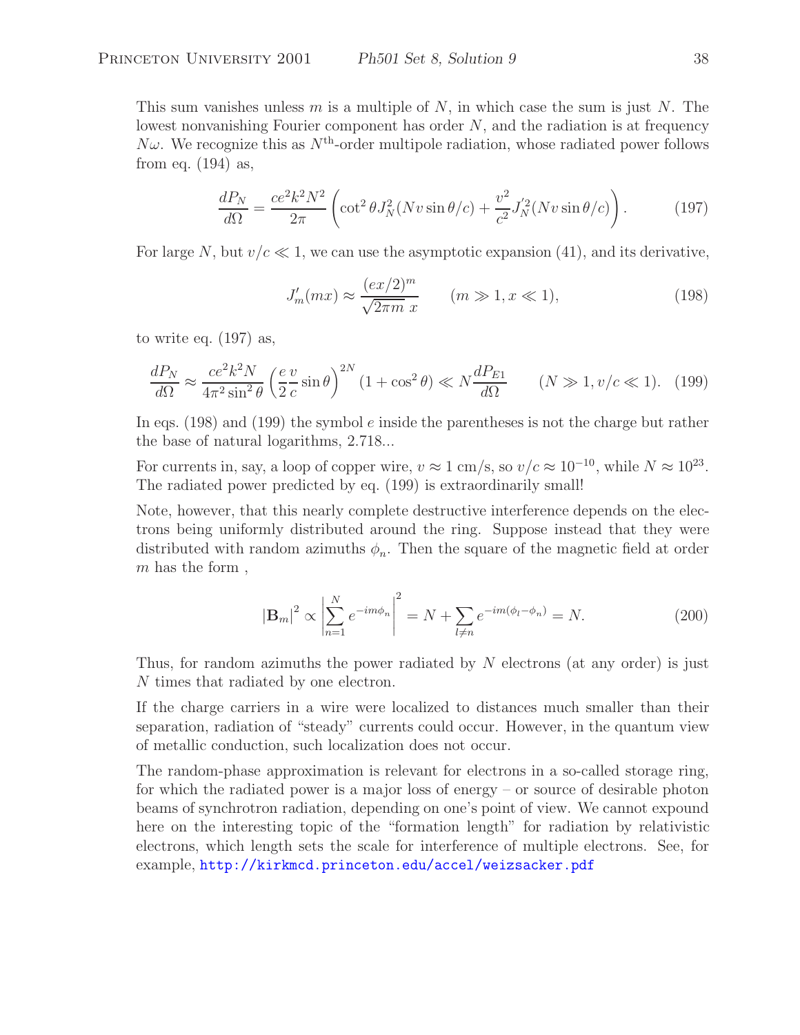This sum vanishes unless $m$ is a multiple of $N$, in which case the sum is just $N$. The lowest nonvanishing Fourier component has order $N$, and the radiation is at frequency $N\omega$. We recognize this as $N^{\rm th}$-order multipole radiation, whose radiated power follows from eq. (194) as,

$$\frac{dP_N}{d\Omega} = \frac{ce^2k^2N^2}{2\pi}\left(\cot^2\theta J_N^2(Nv\sin\theta/c) + \frac{v^2}{c^2}J_N'^2(Nv\sin\theta/c)\right). \tag{197}$$

For large $N$, but $v/c \ll 1$, we can use the asymptotic expansion (41), and its derivative,

$$J_m'(mx) \approx \frac{(ex/2)^m}{\sqrt{2\pi m}\ x} \qquad (m \gg 1, x \ll 1), \tag{198}$$

to write eq. (197) as,

$$\frac{dP_N}{d\Omega} \approx \frac{ce^2k^2N}{4\pi^2\sin^2\theta}\left(\frac{e}{2}\frac{v}{c}\sin\theta\right)^{2N}(1+\cos^2\theta) \ll N\frac{dP_{E1}}{d\Omega} \qquad (N \gg 1, v/c \ll 1). \tag{199}$$

In eqs. (198) and (199) the symbol $e$ inside the parentheses is not the charge but rather the base of natural logarithms, 2.718...

For currents in, say, a loop of copper wire, $v \approx 1$ cm/s, so $v/c \approx 10^{-10}$, while $N \approx 10^{23}$. The radiated power predicted by eq. (199) is extraordinarily small!

Note, however, that this nearly complete destructive interference depends on the electrons being uniformly distributed around the ring. Suppose instead that they were distributed with random azimuths $\phi_n$. Then the square of the magnetic field at order $m$ has the form ,

$$|\mathbf{B}_m|^2 \propto \left|\sum_{n=1}^{N} e^{-im\phi_n}\right|^2 = N + \sum_{l\neq n} e^{-im(\phi_l-\phi_n)} = N. \tag{200}$$

Thus, for random azimuths the power radiated by $N$ electrons (at any order) is just $N$ times that radiated by one electron.

If the charge carriers in a wire were localized to distances much smaller than their separation, radiation of "steady" currents could occur. However, in the quantum view of metallic conduction, such localization does not occur.

The random-phase approximation is relevant for electrons in a so-called storage ring, for which the radiated power is a major loss of energy – or source of desirable photon beams of synchrotron radiation, depending on one's point of view. We cannot expound here on the interesting topic of the "formation length" for radiation by relativistic electrons, which length sets the scale for interference of multiple electrons. See, for example, http://kirkmcd.princeton.edu/accel/weizsacker.pdf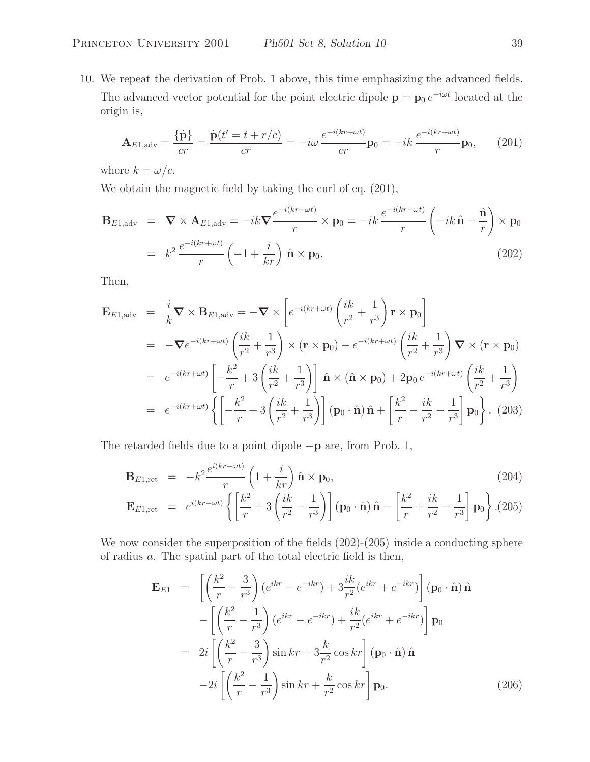10. We repeat the derivation of Prob. 1 above, this time emphasizing the advanced fields. The advanced vector potential for the point electric dipole $\mathbf{p} = \mathbf{p}_0\, e^{-i\omega t}$ located at the origin is,

$$\mathbf{A}_{E1,\mathrm{adv}} = \frac{\{\dot{\mathbf{p}}\}}{cr} = \frac{\dot{\mathbf{p}}(t' = t + r/c)}{cr} = -i\omega\,\frac{e^{-i(kr+\omega t)}}{cr}\mathbf{p}_0 = -ik\,\frac{e^{-i(kr+\omega t)}}{r}\mathbf{p}_0, \tag{201}$$

where $k = \omega/c$.

We obtain the magnetic field by taking the curl of eq. (201),

$$\begin{aligned}
\mathbf{B}_{E1,\mathrm{adv}} &= \boldsymbol{\nabla}\times\mathbf{A}_{E1,\mathrm{adv}} = -ik\boldsymbol{\nabla}\frac{e^{-i(kr+\omega t)}}{r}\times\mathbf{p}_0 = -ik\,\frac{e^{-i(kr+\omega t)}}{r}\left(-ik\,\hat{\mathbf{n}} - \frac{\hat{\mathbf{n}}}{r}\right)\times\mathbf{p}_0 \\
&= k^2\,\frac{e^{-i(kr+\omega t)}}{r}\left(-1 + \frac{i}{kr}\right)\hat{\mathbf{n}}\times\mathbf{p}_0. 
\end{aligned}\tag{202}$$

Then,

$$\begin{aligned}
\mathbf{E}_{E1,\mathrm{adv}} &= \frac{i}{k}\boldsymbol{\nabla}\times\mathbf{B}_{E1,\mathrm{adv}} = -\boldsymbol{\nabla}\times\left[e^{-i(kr+\omega t)}\left(\frac{ik}{r^2}+\frac{1}{r^3}\right)\mathbf{r}\times\mathbf{p}_0\right] \\
&= -\boldsymbol{\nabla}e^{-i(kr+\omega t)}\left(\frac{ik}{r^2}+\frac{1}{r^3}\right)\times(\mathbf{r}\times\mathbf{p}_0) - e^{-i(kr+\omega t)}\left(\frac{ik}{r^2}+\frac{1}{r^3}\right)\boldsymbol{\nabla}\times(\mathbf{r}\times\mathbf{p}_0) \\
&= e^{-i(kr+\omega t)}\left[-\frac{k^2}{r} + 3\left(\frac{ik}{r^2}+\frac{1}{r^3}\right)\right]\hat{\mathbf{n}}\times(\hat{\mathbf{n}}\times\mathbf{p}_0) + 2\mathbf{p}_0\,e^{-i(kr+\omega t)}\left(\frac{ik}{r^2}+\frac{1}{r^3}\right) \\
&= e^{-i(kr+\omega t)}\left\{\left[-\frac{k^2}{r} + 3\left(\frac{ik}{r^2}+\frac{1}{r^3}\right)\right](\mathbf{p}_0\cdot\hat{\mathbf{n}})\,\hat{\mathbf{n}} + \left[\frac{k^2}{r} - \frac{ik}{r^2} - \frac{1}{r^3}\right]\mathbf{p}_0\right\}.
\end{aligned}\tag{203}$$

The retarded fields due to a point dipole $-\mathbf{p}$ are, from Prob. 1,

$$\mathbf{B}_{E1,\mathrm{ret}} = -k^2\frac{e^{i(kr-\omega t)}}{r}\left(1 + \frac{i}{kr}\right)\hat{\mathbf{n}}\times\mathbf{p}_0, \tag{204}$$

$$\mathbf{E}_{E1,\mathrm{ret}} = e^{i(kr-\omega t)}\left\{\left[\frac{k^2}{r} + 3\left(\frac{ik}{r^2}-\frac{1}{r^3}\right)\right](\mathbf{p}_0\cdot\hat{\mathbf{n}})\,\hat{\mathbf{n}} - \left[\frac{k^2}{r} + \frac{ik}{r^2} - \frac{1}{r^3}\right]\mathbf{p}_0\right\}. \tag{205}$$

We now consider the superposition of the fields (202)-(205) inside a conducting sphere of radius $a$. The spatial part of the total electric field is then,

$$\begin{aligned}
\mathbf{E}_{E1} &= \left[\left(\frac{k^2}{r} - \frac{3}{r^3}\right)(e^{ikr} - e^{-ikr}) + 3\frac{ik}{r^2}(e^{ikr} + e^{-ikr})\right](\mathbf{p}_0\cdot\hat{\mathbf{n}})\,\hat{\mathbf{n}} \\
&\quad - \left[\left(\frac{k^2}{r} - \frac{1}{r^3}\right)(e^{ikr} - e^{-ikr}) + \frac{ik}{r^2}(e^{ikr} + e^{-ikr})\right]\mathbf{p}_0 \\
&= 2i\left[\left(\frac{k^2}{r} - \frac{3}{r^3}\right)\sin kr + 3\frac{k}{r^2}\cos kr\right](\mathbf{p}_0\cdot\hat{\mathbf{n}})\,\hat{\mathbf{n}} \\
&\quad - 2i\left[\left(\frac{k^2}{r} - \frac{1}{r^3}\right)\sin kr + \frac{k}{r^2}\cos kr\right]\mathbf{p}_0.
\end{aligned}\tag{206}$$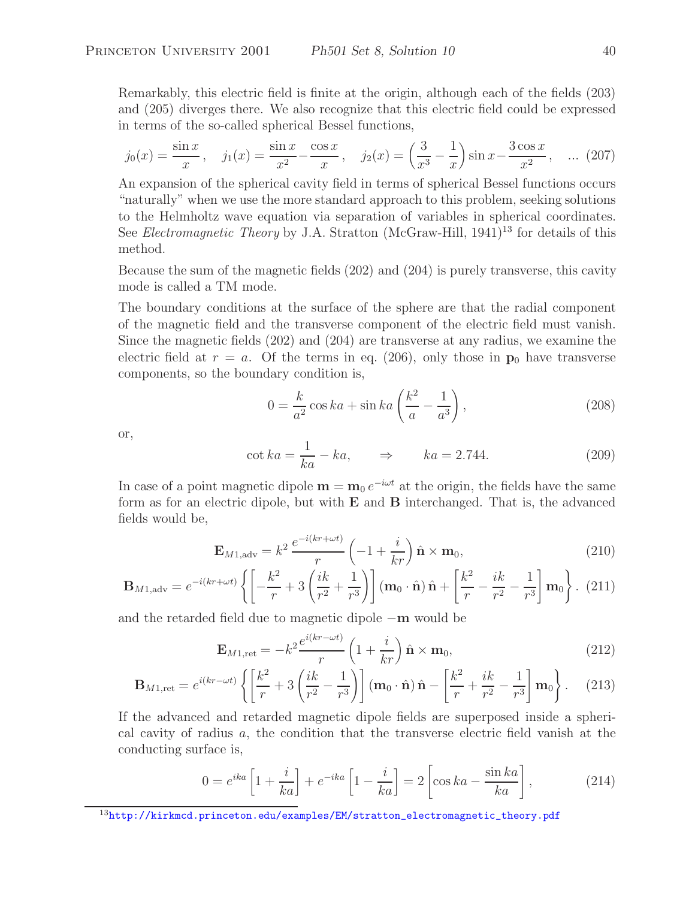Remarkably, this electric field is finite at the origin, although each of the fields (203) and (205) diverges there. We also recognize that this electric field could be expressed in terms of the so-called spherical Bessel functions,

$$j_0(x) = \frac{\sin x}{x}, \quad j_1(x) = \frac{\sin x}{x^2} - \frac{\cos x}{x}, \quad j_2(x) = \left(\frac{3}{x^3} - \frac{1}{x}\right)\sin x - \frac{3\cos x}{x^2}, \quad ... \tag{207}$$

An expansion of the spherical cavity field in terms of spherical Bessel functions occurs "naturally" when we use the more standard approach to this problem, seeking solutions to the Helmholtz wave equation via separation of variables in spherical coordinates. See *Electromagnetic Theory* by J.A. Stratton (McGraw-Hill, 1941)[13] for details of this method.

Because the sum of the magnetic fields (202) and (204) is purely transverse, this cavity mode is called a TM mode.

The boundary conditions at the surface of the sphere are that the radial component of the magnetic field and the transverse component of the electric field must vanish. Since the magnetic fields (202) and (204) are transverse at any radius, we examine the electric field at $r = a$. Of the terms in eq. (206), only those in $\mathbf{p}_0$ have transverse components, so the boundary condition is,

$$0 = \frac{k}{a^2}\cos ka + \sin ka\left(\frac{k^2}{a} - \frac{1}{a^3}\right), \tag{208}$$

or,

$$\cot ka = \frac{1}{ka} - ka, \qquad \Rightarrow \qquad ka = 2.744. \tag{209}$$

In case of a point magnetic dipole $\mathbf{m} = \mathbf{m}_0\, e^{-i\omega t}$ at the origin, the fields have the same form as for an electric dipole, but with $\mathbf{E}$ and $\mathbf{B}$ interchanged. That is, the advanced fields would be,

$$\mathbf{E}_{M1,\text{adv}} = k^2\, \frac{e^{-i(kr+\omega t)}}{r}\left(-1 + \frac{i}{kr}\right)\hat{\mathbf{n}} \times \mathbf{m}_0, \tag{210}$$

$$\mathbf{B}_{M1,\text{adv}} = e^{-i(kr+\omega t)}\left\{\left[-\frac{k^2}{r} + 3\left(\frac{ik}{r^2} + \frac{1}{r^3}\right)\right](\mathbf{m}_0 \cdot \hat{\mathbf{n}})\,\hat{\mathbf{n}} + \left[\frac{k^2}{r} - \frac{ik}{r^2} - \frac{1}{r^3}\right]\mathbf{m}_0\right\}. \tag{211}$$

and the retarded field due to magnetic dipole $-\mathbf{m}$ would be

$$\mathbf{E}_{M1,\text{ret}} = -k^2\frac{e^{i(kr-\omega t)}}{r}\left(1 + \frac{i}{kr}\right)\hat{\mathbf{n}} \times \mathbf{m}_0, \tag{212}$$

$$\mathbf{B}_{M1,\text{ret}} = e^{i(kr-\omega t)}\left\{\left[\frac{k^2}{r} + 3\left(\frac{ik}{r^2} - \frac{1}{r^3}\right)\right](\mathbf{m}_0 \cdot \hat{\mathbf{n}})\,\hat{\mathbf{n}} - \left[\frac{k^2}{r} + \frac{ik}{r^2} - \frac{1}{r^3}\right]\mathbf{m}_0\right\}. \tag{213}$$

If the advanced and retarded magnetic dipole fields are superposed inside a spherical cavity of radius $a$, the condition that the transverse electric field vanish at the conducting surface is,

$$0 = e^{ika}\left[1 + \frac{i}{ka}\right] + e^{-ika}\left[1 - \frac{i}{ka}\right] = 2\left[\cos ka - \frac{\sin ka}{ka}\right], \tag{214}$$

[13] http://kirkmcd.princeton.edu/examples/EM/stratton_electromagnetic_theory.pdf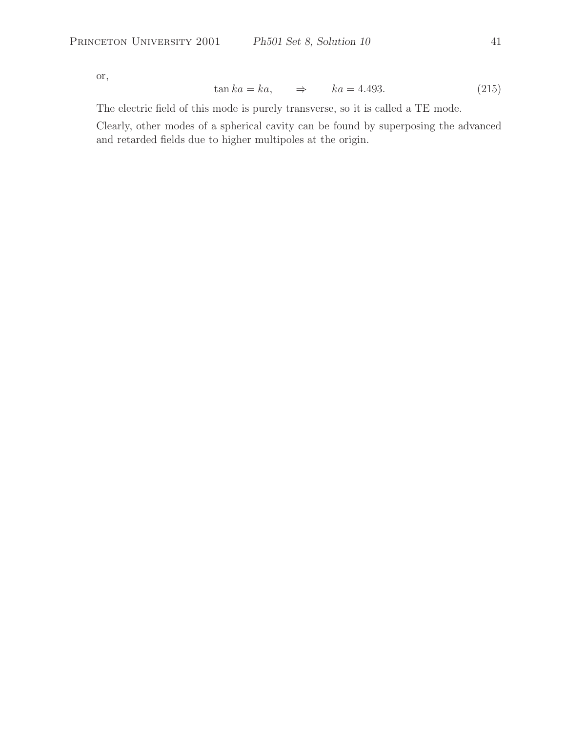or,

$$\tan ka = ka, \qquad \Rightarrow \qquad ka = 4.493. \tag{215}$$

The electric field of this mode is purely transverse, so it is called a TE mode.

Clearly, other modes of a spherical cavity can be found by superposing the advanced and retarded fields due to higher multipoles at the origin.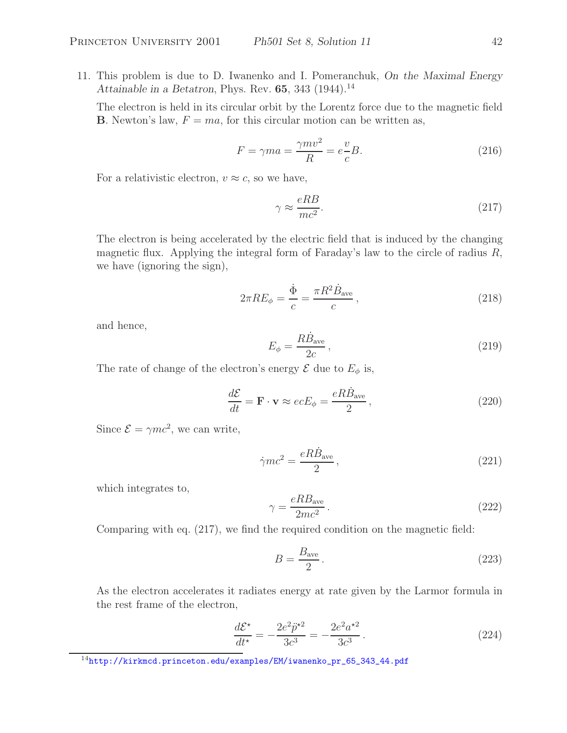11. This problem is due to D. Iwanenko and I. Pomeranchuk, *On the Maximal Energy Attainable in a Betatron*, Phys. Rev. **65**, 343 (1944).[14]

The electron is held in its circular orbit by the Lorentz force due to the magnetic field **B**. Newton's law, $F = ma$, for this circular motion can be written as,

$$F = \gamma m a = \frac{\gamma m v^2}{R} = e\frac{v}{c}B. \tag{216}$$

For a relativistic electron, $v \approx c$, so we have,

$$\gamma \approx \frac{eRB}{mc^2}. \tag{217}$$

The electron is being accelerated by the electric field that is induced by the changing magnetic flux. Applying the integral form of Faraday's law to the circle of radius $R$, we have (ignoring the sign),

$$2\pi R E_\phi = \frac{\dot{\Phi}}{c} = \frac{\pi R^2 \dot{B}_{\rm ave}}{c}, \tag{218}$$

and hence,

$$E_\phi = \frac{R\dot{B}_{\rm ave}}{2c}, \tag{219}$$

The rate of change of the electron's energy $\mathcal{E}$ due to $E_\phi$ is,

$$\frac{d\mathcal{E}}{dt} = \mathbf{F}\cdot\mathbf{v} \approx ecE_\phi = \frac{eR\dot{B}_{\rm ave}}{2}, \tag{220}$$

Since $\mathcal{E} = \gamma mc^2$, we can write,

$$\dot{\gamma} mc^2 = \frac{eR\dot{B}_{\rm ave}}{2}, \tag{221}$$

which integrates to,

$$\gamma = \frac{eRB_{\rm ave}}{2mc^2}. \tag{222}$$

Comparing with eq. (217), we find the required condition on the magnetic field:

$$B = \frac{B_{\rm ave}}{2}. \tag{223}$$

As the electron accelerates it radiates energy at rate given by the Larmor formula in the rest frame of the electron,

$$\frac{d\mathcal{E}^\star}{dt^\star} = -\frac{2e^2\ddot{p}^{\star 2}}{3c^3} = -\frac{2e^2 a^{\star 2}}{3c^3}. \tag{224}$$

[14] http://kirkmcd.princeton.edu/examples/EM/iwanenko_pr_65_343_44.pdf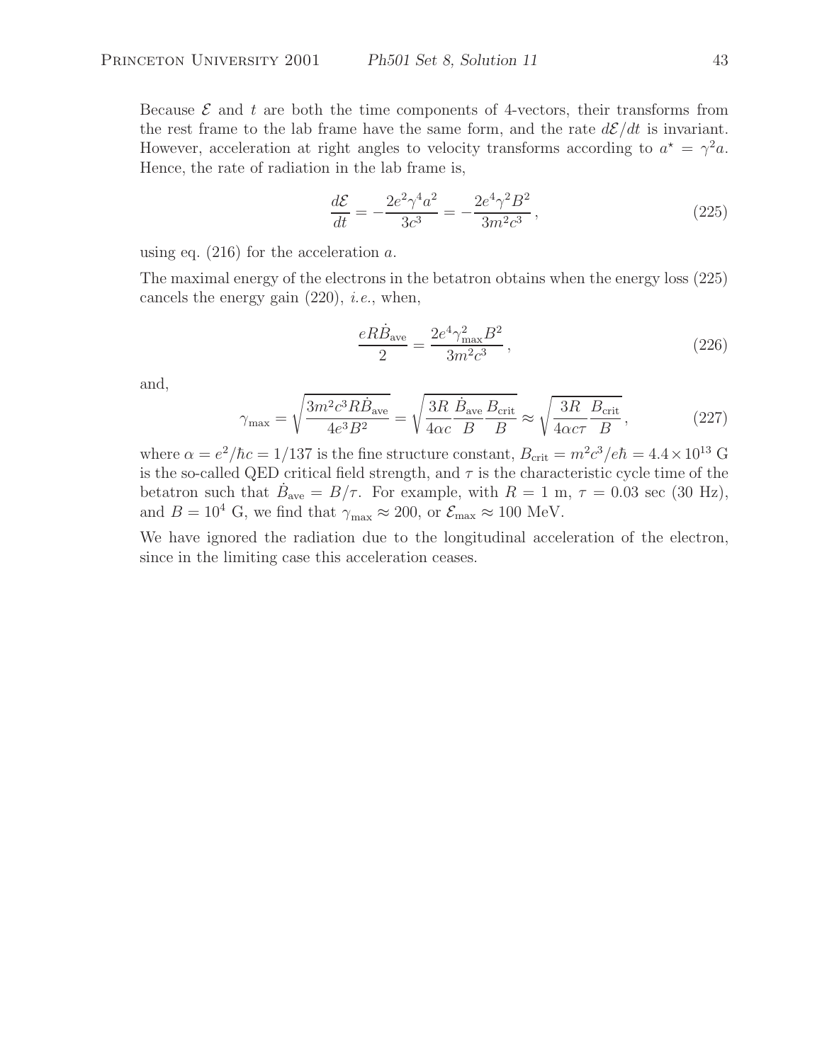Because $\mathcal{E}$ and $t$ are both the time components of 4-vectors, their transforms from the rest frame to the lab frame have the same form, and the rate $d\mathcal{E}/dt$ is invariant. However, acceleration at right angles to velocity transforms according to $a^\star = \gamma^2 a$. Hence, the rate of radiation in the lab frame is,

$$\frac{d\mathcal{E}}{dt} = -\frac{2e^2\gamma^4 a^2}{3c^3} = -\frac{2e^4\gamma^2 B^2}{3m^2c^3}\,, \tag{225}$$

using eq. (216) for the acceleration $a$.

The maximal energy of the electrons in the betatron obtains when the energy loss (225) cancels the energy gain (220), *i.e.*, when,

$$\frac{eR\dot{B}_{\rm ave}}{2} = \frac{2e^4\gamma_{\rm max}^2 B^2}{3m^2c^3}\,, \tag{226}$$

and,

$$\gamma_{\rm max} = \sqrt{\frac{3m^2c^3R\dot{B}_{\rm ave}}{4e^3B^2}} = \sqrt{\frac{3R}{4\alpha c}\frac{\dot{B}_{\rm ave}}{B}\frac{B_{\rm crit}}{B}} \approx \sqrt{\frac{3R}{4\alpha c\tau}\frac{B_{\rm crit}}{B}}\,, \tag{227}$$

where $\alpha = e^2/\hbar c = 1/137$ is the fine structure constant, $B_{\rm crit} = m^2c^3/e\hbar = 4.4\times 10^{13}$ G is the so-called QED critical field strength, and $\tau$ is the characteristic cycle time of the betatron such that $\dot{B}_{\rm ave} = B/\tau$. For example, with $R = 1$ m, $\tau = 0.03$ sec (30 Hz), and $B = 10^4$ G, we find that $\gamma_{\rm max} \approx 200$, or $\mathcal{E}_{\rm max} \approx 100$ MeV.

We have ignored the radiation due to the longitudinal acceleration of the electron, since in the limiting case this acceleration ceases.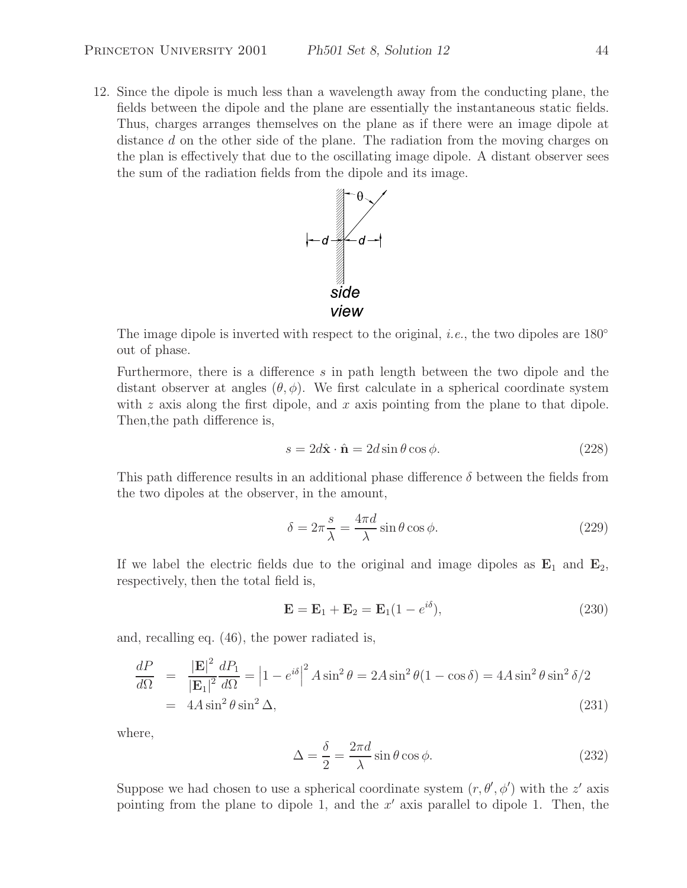12. Since the dipole is much less than a wavelength away from the conducting plane, the fields between the dipole and the plane are essentially the instantaneous static fields. Thus, charges arranges themselves on the plane as if there were an image dipole at distance $d$ on the other side of the plane. The radiation from the moving charges on the plan is effectively that due to the oscillating image dipole. A distant observer sees the sum of the radiation fields from the dipole and its image.

θ

d d

side view

The image dipole is inverted with respect to the original, *i.e.*, the two dipoles are 180° out of phase.

Furthermore, there is a difference $s$ in path length between the two dipole and the distant observer at angles $(\theta, \phi)$. We first calculate in a spherical coordinate system with $z$ axis along the first dipole, and $x$ axis pointing from the plane to that dipole. Then,the path difference is,

$$s = 2d\hat{\mathbf{x}} \cdot \hat{\mathbf{n}} = 2d \sin\theta \cos\phi. \tag{228}$$

This path difference results in an additional phase difference $\delta$ between the fields from the two dipoles at the observer, in the amount,

$$\delta = 2\pi \frac{s}{\lambda} = \frac{4\pi d}{\lambda} \sin\theta \cos\phi. \tag{229}$$

If we label the electric fields due to the original and image dipoles as $\mathbf{E}_1$ and $\mathbf{E}_2$, respectively, then the total field is,

$$\mathbf{E} = \mathbf{E}_1 + \mathbf{E}_2 = \mathbf{E}_1(1 - e^{i\delta}), \tag{230}$$

and, recalling eq. (46), the power radiated is,

$$\begin{aligned} \frac{dP}{d\Omega} &= \frac{|\mathbf{E}|^2}{|\mathbf{E}_1|^2} \frac{dP_1}{d\Omega} = \left|1 - e^{i\delta}\right|^2 A \sin^2\theta = 2A\sin^2\theta(1 - \cos\delta) = 4A\sin^2\theta \sin^2\delta/2 \\ &= 4A\sin^2\theta \sin^2\Delta, \end{aligned} \tag{231}$$

where,

$$\Delta = \frac{\delta}{2} = \frac{2\pi d}{\lambda} \sin\theta \cos\phi. \tag{232}$$

Suppose we had chosen to use a spherical coordinate system $(r, \theta', \phi')$ with the $z'$ axis pointing from the plane to dipole 1, and the $x'$ axis parallel to dipole 1. Then, the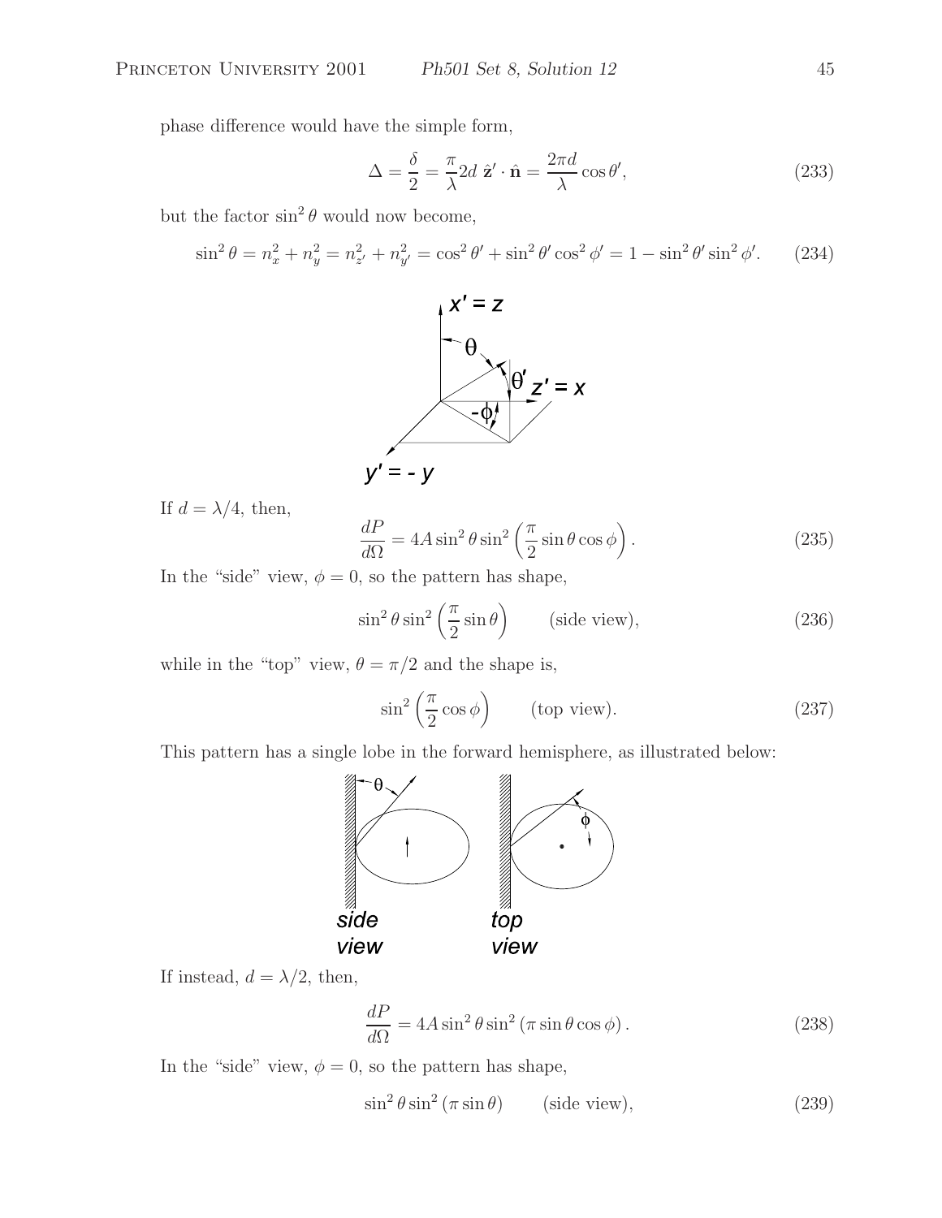phase difference would have the simple form,

$$\Delta = \frac{\delta}{2} = \frac{\pi}{\lambda} 2d \; \hat{\mathbf{z}}' \cdot \hat{\mathbf{n}} = \frac{2\pi d}{\lambda} \cos\theta', \tag{233}$$

but the factor $\sin^2\theta$ would now become,

$$\sin^2\theta = n_x^2 + n_y^2 = n_{z'}^2 + n_{y'}^2 = \cos^2\theta' + \sin^2\theta' \cos^2\phi' = 1 - \sin^2\theta' \sin^2\phi'. \tag{234}$$

x' = z

θ

θ'

z' = x

-φ'

y' = - y

If $d = \lambda/4$, then,

$$\frac{dP}{d\Omega} = 4A \sin^2\theta \sin^2\left(\frac{\pi}{2}\sin\theta\cos\phi\right). \tag{235}$$

In the "side" view, $\phi = 0$, so the pattern has shape,

$$\sin^2\theta \sin^2\left(\frac{\pi}{2}\sin\theta\right) \qquad \text{(side view)}, \tag{236}$$

while in the "top" view, $\theta = \pi/2$ and the shape is,

$$\sin^2\left(\frac{\pi}{2}\cos\phi\right) \qquad \text{(top view)}. \tag{237}$$

This pattern has a single lobe in the forward hemisphere, as illustrated below:

θ

φ

side view

top view

If instead, $d = \lambda/2$, then,

$$\frac{dP}{d\Omega} = 4A \sin^2\theta \sin^2\left(\pi \sin\theta\cos\phi\right). \tag{238}$$

In the "side" view, $\phi = 0$, so the pattern has shape,

$$\sin^2\theta \sin^2\left(\pi\sin\theta\right) \qquad \text{(side view)}, \tag{239}$$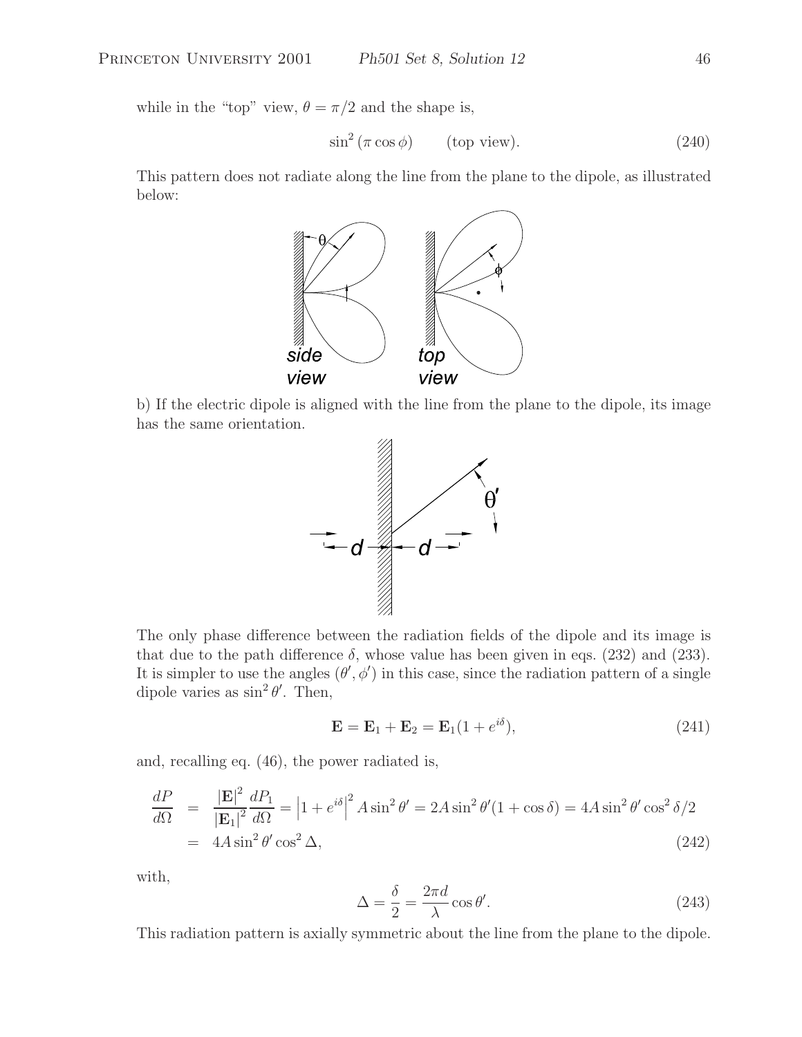while in the "top" view, $\theta = \pi/2$ and the shape is,

$$\sin^2(\pi \cos\phi) \qquad \text{(top view).} \tag{240}$$

This pattern does not radiate along the line from the plane to the dipole, as illustrated below:

θ
side view
ϕ
top view

b) If the electric dipole is aligned with the line from the plane to the dipole, its image has the same orientation.

d
d
θ′

The only phase difference between the radiation fields of the dipole and its image is that due to the path difference $\delta$, whose value has been given in eqs. (232) and (233). It is simpler to use the angles $(\theta', \phi')$ in this case, since the radiation pattern of a single dipole varies as $\sin^2\theta'$. Then,

$$\mathbf{E} = \mathbf{E}_1 + \mathbf{E}_2 = \mathbf{E}_1(1 + e^{i\delta}), \tag{241}$$

and, recalling eq. (46), the power radiated is,

$$\begin{aligned}
\frac{dP}{d\Omega} &= \frac{|\mathbf{E}|^2}{|\mathbf{E}_1|^2}\frac{dP_1}{d\Omega} = \left|1 + e^{i\delta}\right|^2 A\sin^2\theta' = 2A\sin^2\theta'(1 + \cos\delta) = 4A\sin^2\theta'\cos^2\delta/2 \\
&= 4A\sin^2\theta'\cos^2\Delta,
\end{aligned} \tag{242}$$

with,

$$\Delta = \frac{\delta}{2} = \frac{2\pi d}{\lambda}\cos\theta'. \tag{243}$$

This radiation pattern is axially symmetric about the line from the plane to the dipole.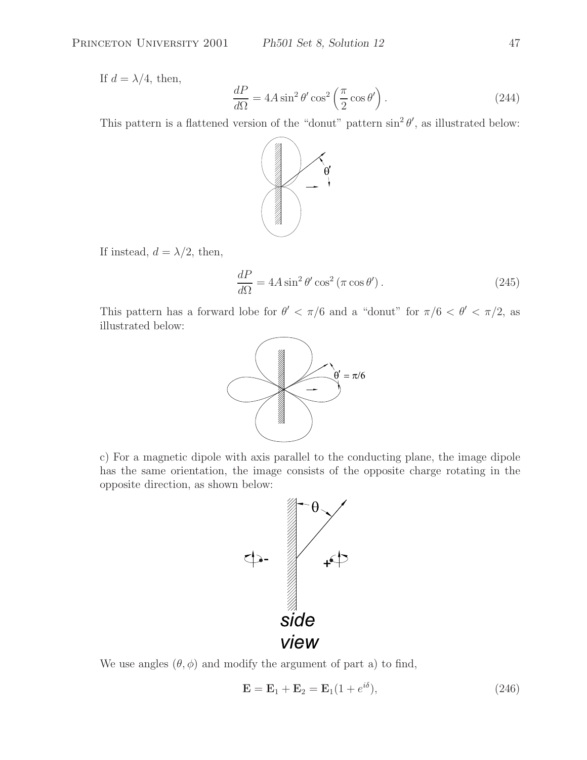If $d = \lambda/4$, then,

$$\frac{dP}{d\Omega} = 4A \sin^2 \theta' \cos^2 \left( \frac{\pi}{2} \cos \theta' \right). \tag{244}$$

This pattern is a flattened version of the "donut" pattern $\sin^2 \theta'$, as illustrated below:

If instead, $d = \lambda/2$, then,

$$\frac{dP}{d\Omega} = 4A \sin^2 \theta' \cos^2 (\pi \cos \theta'). \tag{245}$$

This pattern has a forward lobe for $\theta' < \pi/6$ and a "donut" for $\pi/6 < \theta' < \pi/2$, as illustrated below:

c) For a magnetic dipole with axis parallel to the conducting plane, the image dipole has the same orientation, the image consists of the opposite charge rotating in the opposite direction, as shown below:

We use angles $(\theta, \phi)$ and modify the argument of part a) to find,

$$\mathbf{E} = \mathbf{E}_1 + \mathbf{E}_2 = \mathbf{E}_1(1 + e^{i\delta}), \tag{246}$$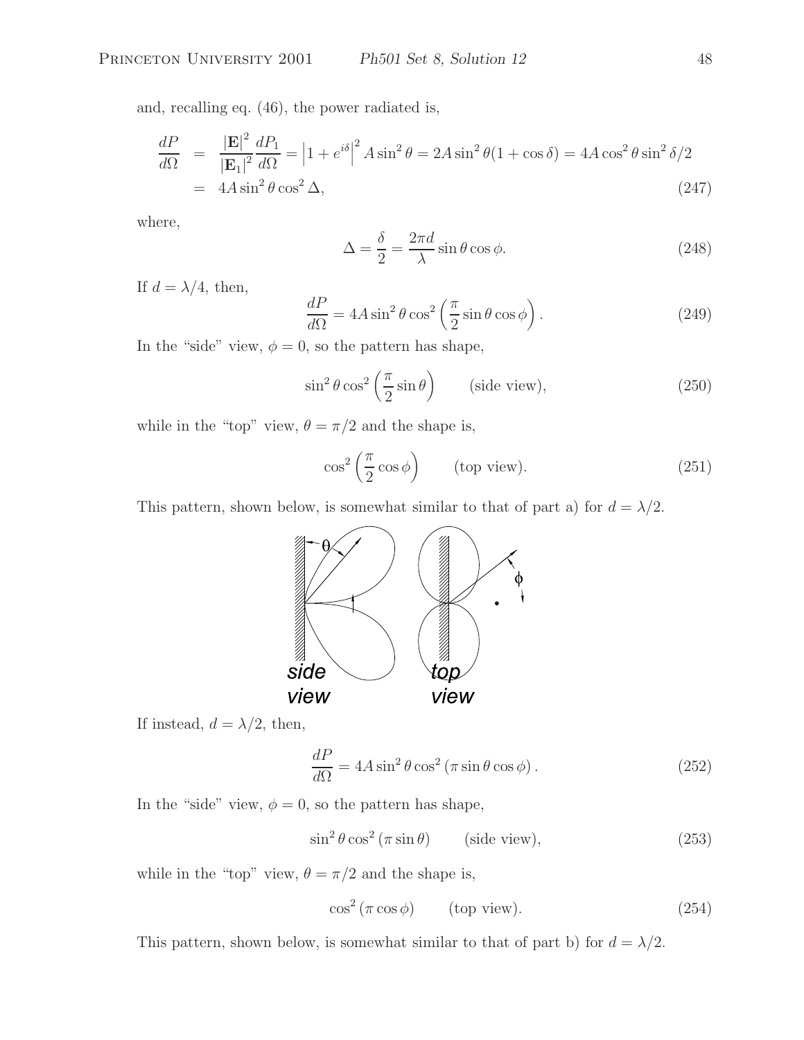and, recalling eq. (46), the power radiated is,

$$\begin{aligned}
\frac{dP}{d\Omega} &= \frac{|\mathbf{E}|^2}{|\mathbf{E}_1|^2}\frac{dP_1}{d\Omega} = \left|1+e^{i\delta}\right|^2 A\sin^2\theta = 2A\sin^2\theta(1+\cos\delta) = 4A\cos^2\theta\sin^2\delta/2 \\
&= 4A\sin^2\theta\cos^2\Delta, \qquad (247)
\end{aligned}$$

where,

$$\Delta = \frac{\delta}{2} = \frac{2\pi d}{\lambda}\sin\theta\cos\phi. \tag{248}$$

If $d = \lambda/4$, then,

$$\frac{dP}{d\Omega} = 4A\sin^2\theta\cos^2\left(\frac{\pi}{2}\sin\theta\cos\phi\right). \tag{249}$$

In the "side" view, $\phi = 0$, so the pattern has shape,

$$\sin^2\theta\cos^2\left(\frac{\pi}{2}\sin\theta\right) \qquad \text{(side view)}, \tag{250}$$

while in the "top" view, $\theta = \pi/2$ and the shape is,

$$\cos^2\left(\frac{\pi}{2}\cos\phi\right) \qquad \text{(top view)}. \tag{251}$$

This pattern, shown below, is somewhat similar to that of part a) for $d = \lambda/2$.

side view

top view

If instead, $d = \lambda/2$, then,

$$\frac{dP}{d\Omega} = 4A\sin^2\theta\cos^2\left(\pi\sin\theta\cos\phi\right). \tag{252}$$

In the "side" view, $\phi = 0$, so the pattern has shape,

$$\sin^2\theta\cos^2\left(\pi\sin\theta\right) \qquad \text{(side view)}, \tag{253}$$

while in the "top" view, $\theta = \pi/2$ and the shape is,

$$\cos^2\left(\pi\cos\phi\right) \qquad \text{(top view)}. \tag{254}$$

This pattern, shown below, is somewhat similar to that of part b) for $d = \lambda/2$.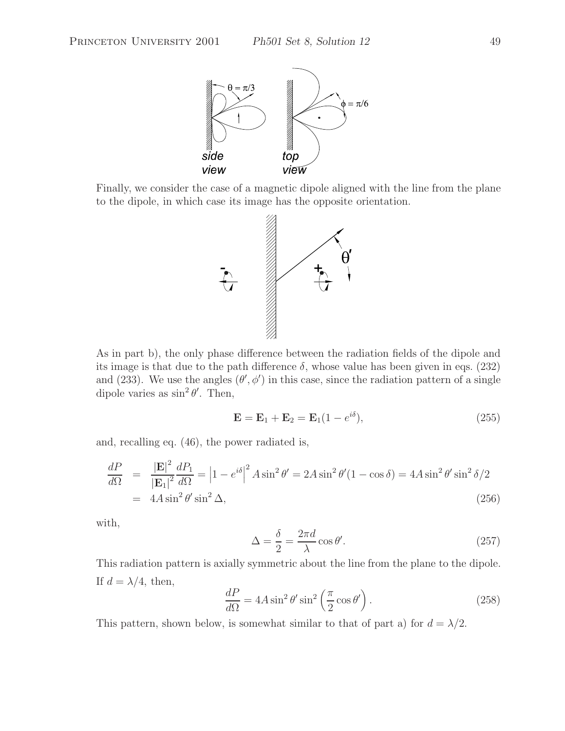$\theta = \pi/3$

side view

$\phi = \pi/6$

top view

Finally, we consider the case of a magnetic dipole aligned with the line from the plane to the dipole, in which case its image has the opposite orientation.

$\theta'$

As in part b), the only phase difference between the radiation fields of the dipole and its image is that due to the path difference $\delta$, whose value has been given in eqs. (232) and (233). We use the angles $(\theta', \phi')$ in this case, since the radiation pattern of a single dipole varies as $\sin^2 \theta'$. Then,

$$\mathbf{E} = \mathbf{E}_1 + \mathbf{E}_2 = \mathbf{E}_1(1 - e^{i\delta}), \tag{255}$$

and, recalling eq. (46), the power radiated is,

$$\begin{aligned}
\frac{dP}{d\Omega} &= \frac{|\mathbf{E}|^2}{|\mathbf{E}_1|^2} \frac{dP_1}{d\Omega} = \left|1 - e^{i\delta}\right|^2 A \sin^2 \theta' = 2A \sin^2 \theta'(1 - \cos \delta) = 4A \sin^2 \theta' \sin^2 \delta/2 \\
&= 4A \sin^2 \theta' \sin^2 \Delta,
\end{aligned} \tag{256}$$

with,

$$\Delta = \frac{\delta}{2} = \frac{2\pi d}{\lambda} \cos \theta'. \tag{257}$$

This radiation pattern is axially symmetric about the line from the plane to the dipole. If $d = \lambda/4$, then,

$$\frac{dP}{d\Omega} = 4A \sin^2 \theta' \sin^2 \left(\frac{\pi}{2} \cos \theta'\right). \tag{258}$$

This pattern, shown below, is somewhat similar to that of part a) for $d = \lambda/2$.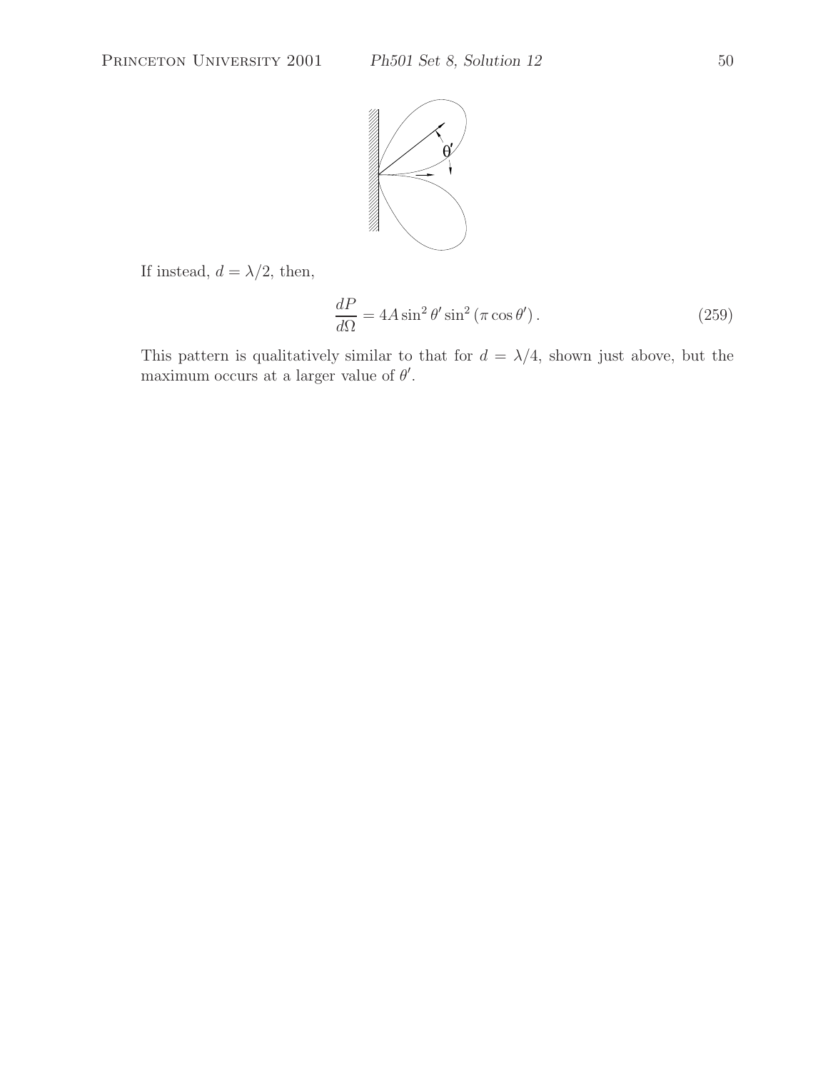θ′

If instead, $d = \lambda/2$, then,

$$\frac{dP}{d\Omega} = 4A \sin^2\theta' \sin^2(\pi \cos\theta') . \tag{259}$$

This pattern is qualitatively similar to that for $d = \lambda/4$, shown just above, but the maximum occurs at a larger value of $\theta'$.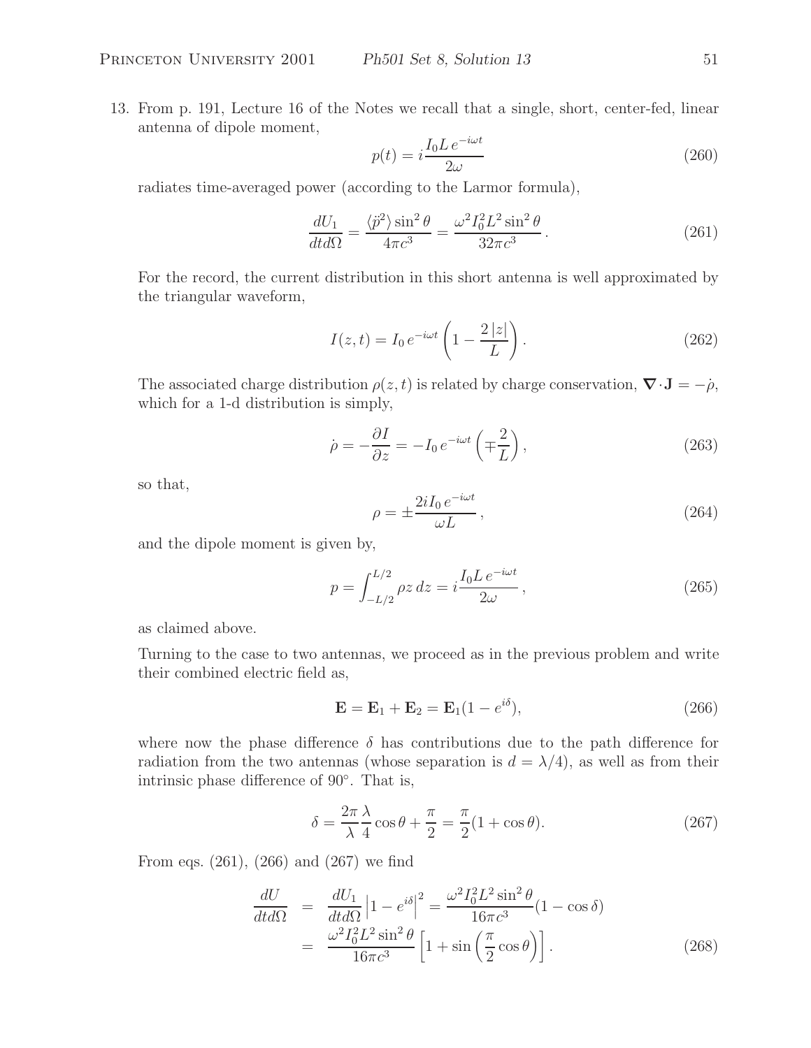13. From p. 191, Lecture 16 of the Notes we recall that a single, short, center-fed, linear antenna of dipole moment,

$$p(t) = i\frac{I_0 L\, e^{-i\omega t}}{2\omega} \tag{260}$$

radiates time-averaged power (according to the Larmor formula),

$$\frac{dU_1}{dt d\Omega} = \frac{\langle \ddot{p}^2 \rangle \sin^2\theta}{4\pi c^3} = \frac{\omega^2 I_0^2 L^2 \sin^2\theta}{32\pi c^3}\,. \tag{261}$$

For the record, the current distribution in this short antenna is well approximated by the triangular waveform,

$$I(z,t) = I_0\, e^{-i\omega t}\left(1 - \frac{2\,|z|}{L}\right). \tag{262}$$

The associated charge distribution $\rho(z,t)$ is related by charge conservation, $\boldsymbol{\nabla}\cdot\mathbf{J} = -\dot{\rho}$, which for a 1-d distribution is simply,

$$\dot{\rho} = -\frac{\partial I}{\partial z} = -I_0\, e^{-i\omega t}\left(\mp\frac{2}{L}\right), \tag{263}$$

so that,

$$\rho = \pm\frac{2 i I_0\, e^{-i\omega t}}{\omega L}\,, \tag{264}$$

and the dipole moment is given by,

$$p = \int_{-L/2}^{L/2} \rho z\, dz = i\frac{I_0 L\, e^{-i\omega t}}{2\omega}\,, \tag{265}$$

as claimed above.

Turning to the case to two antennas, we proceed as in the previous problem and write their combined electric field as,

$$\mathbf{E} = \mathbf{E}_1 + \mathbf{E}_2 = \mathbf{E}_1(1 - e^{i\delta}), \tag{266}$$

where now the phase difference $\delta$ has contributions due to the path difference for radiation from the two antennas (whose separation is $d = \lambda/4$), as well as from their intrinsic phase difference of $90^\circ$. That is,

$$\delta = \frac{2\pi}{\lambda}\frac{\lambda}{4}\cos\theta + \frac{\pi}{2} = \frac{\pi}{2}(1 + \cos\theta). \tag{267}$$

From eqs. (261), (266) and (267) we find

$$\begin{aligned} \frac{dU}{dt d\Omega} &= \frac{dU_1}{dt d\Omega}\left|1 - e^{i\delta}\right|^2 = \frac{\omega^2 I_0^2 L^2 \sin^2\theta}{16\pi c^3}(1 - \cos\delta) \\ &= \frac{\omega^2 I_0^2 L^2 \sin^2\theta}{16\pi c^3}\left[1 + \sin\left(\frac{\pi}{2}\cos\theta\right)\right]. \end{aligned} \tag{268}$$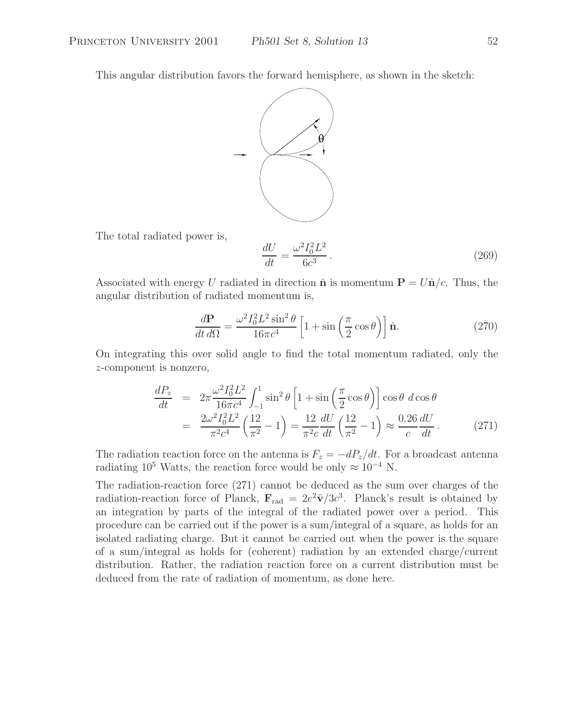This angular distribution favors the forward hemisphere, as shown in the sketch:

θ

The total radiated power is,

$$\frac{dU}{dt} = \frac{\omega^2 I_0^2 L^2}{6c^3}. \tag{269}$$

Associated with energy $U$ radiated in direction $\hat{\mathbf{n}}$ is momentum $\mathbf{P} = U\hat{\mathbf{n}}/c$. Thus, the angular distribution of radiated momentum is,

$$\frac{d\mathbf{P}}{dt\, d\Omega} = \frac{\omega^2 I_0^2 L^2 \sin^2\theta}{16\pi c^4}\left[1 + \sin\left(\frac{\pi}{2}\cos\theta\right)\right]\hat{\mathbf{n}}. \tag{270}$$

On integrating this over solid angle to find the total momentum radiated, only the $z$-component is nonzero,

$$\begin{aligned}
\frac{dP_z}{dt} &= 2\pi \frac{\omega^2 I_0^2 L^2}{16\pi c^4}\int_{-1}^{1} \sin^2\theta \left[1 + \sin\left(\frac{\pi}{2}\cos\theta\right)\right]\cos\theta \; d\cos\theta \\
&= \frac{2\omega^2 I_0^2 L^2}{\pi^2 c^4}\left(\frac{12}{\pi^2} - 1\right) = \frac{12}{\pi^2 c}\frac{dU}{dt}\left(\frac{12}{\pi^2} - 1\right) \approx \frac{0.26}{c}\frac{dU}{dt}.
\end{aligned} \tag{271}$$

The radiation reaction force on the antenna is $F_z = -dP_z/dt$. For a broadcast antenna radiating $10^5$ Watts, the reaction force would be only $\approx 10^{-4}$ N.

The radiation-reaction force (271) cannot be deduced as the sum over charges of the radiation-reaction force of Planck, $\mathbf{F}_{\rm rad} = 2e^2\ddot{\mathbf{v}}/3c^3$. Planck's result is obtained by an integration by parts of the integral of the radiated power over a period. This procedure can be carried out if the power is a sum/integral of a square, as holds for an isolated radiating charge. But it cannot be carried out when the power is the square of a sum/integral as holds for (coherent) radiation by an extended charge/current distribution. Rather, the radiation reaction force on a current distribution must be deduced from the rate of radiation of momentum, as done here.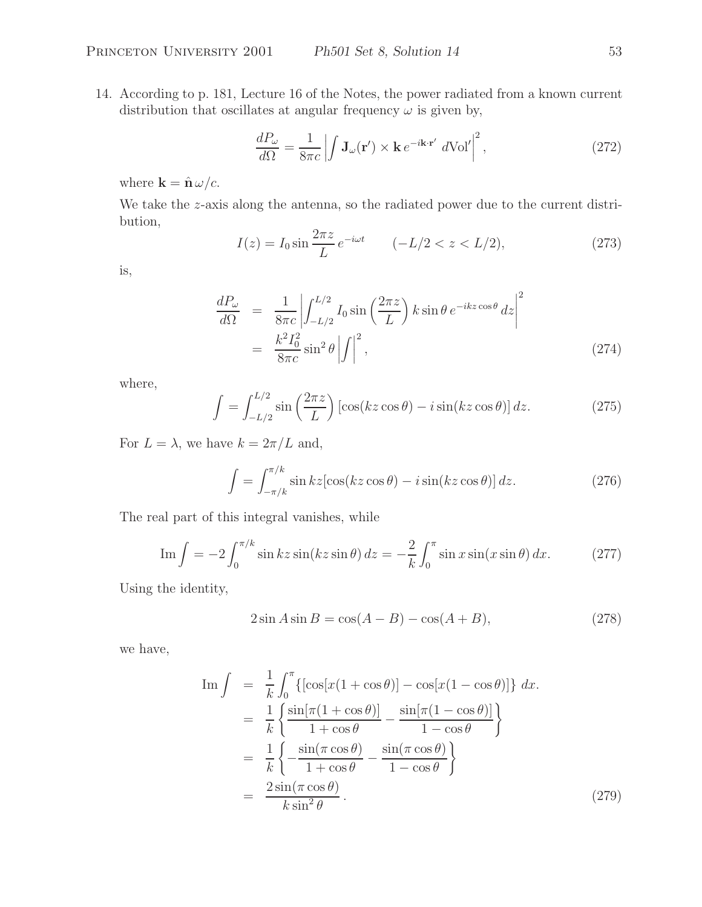14. According to p. 181, Lecture 16 of the Notes, the power radiated from a known current distribution that oscillates at angular frequency $\omega$ is given by,

$$\frac{dP_\omega}{d\Omega} = \frac{1}{8\pi c} \left| \int \mathbf{J}_\omega(\mathbf{r}') \times \mathbf{k}\, e^{-i\mathbf{k}\cdot\mathbf{r}'}\, d\mathrm{Vol}' \right|^2, \tag{272}$$

where $\mathbf{k} = \hat{\mathbf{n}}\,\omega/c$.

We take the $z$-axis along the antenna, so the radiated power due to the current distribution,

$$I(z) = I_0 \sin \frac{2\pi z}{L}\, e^{-i\omega t} \qquad (-L/2 < z < L/2), \tag{273}$$

is,

$$\begin{aligned}
\frac{dP_\omega}{d\Omega} &= \frac{1}{8\pi c} \left| \int_{-L/2}^{L/2} I_0 \sin\left(\frac{2\pi z}{L}\right) k \sin\theta\, e^{-ikz\cos\theta}\, dz \right|^2 \\
&= \frac{k^2 I_0^2}{8\pi c} \sin^2\theta \left| \int \right|^2,
\end{aligned} \tag{274}$$

where,

$$\int = \int_{-L/2}^{L/2} \sin\left(\frac{2\pi z}{L}\right) [\cos(kz\cos\theta) - i\sin(kz\cos\theta)]\, dz. \tag{275}$$

For $L = \lambda$, we have $k = 2\pi/L$ and,

$$\int = \int_{-\pi/k}^{\pi/k} \sin kz [\cos(kz\cos\theta) - i\sin(kz\cos\theta)]\, dz. \tag{276}$$

The real part of this integral vanishes, while

$$\mathrm{Im} \int = -2 \int_0^{\pi/k} \sin kz \sin(kz\sin\theta)\, dz = -\frac{2}{k} \int_0^{\pi} \sin x \sin(x\sin\theta)\, dx. \tag{277}$$

Using the identity,

$$2\sin A \sin B = \cos(A - B) - \cos(A + B), \tag{278}$$

we have,

$$\begin{aligned}
\mathrm{Im} \int &= \frac{1}{k} \int_0^{\pi} \{[\cos[x(1 + \cos\theta)] - \cos[x(1 - \cos\theta)]\}\, dx. \\
&= \frac{1}{k} \left\{ \frac{\sin[\pi(1 + \cos\theta)]}{1 + \cos\theta} - \frac{\sin[\pi(1 - \cos\theta)]}{1 - \cos\theta} \right\} \\
&= \frac{1}{k} \left\{ -\frac{\sin(\pi\cos\theta)}{1 + \cos\theta} - \frac{\sin(\pi\cos\theta)}{1 - \cos\theta} \right\} \\
&= \frac{2\sin(\pi\cos\theta)}{k\sin^2\theta}.
\end{aligned} \tag{279}$$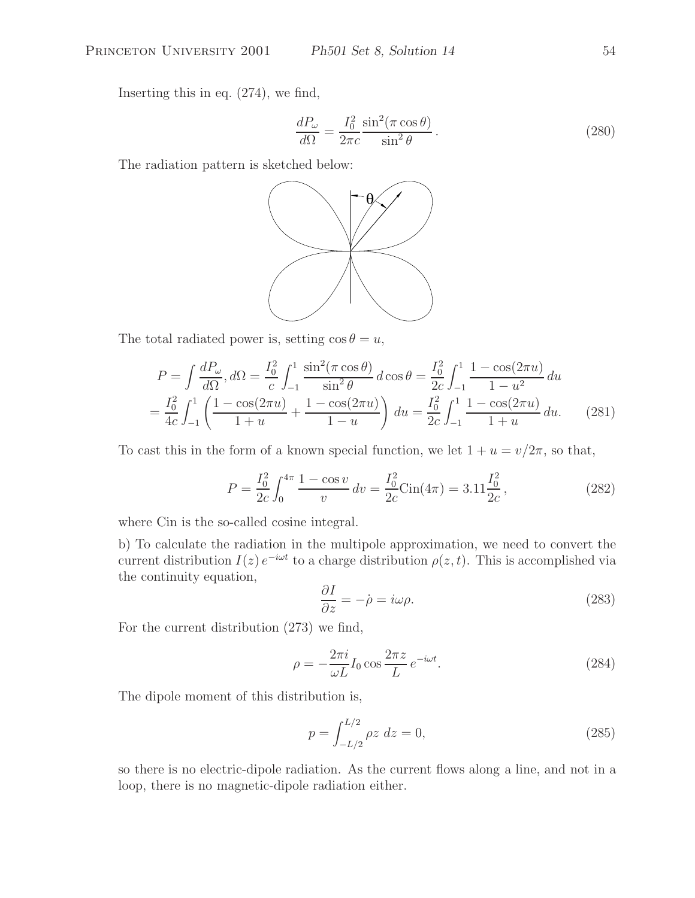Inserting this in eq. (274), we find,

$$\frac{dP_\omega}{d\Omega} = \frac{I_0^2}{2\pi c} \frac{\sin^2(\pi \cos\theta)}{\sin^2\theta}. \tag{280}$$

The radiation pattern is sketched below:

The total radiated power is, setting $\cos\theta = u$,

$$P = \int \frac{dP_\omega}{d\Omega}, d\Omega = \frac{I_0^2}{c} \int_{-1}^{1} \frac{\sin^2(\pi\cos\theta)}{\sin^2\theta}\, d\cos\theta = \frac{I_0^2}{2c} \int_{-1}^{1} \frac{1-\cos(2\pi u)}{1-u^2}\, du$$
$$= \frac{I_0^2}{4c} \int_{-1}^{1} \left( \frac{1-\cos(2\pi u)}{1+u} + \frac{1-\cos(2\pi u)}{1-u} \right) du = \frac{I_0^2}{2c} \int_{-1}^{1} \frac{1-\cos(2\pi u)}{1+u}\, du. \tag{281}$$

To cast this in the form of a known special function, we let $1 + u = v/2\pi$, so that,

$$P = \frac{I_0^2}{2c} \int_0^{4\pi} \frac{1-\cos v}{v}\, dv = \frac{I_0^2}{2c} \mathrm{Cin}(4\pi) = 3.11 \frac{I_0^2}{2c}, \tag{282}$$

where Cin is the so-called cosine integral.

b) To calculate the radiation in the multipole approximation, we need to convert the current distribution $I(z)\, e^{-i\omega t}$ to a charge distribution $\rho(z, t)$. This is accomplished via the continuity equation,

$$\frac{\partial I}{\partial z} = -\dot{\rho} = i\omega\rho. \tag{283}$$

For the current distribution (273) we find,

$$\rho = -\frac{2\pi i}{\omega L} I_0 \cos\frac{2\pi z}{L}\, e^{-i\omega t}. \tag{284}$$

The dipole moment of this distribution is,

$$p = \int_{-L/2}^{L/2} \rho z\; dz = 0, \tag{285}$$

so there is no electric-dipole radiation. As the current flows along a line, and not in a loop, there is no magnetic-dipole radiation either.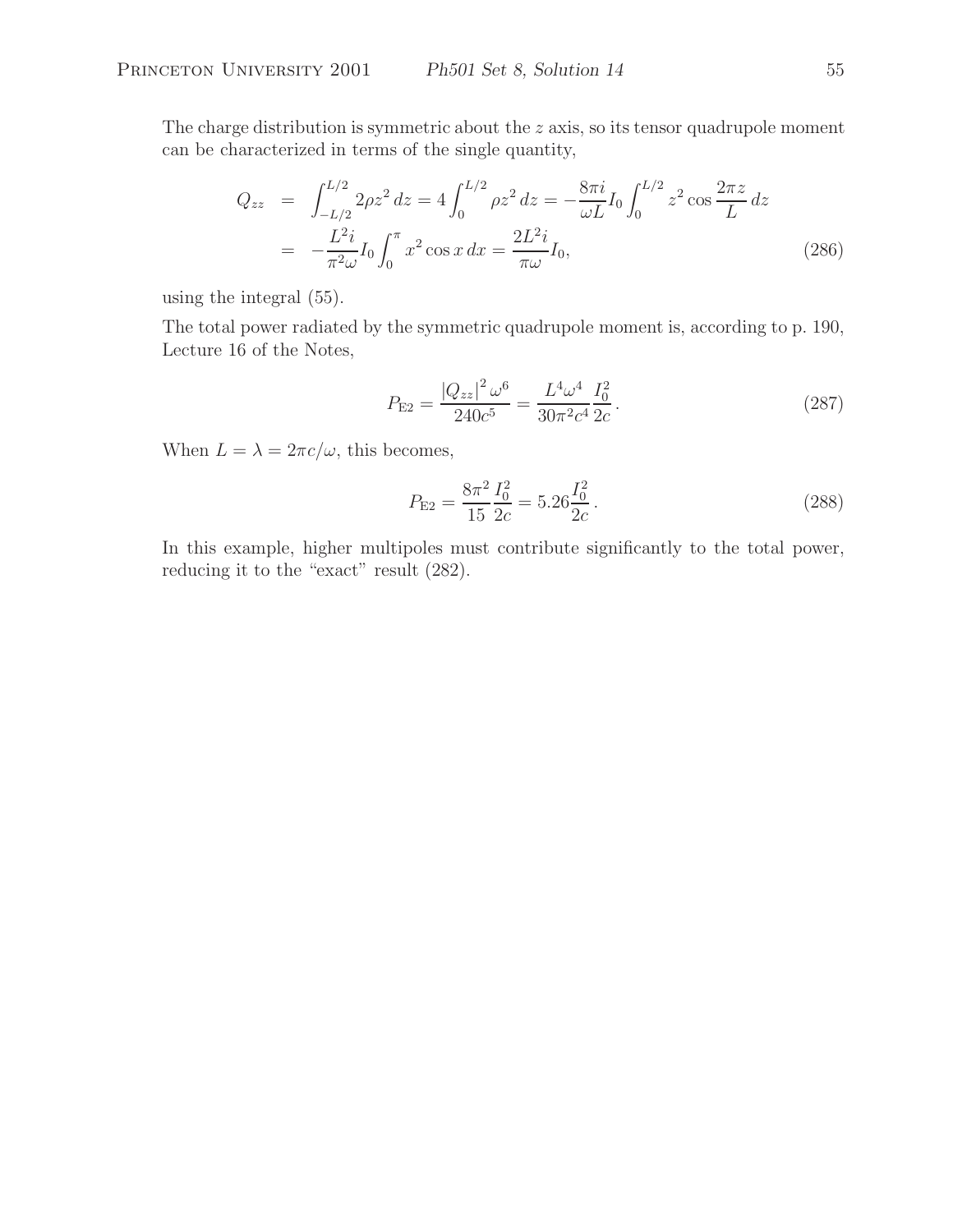The charge distribution is symmetric about the $z$ axis, so its tensor quadrupole moment can be characterized in terms of the single quantity,

$$
\begin{aligned}
Q_{zz} &= \int_{-L/2}^{L/2} 2\rho z^2 \, dz = 4\int_0^{L/2} \rho z^2 \, dz = -\frac{8\pi i}{\omega L} I_0 \int_0^{L/2} z^2 \cos\frac{2\pi z}{L} \, dz \\
&= -\frac{L^2 i}{\pi^2 \omega} I_0 \int_0^{\pi} x^2 \cos x \, dx = \frac{2L^2 i}{\pi \omega} I_0,
\end{aligned}
\tag{286}
$$

using the integral (55).

The total power radiated by the symmetric quadrupole moment is, according to p. 190, Lecture 16 of the Notes,

$$
P_{\mathrm{E2}} = \frac{|Q_{zz}|^2 \omega^6}{240 c^5} = \frac{L^4 \omega^4}{30\pi^2 c^4} \frac{I_0^2}{2c}. \tag{287}
$$

When $L = \lambda = 2\pi c/\omega$, this becomes,

$$
P_{\mathrm{E2}} = \frac{8\pi^2}{15} \frac{I_0^2}{2c} = 5.26 \frac{I_0^2}{2c}. \tag{288}
$$

In this example, higher multipoles must contribute significantly to the total power, reducing it to the "exact" result (282).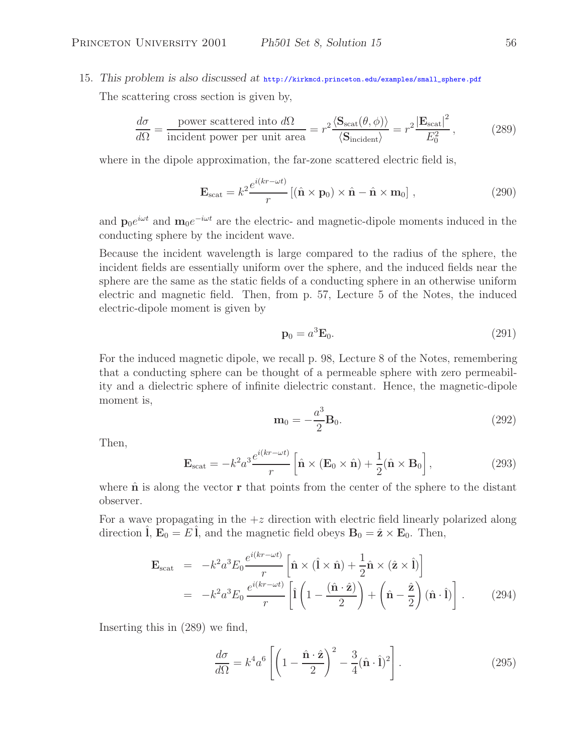15. *This problem is also discussed at* http://kirkmcd.princeton.edu/examples/small_sphere.pdf

The scattering cross section is given by,

$$\frac{d\sigma}{d\Omega} = \frac{\text{power scattered into } d\Omega}{\text{incident power per unit area}} = r^2 \frac{\langle \mathbf{S}_{\rm scat}(\theta, \phi) \rangle}{\langle \mathbf{S}_{\rm incident} \rangle} = r^2 \frac{|\mathbf{E}_{\rm scat}|^2}{E_0^2}, \tag{289}$$

where in the dipole approximation, the far-zone scattered electric field is,

$$\mathbf{E}_{\rm scat} = k^2 \frac{e^{i(kr-\omega t)}}{r} \left[ (\hat{\mathbf{n}} \times \mathbf{p}_0) \times \hat{\mathbf{n}} - \hat{\mathbf{n}} \times \mathbf{m}_0 \right], \tag{290}$$

and $\mathbf{p}_0 e^{i\omega t}$ and $\mathbf{m}_0 e^{-i\omega t}$ are the electric- and magnetic-dipole moments induced in the conducting sphere by the incident wave.

Because the incident wavelength is large compared to the radius of the sphere, the incident fields are essentially uniform over the sphere, and the induced fields near the sphere are the same as the static fields of a conducting sphere in an otherwise uniform electric and magnetic field. Then, from p. 57, Lecture 5 of the Notes, the induced electric-dipole moment is given by

$$\mathbf{p}_0 = a^3 \mathbf{E}_0. \tag{291}$$

For the induced magnetic dipole, we recall p. 98, Lecture 8 of the Notes, remembering that a conducting sphere can be thought of a permeable sphere with zero permeability and a dielectric sphere of infinite dielectric constant. Hence, the magnetic-dipole moment is,

$$\mathbf{m}_0 = -\frac{a^3}{2} \mathbf{B}_0. \tag{292}$$

Then,

$$\mathbf{E}_{\rm scat} = -k^2 a^3 \frac{e^{i(kr-\omega t)}}{r} \left[ \hat{\mathbf{n}} \times (\mathbf{E}_0 \times \hat{\mathbf{n}}) + \frac{1}{2} (\hat{\mathbf{n}} \times \mathbf{B}_0 \right], \tag{293}$$

where $\hat{\mathbf{n}}$ is along the vector $\mathbf{r}$ that points from the center of the sphere to the distant observer.

For a wave propagating in the $+z$ direction with electric field linearly polarized along direction $\hat{\mathbf{l}}$, $\mathbf{E}_0 = E\,\hat{\mathbf{l}}$, and the magnetic field obeys $\mathbf{B}_0 = \hat{\mathbf{z}} \times \mathbf{E}_0$. Then,

$$\begin{aligned}
\mathbf{E}_{\rm scat} &= -k^2 a^3 E_0 \frac{e^{i(kr-\omega t)}}{r} \left[ \hat{\mathbf{n}} \times (\hat{\mathbf{l}} \times \hat{\mathbf{n}}) + \frac{1}{2} \hat{\mathbf{n}} \times (\hat{\mathbf{z}} \times \hat{\mathbf{l}}) \right] \\
&= -k^2 a^3 E_0 \, \frac{e^{i(kr-\omega t)}}{r} \left[ \hat{\mathbf{l}} \left( 1 - \frac{(\hat{\mathbf{n}} \cdot \hat{\mathbf{z}})}{2} \right) + \left( \hat{\mathbf{n}} - \frac{\hat{\mathbf{z}}}{2} \right) (\hat{\mathbf{n}} \cdot \hat{\mathbf{l}}) \right].
\end{aligned} \tag{294}$$

Inserting this in (289) we find,

$$\frac{d\sigma}{d\Omega} = k^4 a^6 \left[ \left( 1 - \frac{\hat{\mathbf{n}} \cdot \hat{\mathbf{z}}}{2} \right)^2 - \frac{3}{4} (\hat{\mathbf{n}} \cdot \hat{\mathbf{l}})^2 \right]. \tag{295}$$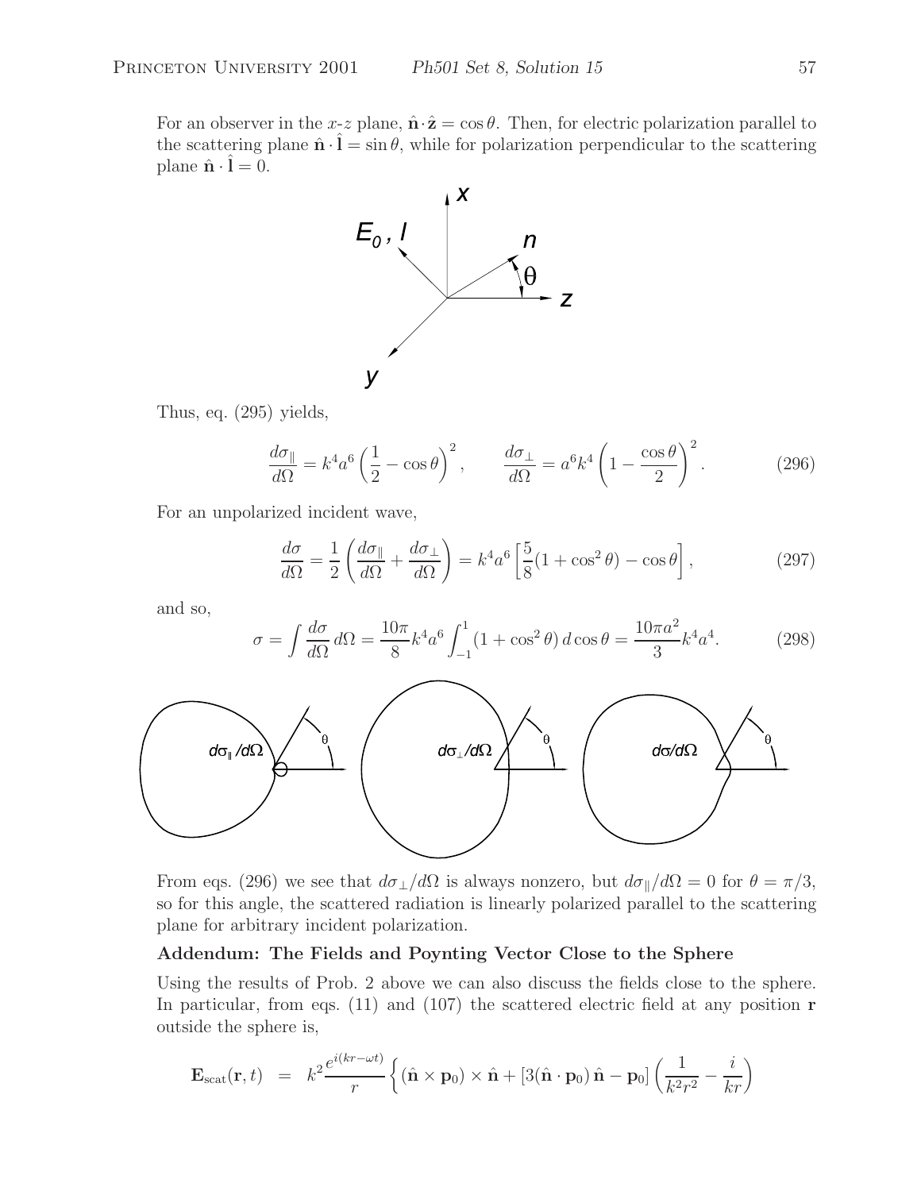For an observer in the $x$-$z$ plane, $\hat{\mathbf{n}} \cdot \hat{\mathbf{z}} = \cos\theta$. Then, for electric polarization parallel to the scattering plane $\hat{\mathbf{n}} \cdot \hat{\mathbf{l}} = \sin\theta$, while for polarization perpendicular to the scattering plane $\hat{\mathbf{n}} \cdot \hat{\mathbf{l}} = 0$.

x
$E_0$, l
n
θ
z
y

Thus, eq. (295) yields,

$$\frac{d\sigma_\parallel}{d\Omega} = k^4 a^6 \left(\frac{1}{2} - \cos\theta\right)^2, \qquad \frac{d\sigma_\perp}{d\Omega} = a^6 k^4 \left(1 - \frac{\cos\theta}{2}\right)^2. \tag{296}$$

For an unpolarized incident wave,

$$\frac{d\sigma}{d\Omega} = \frac{1}{2}\left(\frac{d\sigma_\parallel}{d\Omega} + \frac{d\sigma_\perp}{d\Omega}\right) = k^4 a^6 \left[\frac{5}{8}(1 + \cos^2\theta) - \cos\theta\right], \tag{297}$$

and so,

$$\sigma = \int \frac{d\sigma}{d\Omega}\, d\Omega = \frac{10\pi}{8} k^4 a^6 \int_{-1}^{1} (1 + \cos^2\theta)\, d\cos\theta = \frac{10\pi a^2}{3} k^4 a^4. \tag{298}$$

$d\sigma_\parallel/d\Omega$
θ
$d\sigma_\perp/d\Omega$
θ
$d\sigma/d\Omega$
θ

From eqs. (296) we see that $d\sigma_\perp/d\Omega$ is always nonzero, but $d\sigma_\parallel/d\Omega = 0$ for $\theta = \pi/3$, so for this angle, the scattered radiation is linearly polarized parallel to the scattering plane for arbitrary incident polarization.

**Addendum: The Fields and Poynting Vector Close to the Sphere**

Using the results of Prob. 2 above we can also discuss the fields close to the sphere. In particular, from eqs. (11) and (107) the scattered electric field at any position $\mathbf{r}$ outside the sphere is,

$$\mathbf{E}_{\rm scat}(\mathbf{r}, t) \;=\; k^2 \frac{e^{i(kr - \omega t)}}{r} \left\{ (\hat{\mathbf{n}} \times \mathbf{p}_0) \times \hat{\mathbf{n}} + [3(\hat{\mathbf{n}} \cdot \mathbf{p}_0)\,\hat{\mathbf{n}} - \mathbf{p}_0] \left(\frac{1}{k^2 r^2} - \frac{i}{kr}\right) \right.$$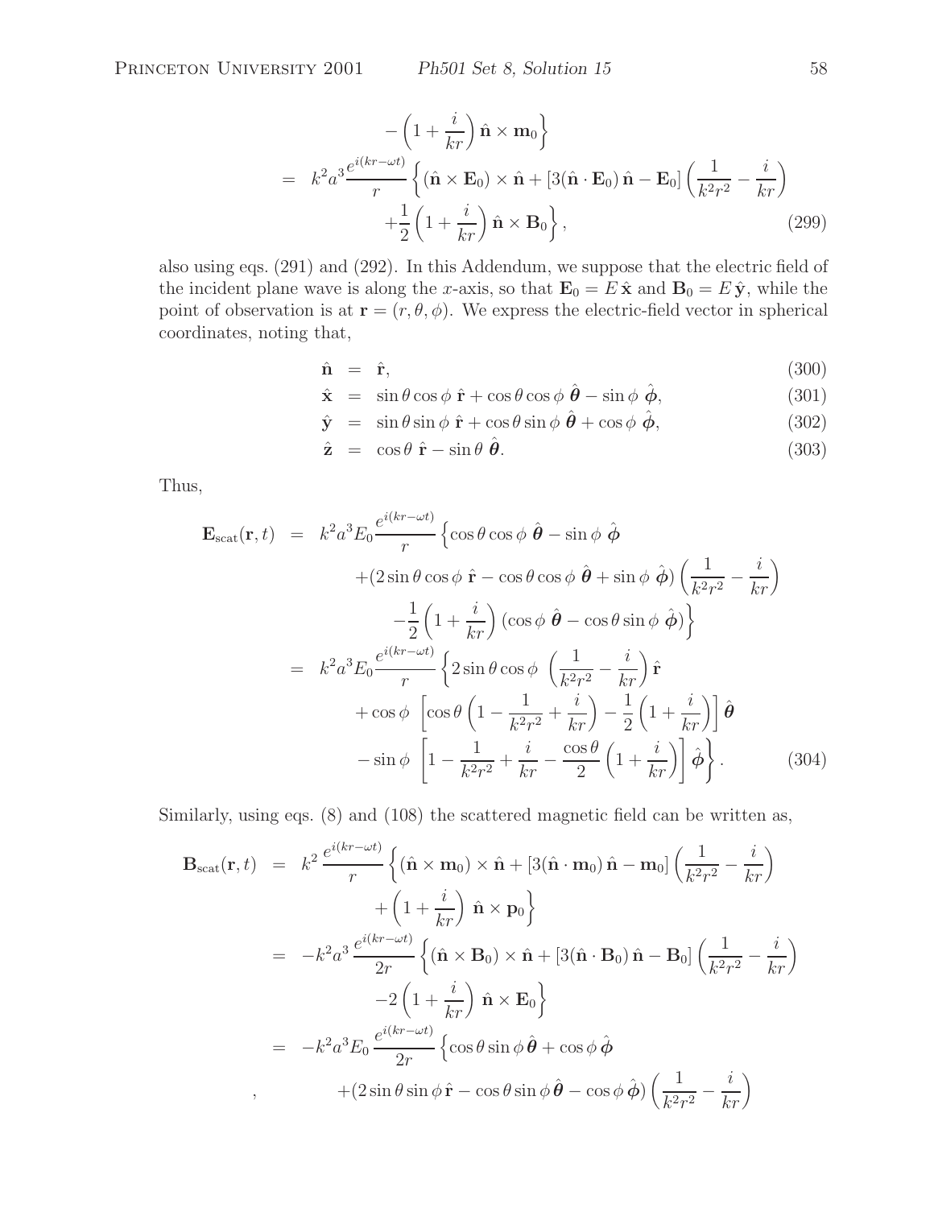$$
\begin{aligned}
& \qquad\qquad -\left(1+\frac{i}{kr}\right)\hat{\mathbf{n}}\times\mathbf{m}_0\Big\} \\
&= k^2a^3\frac{e^{i(kr-\omega t)}}{r}\Big\{(\hat{\mathbf{n}}\times\mathbf{E}_0)\times\hat{\mathbf{n}}+[3(\hat{\mathbf{n}}\cdot\mathbf{E}_0)\,\hat{\mathbf{n}}-\mathbf{E}_0]\left(\frac{1}{k^2r^2}-\frac{i}{kr}\right) \\
&\qquad +\frac{1}{2}\left(1+\frac{i}{kr}\right)\hat{\mathbf{n}}\times\mathbf{B}_0\Big\}, \qquad (299)
\end{aligned}
$$

also using eqs. (291) and (292). In this Addendum, we suppose that the electric field of the incident plane wave is along the $x$-axis, so that $\mathbf{E}_0 = E\,\hat{\mathbf{x}}$ and $\mathbf{B}_0 = E\,\hat{\mathbf{y}}$, while the point of observation is at $\mathbf{r} = (r, \theta, \phi)$. We express the electric-field vector in spherical coordinates, noting that,

$$
\hat{\mathbf{n}} = \hat{\mathbf{r}}, \qquad (300)
$$

$$
\hat{\mathbf{x}} = \sin\theta\cos\phi\;\hat{\mathbf{r}}+\cos\theta\cos\phi\;\hat{\boldsymbol{\theta}}-\sin\phi\;\hat{\boldsymbol{\phi}}, \qquad (301)
$$

$$
\hat{\mathbf{y}} = \sin\theta\sin\phi\;\hat{\mathbf{r}}+\cos\theta\sin\phi\;\hat{\boldsymbol{\theta}}+\cos\phi\;\hat{\boldsymbol{\phi}}, \qquad (302)
$$

$$
\hat{\mathbf{z}} = \cos\theta\;\hat{\mathbf{r}}-\sin\theta\;\hat{\boldsymbol{\theta}}. \qquad (303)
$$

Thus,

$$
\begin{aligned}
\mathbf{E}_{\rm scat}(\mathbf{r},t) &= k^2a^3E_0\frac{e^{i(kr-\omega t)}}{r}\Big\{\cos\theta\cos\phi\;\hat{\boldsymbol{\theta}}-\sin\phi\;\hat{\boldsymbol{\phi}} \\
&\qquad +(2\sin\theta\cos\phi\;\hat{\mathbf{r}}-\cos\theta\cos\phi\;\hat{\boldsymbol{\theta}}+\sin\phi\;\hat{\boldsymbol{\phi}})\left(\frac{1}{k^2r^2}-\frac{i}{kr}\right) \\
&\qquad -\frac{1}{2}\left(1+\frac{i}{kr}\right)(\cos\phi\;\hat{\boldsymbol{\theta}}-\cos\theta\sin\phi\;\hat{\boldsymbol{\phi}})\Big\} \\
&= k^2a^3E_0\frac{e^{i(kr-\omega t)}}{r}\Big\{2\sin\theta\cos\phi\;\left(\frac{1}{k^2r^2}-\frac{i}{kr}\right)\hat{\mathbf{r}} \\
&\qquad +\cos\phi\;\left[\cos\theta\left(1-\frac{1}{k^2r^2}+\frac{i}{kr}\right)-\frac{1}{2}\left(1+\frac{i}{kr}\right)\right]\hat{\boldsymbol{\theta}} \\
&\qquad -\sin\phi\;\left[1-\frac{1}{k^2r^2}+\frac{i}{kr}-\frac{\cos\theta}{2}\left(1+\frac{i}{kr}\right)\right]\hat{\boldsymbol{\phi}}\Big\}. \qquad (304)
\end{aligned}
$$

Similarly, using eqs. (8) and (108) the scattered magnetic field can be written as,

$$
\begin{aligned}
\mathbf{B}_{\rm scat}(\mathbf{r},t) &= k^2\,\frac{e^{i(kr-\omega t)}}{r}\Big\{(\hat{\mathbf{n}}\times\mathbf{m}_0)\times\hat{\mathbf{n}}+[3(\hat{\mathbf{n}}\cdot\mathbf{m}_0)\,\hat{\mathbf{n}}-\mathbf{m}_0]\left(\frac{1}{k^2r^2}-\frac{i}{kr}\right) \\
&\qquad +\left(1+\frac{i}{kr}\right)\;\hat{\mathbf{n}}\times\mathbf{p}_0\Big\} \\
&= -k^2a^3\,\frac{e^{i(kr-\omega t)}}{2r}\Big\{(\hat{\mathbf{n}}\times\mathbf{B}_0)\times\hat{\mathbf{n}}+[3(\hat{\mathbf{n}}\cdot\mathbf{B}_0)\,\hat{\mathbf{n}}-\mathbf{B}_0]\left(\frac{1}{k^2r^2}-\frac{i}{kr}\right) \\
&\qquad -2\left(1+\frac{i}{kr}\right)\;\hat{\mathbf{n}}\times\mathbf{E}_0\Big\} \\
&= -k^2a^3E_0\,\frac{e^{i(kr-\omega t)}}{2r}\Big\{\cos\theta\sin\phi\,\hat{\boldsymbol{\theta}}+\cos\phi\,\hat{\boldsymbol{\phi}} \\
&\qquad +(2\sin\theta\sin\phi\,\hat{\mathbf{r}}-\cos\theta\sin\phi\,\hat{\boldsymbol{\theta}}-\cos\phi\,\hat{\boldsymbol{\phi}})\left(\frac{1}{k^2r^2}-\frac{i}{kr}\right)
\end{aligned}
$$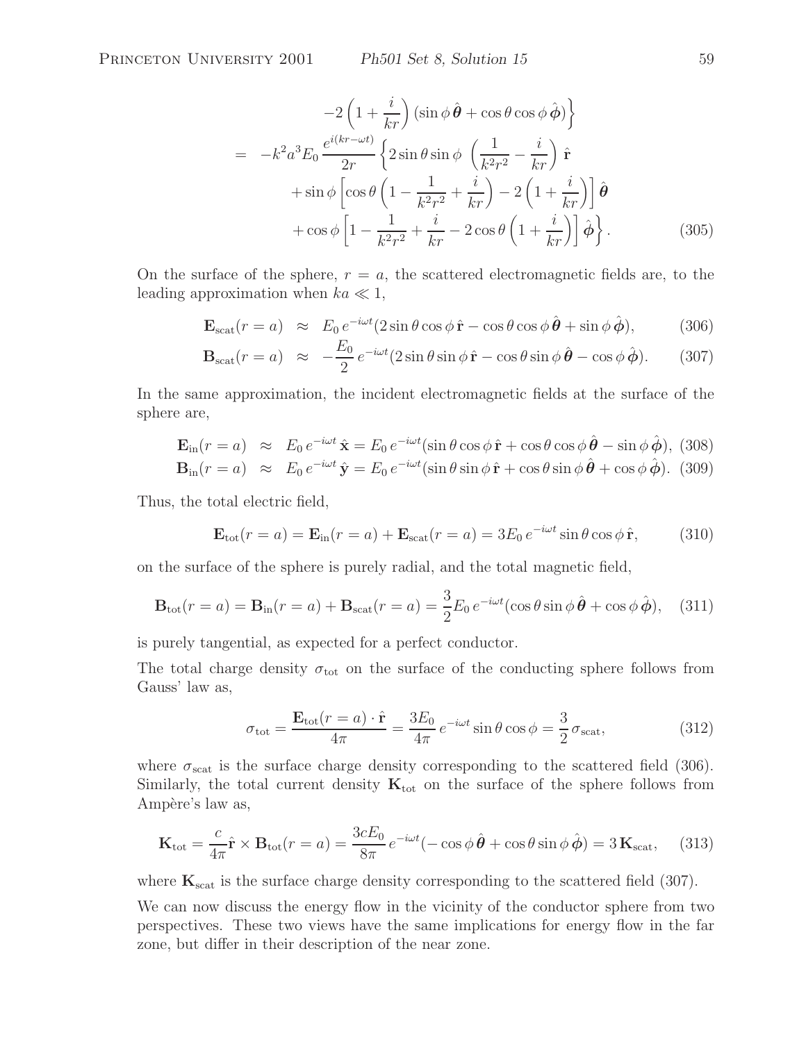$$
\begin{aligned}
&\qquad -2\left(1+\frac{i}{kr}\right)(\sin\phi\,\hat{\boldsymbol{\theta}}+\cos\theta\cos\phi\,\hat{\boldsymbol{\phi}})\Big\} \\
&= -k^2a^3E_0\,\frac{e^{i(kr-\omega t)}}{2r}\Big\{2\sin\theta\sin\phi\,\left(\frac{1}{k^2r^2}-\frac{i}{kr}\right)\hat{\mathbf{r}} \\
&\qquad +\sin\phi\left[\cos\theta\left(1-\frac{1}{k^2r^2}+\frac{i}{kr}\right)-2\left(1+\frac{i}{kr}\right)\right]\hat{\boldsymbol{\theta}} \\
&\qquad +\cos\phi\left[1-\frac{1}{k^2r^2}+\frac{i}{kr}-2\cos\theta\left(1+\frac{i}{kr}\right)\right]\hat{\boldsymbol{\phi}}\Big\}. \qquad (305)
\end{aligned}
$$

On the surface of the sphere, $r = a$, the scattered electromagnetic fields are, to the leading approximation when $ka \ll 1$,

$$
\mathbf{E}_{\rm scat}(r=a) \approx E_0\,e^{-i\omega t}(2\sin\theta\cos\phi\,\hat{\mathbf{r}}-\cos\theta\cos\phi\,\hat{\boldsymbol{\theta}}+\sin\phi\,\hat{\boldsymbol{\phi}}), \qquad (306)
$$

$$
\mathbf{B}_{\rm scat}(r=a) \approx -\frac{E_0}{2}\,e^{-i\omega t}(2\sin\theta\sin\phi\,\hat{\mathbf{r}}-\cos\theta\sin\phi\,\hat{\boldsymbol{\theta}}-\cos\phi\,\hat{\boldsymbol{\phi}}). \qquad (307)
$$

In the same approximation, the incident electromagnetic fields at the surface of the sphere are,

$$
\mathbf{E}_{\rm in}(r=a) \approx E_0\,e^{-i\omega t}\,\hat{\mathbf{x}} = E_0\,e^{-i\omega t}(\sin\theta\cos\phi\,\hat{\mathbf{r}}+\cos\theta\cos\phi\,\hat{\boldsymbol{\theta}}-\sin\phi\,\hat{\boldsymbol{\phi}}), \qquad (308)
$$

$$
\mathbf{B}_{\rm in}(r=a) \approx E_0\,e^{-i\omega t}\,\hat{\mathbf{y}} = E_0\,e^{-i\omega t}(\sin\theta\sin\phi\,\hat{\mathbf{r}}+\cos\theta\sin\phi\,\hat{\boldsymbol{\theta}}+\cos\phi\,\hat{\boldsymbol{\phi}}). \qquad (309)
$$

Thus, the total electric field,

$$
\mathbf{E}_{\rm tot}(r=a) = \mathbf{E}_{\rm in}(r=a)+\mathbf{E}_{\rm scat}(r=a) = 3E_0\,e^{-i\omega t}\sin\theta\cos\phi\,\hat{\mathbf{r}}, \qquad (310)
$$

on the surface of the sphere is purely radial, and the total magnetic field,

$$
\mathbf{B}_{\rm tot}(r=a) = \mathbf{B}_{\rm in}(r=a)+\mathbf{B}_{\rm scat}(r=a) = \frac{3}{2}E_0\,e^{-i\omega t}(\cos\theta\sin\phi\,\hat{\boldsymbol{\theta}}+\cos\phi\,\hat{\boldsymbol{\phi}}), \qquad (311)
$$

is purely tangential, as expected for a perfect conductor.

The total charge density $\sigma_{\rm tot}$ on the surface of the conducting sphere follows from Gauss' law as,

$$
\sigma_{\rm tot} = \frac{\mathbf{E}_{\rm tot}(r=a)\cdot\hat{\mathbf{r}}}{4\pi} = \frac{3E_0}{4\pi}\,e^{-i\omega t}\sin\theta\cos\phi = \frac{3}{2}\,\sigma_{\rm scat}, \qquad (312)
$$

where $\sigma_{\rm scat}$ is the surface charge density corresponding to the scattered field (306). Similarly, the total current density $\mathbf{K}_{\rm tot}$ on the surface of the sphere follows from Ampère's law as,

$$
\mathbf{K}_{\rm tot} = \frac{c}{4\pi}\hat{\mathbf{r}}\times\mathbf{B}_{\rm tot}(r=a) = \frac{3cE_0}{8\pi}\,e^{-i\omega t}(-\cos\phi\,\hat{\boldsymbol{\theta}}+\cos\theta\sin\phi\,\hat{\boldsymbol{\phi}}) = 3\,\mathbf{K}_{\rm scat}, \qquad (313)
$$

where $\mathbf{K}_{\rm scat}$ is the surface charge density corresponding to the scattered field (307).

We can now discuss the energy flow in the vicinity of the conductor sphere from two perspectives. These two views have the same implications for energy flow in the far zone, but differ in their description of the near zone.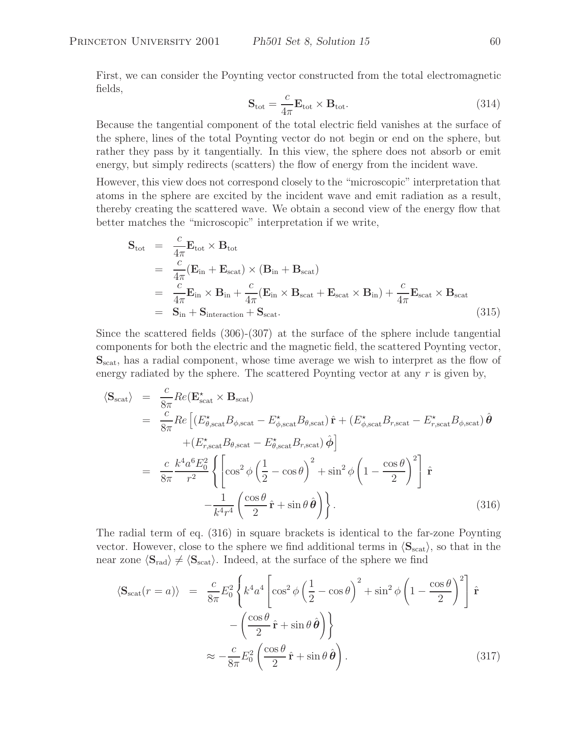First, we can consider the Poynting vector constructed from the total electromagnetic fields,

$$\mathbf{S}_{\rm tot} = \frac{c}{4\pi}\mathbf{E}_{\rm tot} \times \mathbf{B}_{\rm tot}. \tag{314}$$

Because the tangential component of the total electric field vanishes at the surface of the sphere, lines of the total Poynting vector do not begin or end on the sphere, but rather they pass by it tangentially. In this view, the sphere does not absorb or emit energy, but simply redirects (scatters) the flow of energy from the incident wave.

However, this view does not correspond closely to the "microscopic" interpretation that atoms in the sphere are excited by the incident wave and emit radiation as a result, thereby creating the scattered wave. We obtain a second view of the energy flow that better matches the "microscopic" interpretation if we write,

$$\begin{aligned}
\mathbf{S}_{\rm tot} &= \frac{c}{4\pi}\mathbf{E}_{\rm tot} \times \mathbf{B}_{\rm tot} \\
&= \frac{c}{4\pi}(\mathbf{E}_{\rm in} + \mathbf{E}_{\rm scat}) \times (\mathbf{B}_{\rm in} + \mathbf{B}_{\rm scat}) \\
&= \frac{c}{4\pi}\mathbf{E}_{\rm in} \times \mathbf{B}_{\rm in} + \frac{c}{4\pi}(\mathbf{E}_{\rm in} \times \mathbf{B}_{\rm scat} + \mathbf{E}_{\rm scat} \times \mathbf{B}_{\rm in}) + \frac{c}{4\pi}\mathbf{E}_{\rm scat} \times \mathbf{B}_{\rm scat} \\
&= \mathbf{S}_{\rm in} + \mathbf{S}_{\rm interaction} + \mathbf{S}_{\rm scat}.
\end{aligned} \tag{315}$$

Since the scattered fields (306)-(307) at the surface of the sphere include tangential components for both the electric and the magnetic field, the scattered Poynting vector, $\mathbf{S}_{\rm scat}$, has a radial component, whose time average we wish to interpret as the flow of energy radiated by the sphere. The scattered Poynting vector at any $r$ is given by,

$$\begin{aligned}
\langle \mathbf{S}_{\rm scat} \rangle &= \frac{c}{8\pi} Re(\mathbf{E}^\star_{\rm scat} \times \mathbf{B}_{\rm scat}) \\
&= \frac{c}{8\pi} Re\Big[(E^\star_{\theta,\rm scat}B_{\phi,\rm scat} - E^\star_{\phi,\rm scat}B_{\theta,\rm scat})\,\hat{\mathbf{r}} + (E^\star_{\phi,\rm scat}B_{r,\rm scat} - E^\star_{r,\rm scat}B_{\phi,\rm scat})\,\hat{\boldsymbol{\theta}} \\
&\qquad + (E^\star_{r,\rm scat}B_{\theta,\rm scat} - E^\star_{\theta,\rm scat}B_{r,\rm scat})\,\hat{\boldsymbol{\phi}}\Big] \\
&= \frac{c}{8\pi}\frac{k^4a^6E_0^2}{r^2}\left\{\left[\cos^2\phi\left(\frac{1}{2} - \cos\theta\right)^2 + \sin^2\phi\left(1 - \frac{\cos\theta}{2}\right)^2\right]\hat{\mathbf{r}} \right. \\
&\qquad \left. - \frac{1}{k^4r^4}\left(\frac{\cos\theta}{2}\,\hat{\mathbf{r}} + \sin\theta\,\hat{\boldsymbol{\theta}}\right)\right\}.
\end{aligned} \tag{316}$$

The radial term of eq. (316) in square brackets is identical to the far-zone Poynting vector. However, close to the sphere we find additional terms in $\langle \mathbf{S}_{\rm scat} \rangle$, so that in the near zone $\langle \mathbf{S}_{\rm rad} \rangle \neq \langle \mathbf{S}_{\rm scat} \rangle$. Indeed, at the surface of the sphere we find

$$\begin{aligned}
\langle \mathbf{S}_{\rm scat}(r = a) \rangle &= \frac{c}{8\pi}E_0^2\left\{k^4a^4\left[\cos^2\phi\left(\frac{1}{2} - \cos\theta\right)^2 + \sin^2\phi\left(1 - \frac{\cos\theta}{2}\right)^2\right]\hat{\mathbf{r}} \right. \\
&\qquad \left. - \left(\frac{\cos\theta}{2}\,\hat{\mathbf{r}} + \sin\theta\,\hat{\boldsymbol{\theta}}\right)\right\} \\
&\approx -\frac{c}{8\pi}E_0^2\left(\frac{\cos\theta}{2}\,\hat{\mathbf{r}} + \sin\theta\,\hat{\boldsymbol{\theta}}\right).
\end{aligned} \tag{317}$$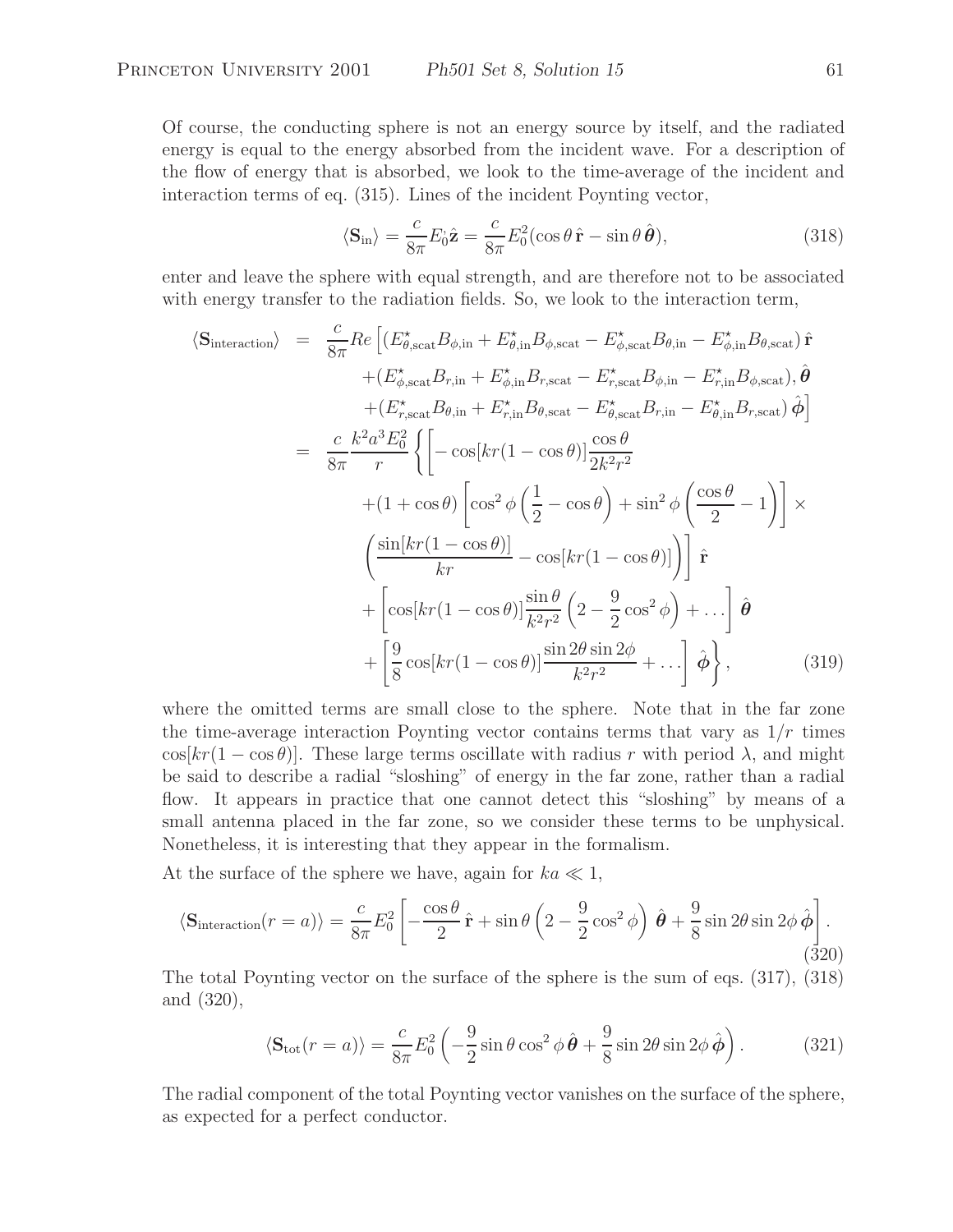Of course, the conducting sphere is not an energy source by itself, and the radiated energy is equal to the energy absorbed from the incident wave. For a description of the flow of energy that is absorbed, we look to the time-average of the incident and interaction terms of eq. (315). Lines of the incident Poynting vector,

$$\langle \mathbf{S}_{\rm in} \rangle = \frac{c}{8\pi} E_0^2 \hat{\mathbf{z}} = \frac{c}{8\pi} E_0^2 (\cos\theta\, \hat{\mathbf{r}} - \sin\theta\, \hat{\boldsymbol{\theta}}), \tag{318}$$

enter and leave the sphere with equal strength, and are therefore not to be associated with energy transfer to the radiation fields. So, we look to the interaction term,

$$\begin{aligned}
\langle \mathbf{S}_{\rm interaction} \rangle &= \frac{c}{8\pi} Re \Big[ (E^\star_{\theta,\rm scat} B_{\phi,\rm in} + E^\star_{\theta,\rm in} B_{\phi,\rm scat} - E^\star_{\phi,\rm scat} B_{\theta,\rm in} - E^\star_{\phi,\rm in} B_{\theta,\rm scat})\, \hat{\mathbf{r}} \\
&\quad + (E^\star_{\phi,\rm scat} B_{r,\rm in} + E^\star_{\phi,\rm in} B_{r,\rm scat} - E^\star_{r,\rm scat} B_{\phi,\rm in} - E^\star_{r,\rm in} B_{\phi,\rm scat}),\, \hat{\boldsymbol{\theta}} \\
&\quad + (E^\star_{r,\rm scat} B_{\theta,\rm in} + E^\star_{r,\rm in} B_{\theta,\rm scat} - E^\star_{\theta,\rm scat} B_{r,\rm in} - E^\star_{\theta,\rm in} B_{r,\rm scat})\, \hat{\boldsymbol{\phi}} \Big] \\
&= \frac{c}{8\pi} \frac{k^2 a^3 E_0^2}{r} \Bigg\{ \Bigg[ -\cos[kr(1-\cos\theta)] \frac{\cos\theta}{2k^2r^2} \\
&\quad + (1+\cos\theta) \left[ \cos^2\phi \left( \frac{1}{2} - \cos\theta \right) + \sin^2\phi \left( \frac{\cos\theta}{2} - 1 \right) \right] \times \\
&\quad \left( \frac{\sin[kr(1-\cos\theta)]}{kr} - \cos[kr(1-\cos\theta)] \right) \Bigg]\, \hat{\mathbf{r}} \\
&\quad + \left[ \cos[kr(1-\cos\theta)] \frac{\sin\theta}{k^2r^2} \left( 2 - \frac{9}{2}\cos^2\phi \right) + \ldots \right] \hat{\boldsymbol{\theta}} \\
&\quad + \left[ \frac{9}{8} \cos[kr(1-\cos\theta)] \frac{\sin 2\theta \sin 2\phi}{k^2r^2} + \ldots \right] \hat{\boldsymbol{\phi}} \Bigg\},
\end{aligned} \tag{319}$$

where the omitted terms are small close to the sphere. Note that in the far zone the time-average interaction Poynting vector contains terms that vary as $1/r$ times $\cos[kr(1-\cos\theta)]$. These large terms oscillate with radius $r$ with period $\lambda$, and might be said to describe a radial "sloshing" of energy in the far zone, rather than a radial flow. It appears in practice that one cannot detect this "sloshing" by means of a small antenna placed in the far zone, so we consider these terms to be unphysical. Nonetheless, it is interesting that they appear in the formalism.

At the surface of the sphere we have, again for $ka \ll 1$,

$$\langle \mathbf{S}_{\rm interaction}(r=a) \rangle = \frac{c}{8\pi} E_0^2 \left[ -\frac{\cos\theta}{2}\, \hat{\mathbf{r}} + \sin\theta \left( 2 - \frac{9}{2}\cos^2\phi \right) \hat{\boldsymbol{\theta}} + \frac{9}{8} \sin 2\theta \sin 2\phi\, \hat{\boldsymbol{\phi}} \right]. \tag{320}$$

The total Poynting vector on the surface of the sphere is the sum of eqs. (317), (318) and (320),

$$\langle \mathbf{S}_{\rm tot}(r=a) \rangle = \frac{c}{8\pi} E_0^2 \left( -\frac{9}{2} \sin\theta \cos^2\phi\, \hat{\boldsymbol{\theta}} + \frac{9}{8} \sin 2\theta \sin 2\phi\, \hat{\boldsymbol{\phi}} \right). \tag{321}$$

The radial component of the total Poynting vector vanishes on the surface of the sphere, as expected for a perfect conductor.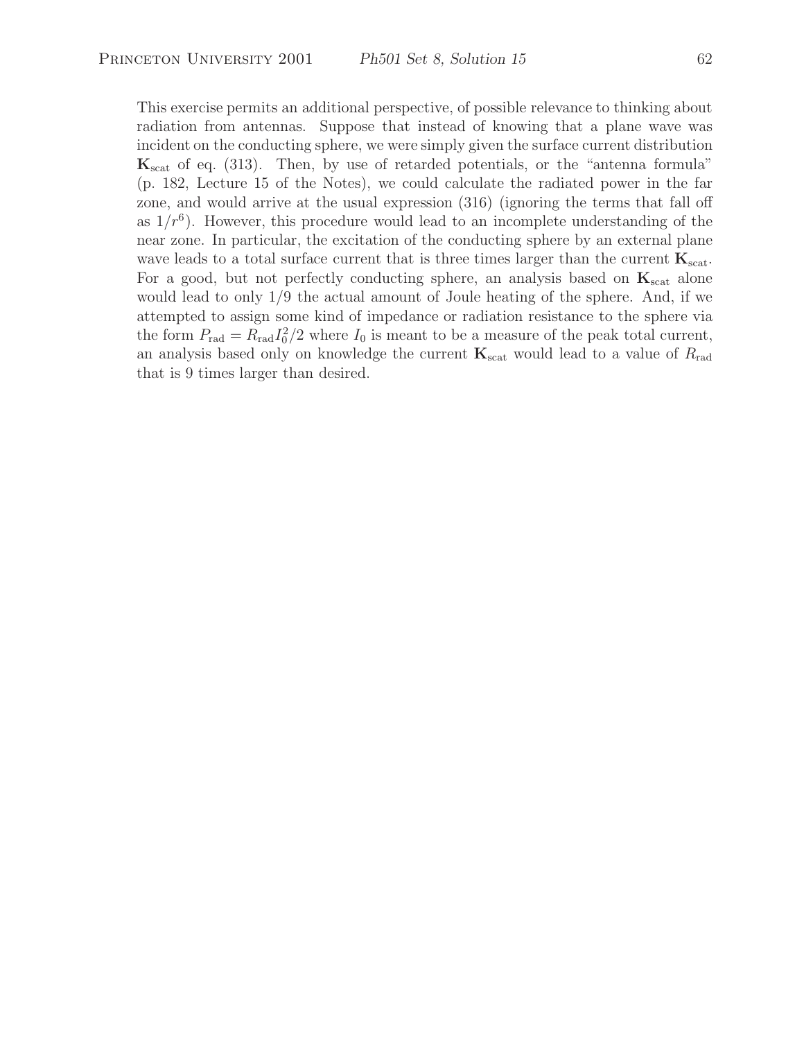This exercise permits an additional perspective, of possible relevance to thinking about radiation from antennas. Suppose that instead of knowing that a plane wave was incident on the conducting sphere, we were simply given the surface current distribution $\mathbf{K}_{\rm scat}$ of eq. (313). Then, by use of retarded potentials, or the "antenna formula" (p. 182, Lecture 15 of the Notes), we could calculate the radiated power in the far zone, and would arrive at the usual expression (316) (ignoring the terms that fall off as $1/r^6$). However, this procedure would lead to an incomplete understanding of the near zone. In particular, the excitation of the conducting sphere by an external plane wave leads to a total surface current that is three times larger than the current $\mathbf{K}_{\rm scat}$. For a good, but not perfectly conducting sphere, an analysis based on $\mathbf{K}_{\rm scat}$ alone would lead to only 1/9 the actual amount of Joule heating of the sphere. And, if we attempted to assign some kind of impedance or radiation resistance to the sphere via the form $P_{\rm rad} = R_{\rm rad} I_0^2/2$ where $I_0$ is meant to be a measure of the peak total current, an analysis based only on knowledge the current $\mathbf{K}_{\rm scat}$ would lead to a value of $R_{\rm rad}$ that is 9 times larger than desired.